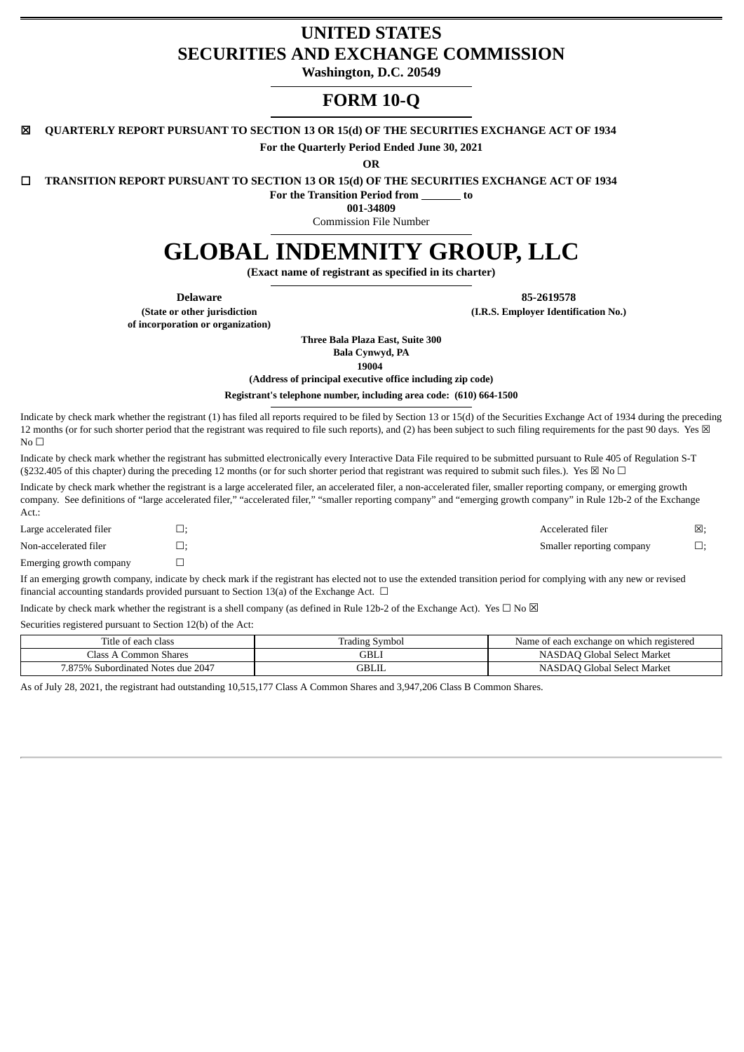# UNITED STATES
# SECURITIES AND EXCHANGE COMMISSION

**Washington, D.C. 20549**

## FORM 10-Q

☒ **QUARTERLY REPORT PURSUANT TO SECTION 13 OR 15(d) OF THE SECURITIES EXCHANGE ACT OF 1934**

**For the Quarterly Period Ended June 30, 2021**

**OR**

☐ **TRANSITION REPORT PURSUANT TO SECTION 13 OR 15(d) OF THE SECURITIES EXCHANGE ACT OF 1934**

**For the Transition Period from \_\_\_\_\_\_\_ to**

**001-34809**

Commission File Number

# GLOBAL INDEMNITY GROUP, LLC

**(Exact name of registrant as specified in its charter)**

| **Delaware** | **85-2619578** |
|---|---|
| **(State or other jurisdiction of incorporation or organization)** | **(I.R.S. Employer Identification No.)** |

**Three Bala Plaza East, Suite 300**
**Bala Cynwyd, PA**
**19004**

**(Address of principal executive office including zip code)**

**Registrant's telephone number, including area code: (610) 664-1500**

Indicate by check mark whether the registrant (1) has filed all reports required to be filed by Section 13 or 15(d) of the Securities Exchange Act of 1934 during the preceding 12 months (or for such shorter period that the registrant was required to file such reports), and (2) has been subject to such filing requirements for the past 90 days. Yes ☒ No ☐

Indicate by check mark whether the registrant has submitted electronically every Interactive Data File required to be submitted pursuant to Rule 405 of Regulation S-T (§232.405 of this chapter) during the preceding 12 months (or for such shorter period that registrant was required to submit such files.). Yes ☒ No ☐

Indicate by check mark whether the registrant is a large accelerated filer, an accelerated filer, a non-accelerated filer, smaller reporting company, or emerging growth company. See definitions of "large accelerated filer," "accelerated filer," "smaller reporting company" and "emerging growth company" in Rule 12b-2 of the Exchange Act.:

| | | | |
|---|---|---|---|
| Large accelerated filer | ☐; | Accelerated filer | ☒; |
| Non-accelerated filer | ☐; | Smaller reporting company | ☐; |
| Emerging growth company | ☐ | | |

If an emerging growth company, indicate by check mark if the registrant has elected not to use the extended transition period for complying with any new or revised financial accounting standards provided pursuant to Section 13(a) of the Exchange Act. ☐

Indicate by check mark whether the registrant is a shell company (as defined in Rule 12b-2 of the Exchange Act). Yes ☐ No ☒

Securities registered pursuant to Section 12(b) of the Act:

| Title of each class | Trading Symbol | Name of each exchange on which registered |
|---|---|---|
| Class A Common Shares | GBLI | NASDAQ Global Select Market |
| 7.875% Subordinated Notes due 2047 | GBLIL | NASDAQ Global Select Market |

As of July 28, 2021, the registrant had outstanding 10,515,177 Class A Common Shares and 3,947,206 Class B Common Shares.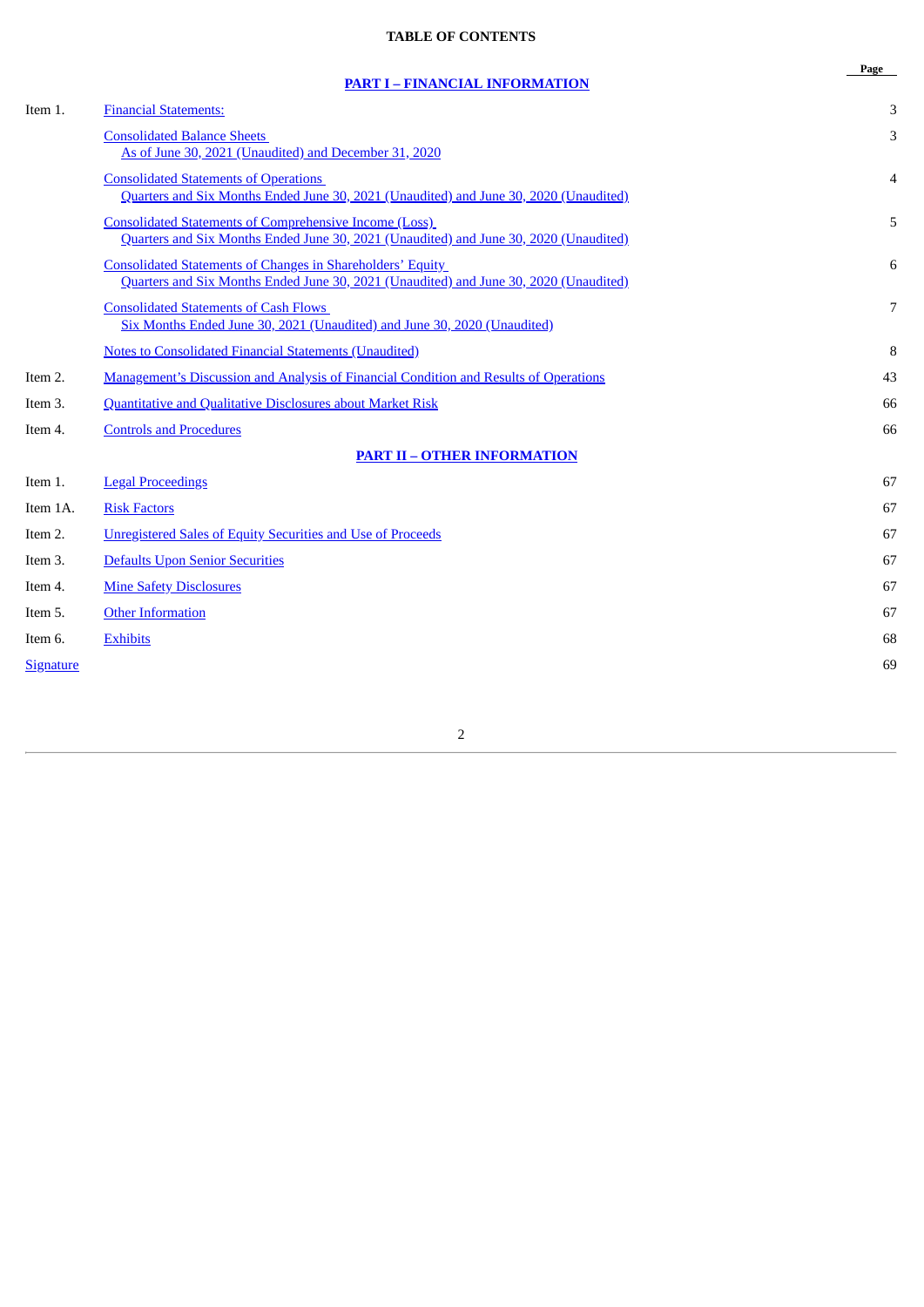# TABLE OF CONTENTS

| | | Page |
|---|---|---|
| | **PART I – FINANCIAL INFORMATION** | |
| Item 1. | Financial Statements: | 3 |
| | Consolidated Balance Sheets As of June 30, 2021 (Unaudited) and December 31, 2020 | 3 |
| | Consolidated Statements of Operations Quarters and Six Months Ended June 30, 2021 (Unaudited) and June 30, 2020 (Unaudited) | 4 |
| | Consolidated Statements of Comprehensive Income (Loss) Quarters and Six Months Ended June 30, 2021 (Unaudited) and June 30, 2020 (Unaudited) | 5 |
| | Consolidated Statements of Changes in Shareholders' Equity Quarters and Six Months Ended June 30, 2021 (Unaudited) and June 30, 2020 (Unaudited) | 6 |
| | Consolidated Statements of Cash Flows Six Months Ended June 30, 2021 (Unaudited) and June 30, 2020 (Unaudited) | 7 |
| | Notes to Consolidated Financial Statements (Unaudited) | 8 |
| Item 2. | Management's Discussion and Analysis of Financial Condition and Results of Operations | 43 |
| Item 3. | Quantitative and Qualitative Disclosures about Market Risk | 66 |
| Item 4. | Controls and Procedures | 66 |
| | **PART II – OTHER INFORMATION** | |
| Item 1. | Legal Proceedings | 67 |
| Item 1A. | Risk Factors | 67 |
| Item 2. | Unregistered Sales of Equity Securities and Use of Proceeds | 67 |
| Item 3. | Defaults Upon Senior Securities | 67 |
| Item 4. | Mine Safety Disclosures | 67 |
| Item 5. | Other Information | 67 |
| Item 6. | Exhibits | 68 |
| Signature | | 69 |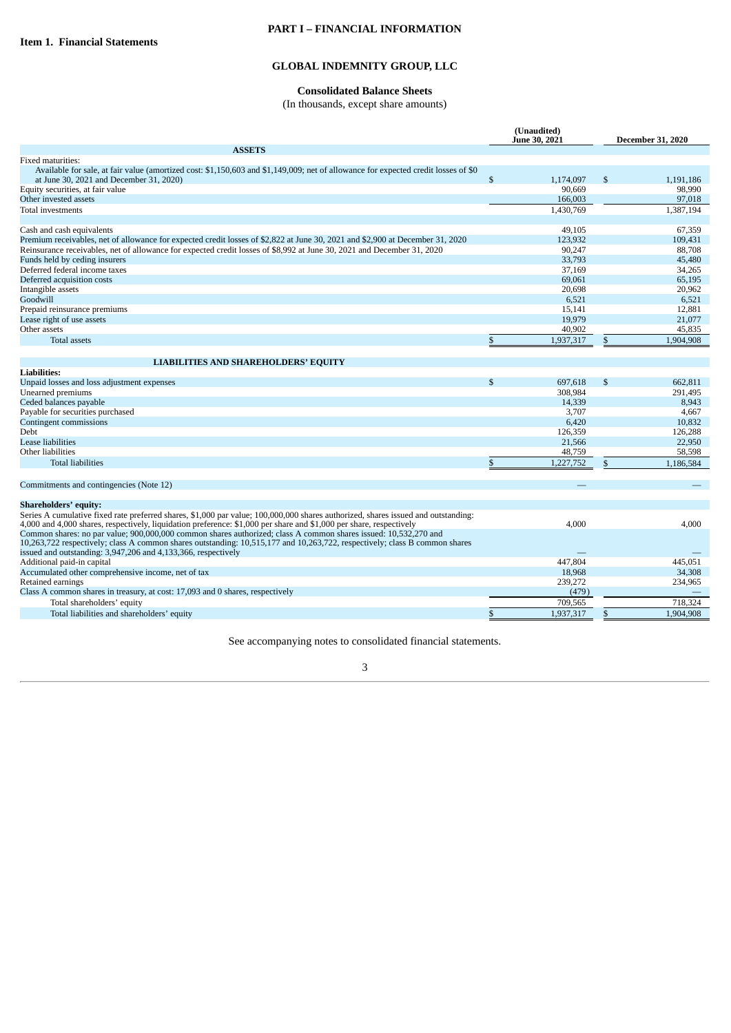# PART I – FINANCIAL INFORMATION

## Item 1. Financial Statements

## GLOBAL INDEMNITY GROUP, LLC

### Consolidated Balance Sheets

(In thousands, except share amounts)

| | (Unaudited) June 30, 2021 | December 31, 2020 |
|---|---|---|
| **ASSETS** | | |
| Fixed maturities: | | |
| Available for sale, at fair value (amortized cost: $1,150,603 and $1,149,009; net of allowance for expected credit losses of $0 at June 30, 2021 and December 31, 2020) | $ 1,174,097 | $ 1,191,186 |
| Equity securities, at fair value | 90,669 | 98,990 |
| Other invested assets | 166,003 | 97,018 |
| Total investments | 1,430,769 | 1,387,194 |
| | | |
| Cash and cash equivalents | 49,105 | 67,359 |
| Premium receivables, net of allowance for expected credit losses of $2,822 at June 30, 2021 and $2,900 at December 31, 2020 | 123,932 | 109,431 |
| Reinsurance receivables, net of allowance for expected credit losses of $8,992 at June 30, 2021 and December 31, 2020 | 90,247 | 88,708 |
| Funds held by ceding insurers | 33,793 | 45,480 |
| Deferred federal income taxes | 37,169 | 34,265 |
| Deferred acquisition costs | 69,061 | 65,195 |
| Intangible assets | 20,698 | 20,962 |
| Goodwill | 6,521 | 6,521 |
| Prepaid reinsurance premiums | 15,141 | 12,881 |
| Lease right of use assets | 19,979 | 21,077 |
| Other assets | 40,902 | 45,835 |
| Total assets | $ 1,937,317 | $ 1,904,908 |
| | | |
| **LIABILITIES AND SHAREHOLDERS' EQUITY** | | |
| **Liabilities:** | | |
| Unpaid losses and loss adjustment expenses | $ 697,618 | $ 662,811 |
| Unearned premiums | 308,984 | 291,495 |
| Ceded balances payable | 14,339 | 8,943 |
| Payable for securities purchased | 3,707 | 4,667 |
| Contingent commissions | 6,420 | 10,832 |
| Debt | 126,359 | 126,288 |
| Lease liabilities | 21,566 | 22,950 |
| Other liabilities | 48,759 | 58,598 |
| Total liabilities | $ 1,227,752 | $ 1,186,584 |
| | | |
| Commitments and contingencies (Note 12) | — | — |
| | | |
| **Shareholders' equity:** | | |
| Series A cumulative fixed rate preferred shares, $1,000 par value; 100,000,000 shares authorized, shares issued and outstanding: 4,000 and 4,000 shares, respectively, liquidation preference: $1,000 per share and $1,000 per share, respectively | 4,000 | 4,000 |
| Common shares: no par value; 900,000,000 common shares authorized; class A common shares issued: 10,532,270 and 10,263,722 respectively; class A common shares outstanding: 10,515,177 and 10,263,722, respectively; class B common shares issued and outstanding: 3,947,206 and 4,133,366, respectively | — | — |
| Additional paid-in capital | 447,804 | 445,051 |
| Accumulated other comprehensive income, net of tax | 18,968 | 34,308 |
| Retained earnings | 239,272 | 234,965 |
| Class A common shares in treasury, at cost: 17,093 and 0 shares, respectively | (479) | — |
| Total shareholders' equity | 709,565 | 718,324 |
| Total liabilities and shareholders' equity | $ 1,937,317 | $ 1,904,908 |

See accompanying notes to consolidated financial statements.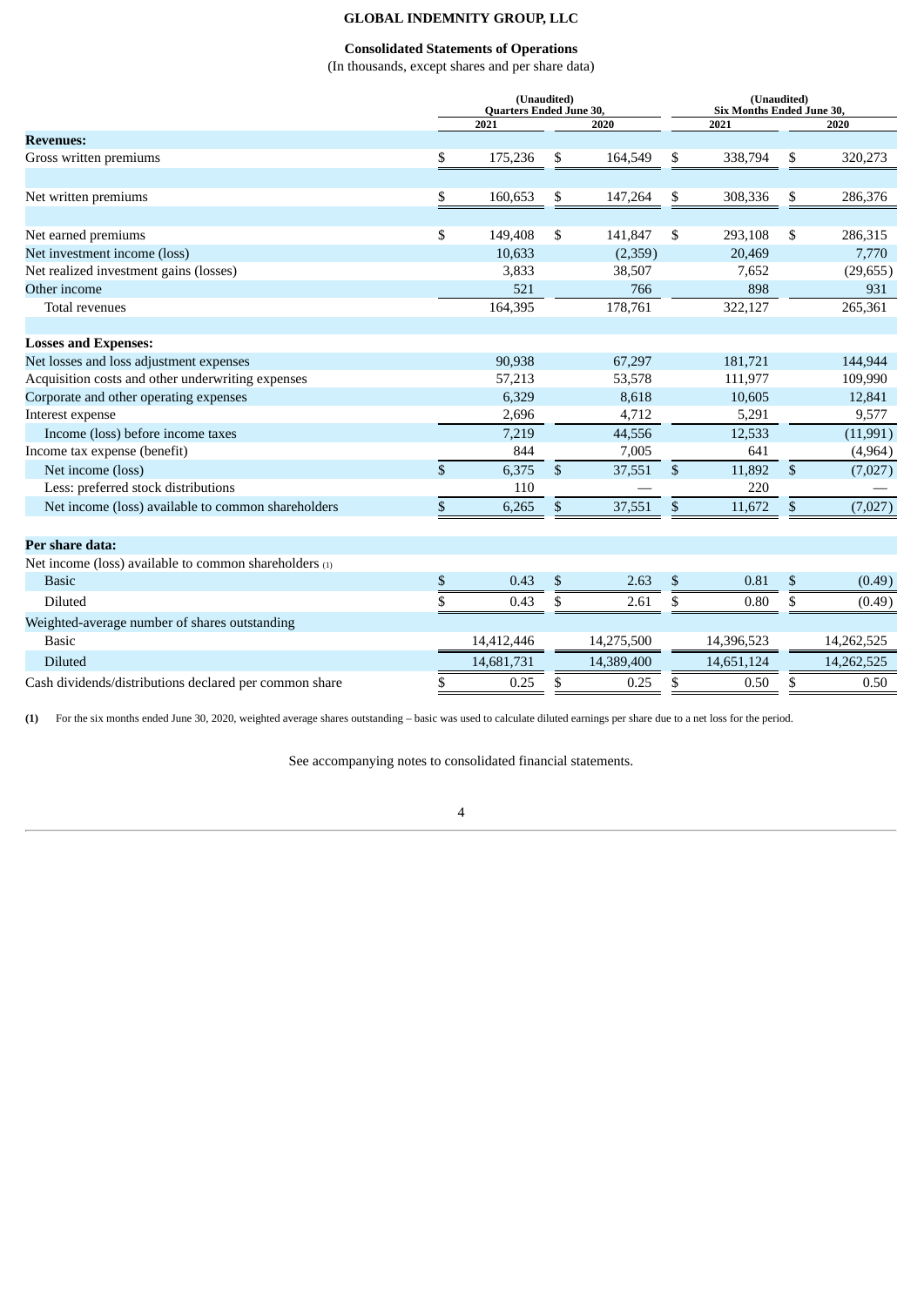# GLOBAL INDEMNITY GROUP, LLC

## Consolidated Statements of Operations

(In thousands, except shares and per share data)

| | (Unaudited) Quarters Ended June 30, | | (Unaudited) Six Months Ended June 30, | |
|---|---|---|---|---|
| | 2021 | 2020 | 2021 | 2020 |
| **Revenues:** | | | | |
| Gross written premiums | $ 175,236 | $ 164,549 | $ 338,794 | $ 320,273 |
| Net written premiums | $ 160,653 | $ 147,264 | $ 308,336 | $ 286,376 |
| Net earned premiums | $ 149,408 | $ 141,847 | $ 293,108 | $ 286,315 |
| Net investment income (loss) | 10,633 | (2,359) | 20,469 | 7,770 |
| Net realized investment gains (losses) | 3,833 | 38,507 | 7,652 | (29,655) |
| Other income | 521 | 766 | 898 | 931 |
| Total revenues | 164,395 | 178,761 | 322,127 | 265,361 |
| **Losses and Expenses:** | | | | |
| Net losses and loss adjustment expenses | 90,938 | 67,297 | 181,721 | 144,944 |
| Acquisition costs and other underwriting expenses | 57,213 | 53,578 | 111,977 | 109,990 |
| Corporate and other operating expenses | 6,329 | 8,618 | 10,605 | 12,841 |
| Interest expense | 2,696 | 4,712 | 5,291 | 9,577 |
| Income (loss) before income taxes | 7,219 | 44,556 | 12,533 | (11,991) |
| Income tax expense (benefit) | 844 | 7,005 | 641 | (4,964) |
| Net income (loss) | $ 6,375 | $ 37,551 | $ 11,892 | $ (7,027) |
| Less: preferred stock distributions | 110 | — | 220 | — |
| Net income (loss) available to common shareholders | $ 6,265 | $ 37,551 | $ 11,672 | $ (7,027) |
| **Per share data:** | | | | |
| Net income (loss) available to common shareholders (1) | | | | |
| Basic | $ 0.43 | $ 2.63 | $ 0.81 | $ (0.49) |
| Diluted | $ 0.43 | $ 2.61 | $ 0.80 | $ (0.49) |
| Weighted-average number of shares outstanding | | | | |
| Basic | 14,412,446 | 14,275,500 | 14,396,523 | 14,262,525 |
| Diluted | 14,681,731 | 14,389,400 | 14,651,124 | 14,262,525 |
| Cash dividends/distributions declared per common share | $ 0.25 | $ 0.25 | $ 0.50 | $ 0.50 |

**(1)** For the six months ended June 30, 2020, weighted average shares outstanding – basic was used to calculate diluted earnings per share due to a net loss for the period.

See accompanying notes to consolidated financial statements.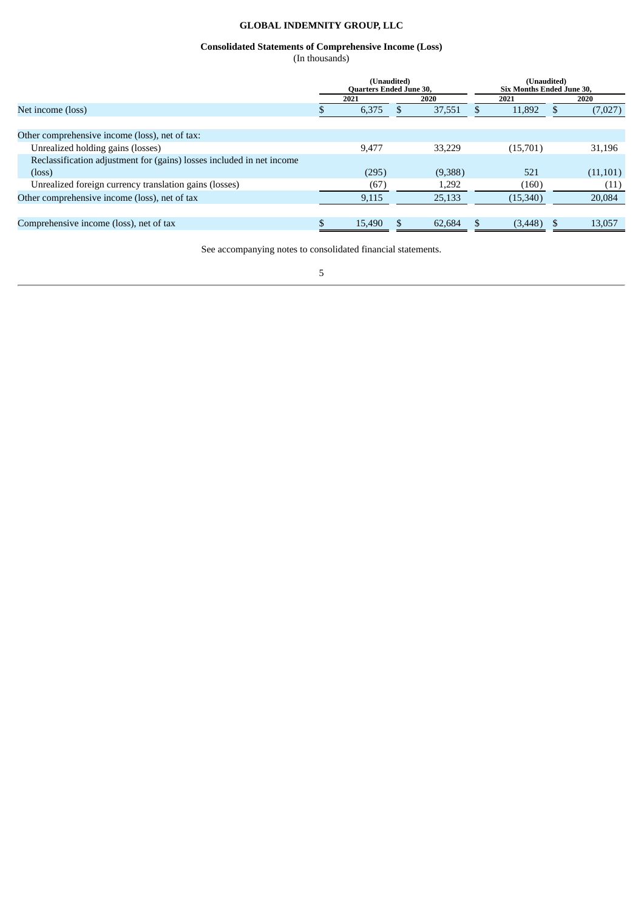**GLOBAL INDEMNITY GROUP, LLC**

**Consolidated Statements of Comprehensive Income (Loss)**
(In thousands)

| | (Unaudited) Quarters Ended June 30, | | (Unaudited) Six Months Ended June 30, | |
|---|---|---|---|---|
| | 2021 | 2020 | 2021 | 2020 |
| Net income (loss) | $ 6,375 | $ 37,551 | $ 11,892 | $ (7,027) |
| | | | | |
| Other comprehensive income (loss), net of tax: | | | | |
| Unrealized holding gains (losses) | 9,477 | 33,229 | (15,701) | 31,196 |
| Reclassification adjustment for (gains) losses included in net income (loss) | (295) | (9,388) | 521 | (11,101) |
| Unrealized foreign currency translation gains (losses) | (67) | 1,292 | (160) | (11) |
| Other comprehensive income (loss), net of tax | 9,115 | 25,133 | (15,340) | 20,084 |
| | | | | |
| Comprehensive income (loss), net of tax | $ 15,490 | $ 62,684 | $ (3,448) | $ 13,057 |

See accompanying notes to consolidated financial statements.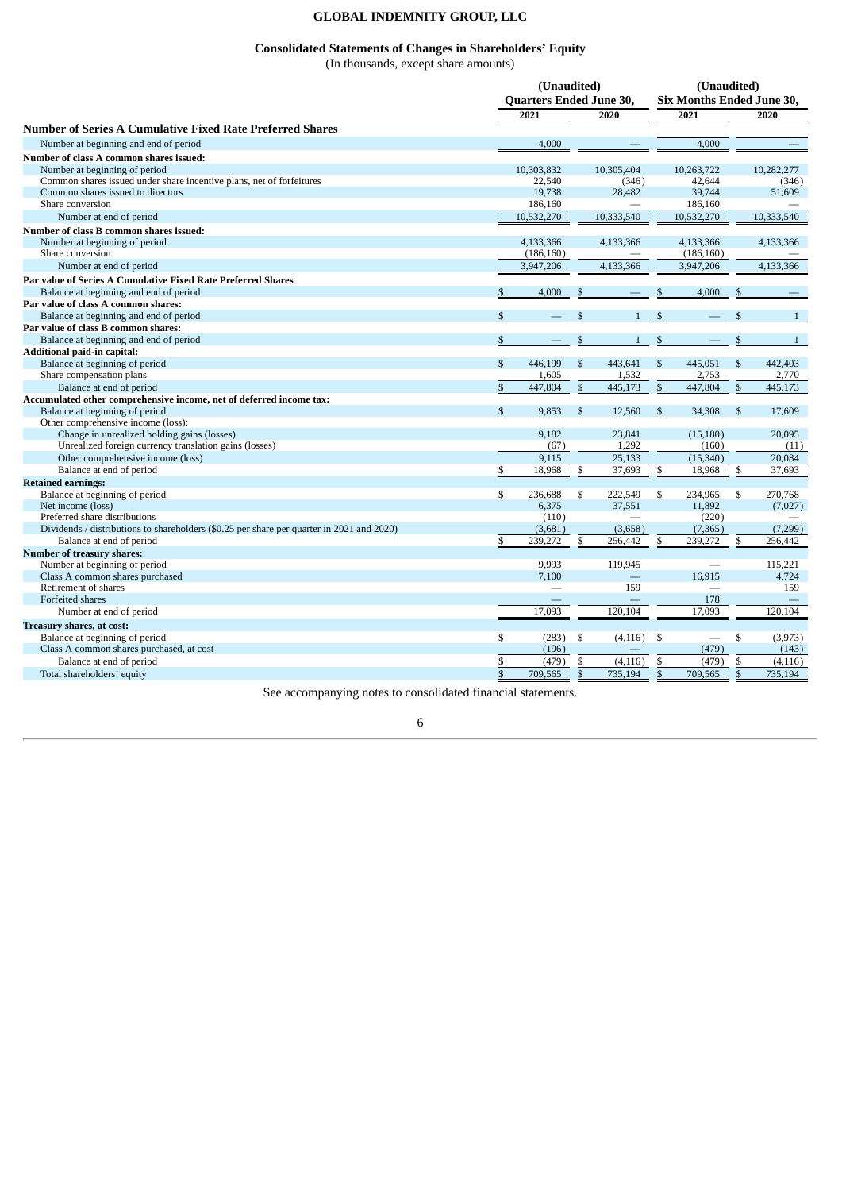# GLOBAL INDEMNITY GROUP, LLC

## Consolidated Statements of Changes in Shareholders' Equity

(In thousands, except share amounts)

| | (Unaudited) Quarters Ended June 30, | | (Unaudited) Six Months Ended June 30, | |
|---|---|---|---|---|
| | 2021 | 2020 | 2021 | 2020 |
| **Number of Series A Cumulative Fixed Rate Preferred Shares** | | | | |
| Number at beginning and end of period | 4,000 | — | 4,000 | — |
| **Number of class A common shares issued:** | | | | |
| Number at beginning of period | 10,303,832 | 10,305,404 | 10,263,722 | 10,282,277 |
| Common shares issued under share incentive plans, net of forfeitures | 22,540 | (346) | 42,644 | (346) |
| Common shares issued to directors | 19,738 | 28,482 | 39,744 | 51,609 |
| Share conversion | 186,160 | — | 186,160 | — |
| Number at end of period | 10,532,270 | 10,333,540 | 10,532,270 | 10,333,540 |
| **Number of class B common shares issued:** | | | | |
| Number at beginning of period | 4,133,366 | 4,133,366 | 4,133,366 | 4,133,366 |
| Share conversion | (186,160) | — | (186,160) | — |
| Number at end of period | 3,947,206 | 4,133,366 | 3,947,206 | 4,133,366 |
| **Par value of Series A Cumulative Fixed Rate Preferred Shares** | | | | |
| Balance at beginning and end of period | $ 4,000 | $ — | $ 4,000 | $ — |
| **Par value of class A common shares:** | | | | |
| Balance at beginning and end of period | $ — | $ 1 | $ — | $ 1 |
| **Par value of class B common shares:** | | | | |
| Balance at beginning and end of period | $ — | $ 1 | $ — | $ 1 |
| **Additional paid-in capital:** | | | | |
| Balance at beginning of period | $ 446,199 | $ 443,641 | $ 445,051 | $ 442,403 |
| Share compensation plans | 1,605 | 1,532 | 2,753 | 2,770 |
| Balance at end of period | $ 447,804 | $ 445,173 | $ 447,804 | $ 445,173 |
| **Accumulated other comprehensive income, net of deferred income tax:** | | | | |
| Balance at beginning of period | $ 9,853 | $ 12,560 | $ 34,308 | $ 17,609 |
| Other comprehensive income (loss): | | | | |
| Change in unrealized holding gains (losses) | 9,182 | 23,841 | (15,180) | 20,095 |
| Unrealized foreign currency translation gains (losses) | (67) | 1,292 | (160) | (11) |
| Other comprehensive income (loss) | 9,115 | 25,133 | (15,340) | 20,084 |
| Balance at end of period | $ 18,968 | $ 37,693 | $ 18,968 | $ 37,693 |
| **Retained earnings:** | | | | |
| Balance at beginning of period | $ 236,688 | $ 222,549 | $ 234,965 | $ 270,768 |
| Net income (loss) | 6,375 | 37,551 | 11,892 | (7,027) |
| Preferred share distributions | (110) | — | (220) | — |
| Dividends / distributions to shareholders ($0.25 per share per quarter in 2021 and 2020) | (3,681) | (3,658) | (7,365) | (7,299) |
| Balance at end of period | $ 239,272 | $ 256,442 | $ 239,272 | $ 256,442 |
| **Number of treasury shares:** | | | | |
| Number at beginning of period | 9,993 | 119,945 | — | 115,221 |
| Class A common shares purchased | 7,100 | — | 16,915 | 4,724 |
| Retirement of shares | — | 159 | — | 159 |
| Forfeited shares | — | — | 178 | — |
| Number at end of period | 17,093 | 120,104 | 17,093 | 120,104 |
| **Treasury shares, at cost:** | | | | |
| Balance at beginning of period | $ (283) | $ (4,116) | $ — | $ (3,973) |
| Class A common shares purchased, at cost | (196) | — | (479) | (143) |
| Balance at end of period | $ (479) | $ (4,116) | $ (479) | $ (4,116) |
| Total shareholders' equity | $ 709,565 | $ 735,194 | $ 709,565 | $ 735,194 |

See accompanying notes to consolidated financial statements.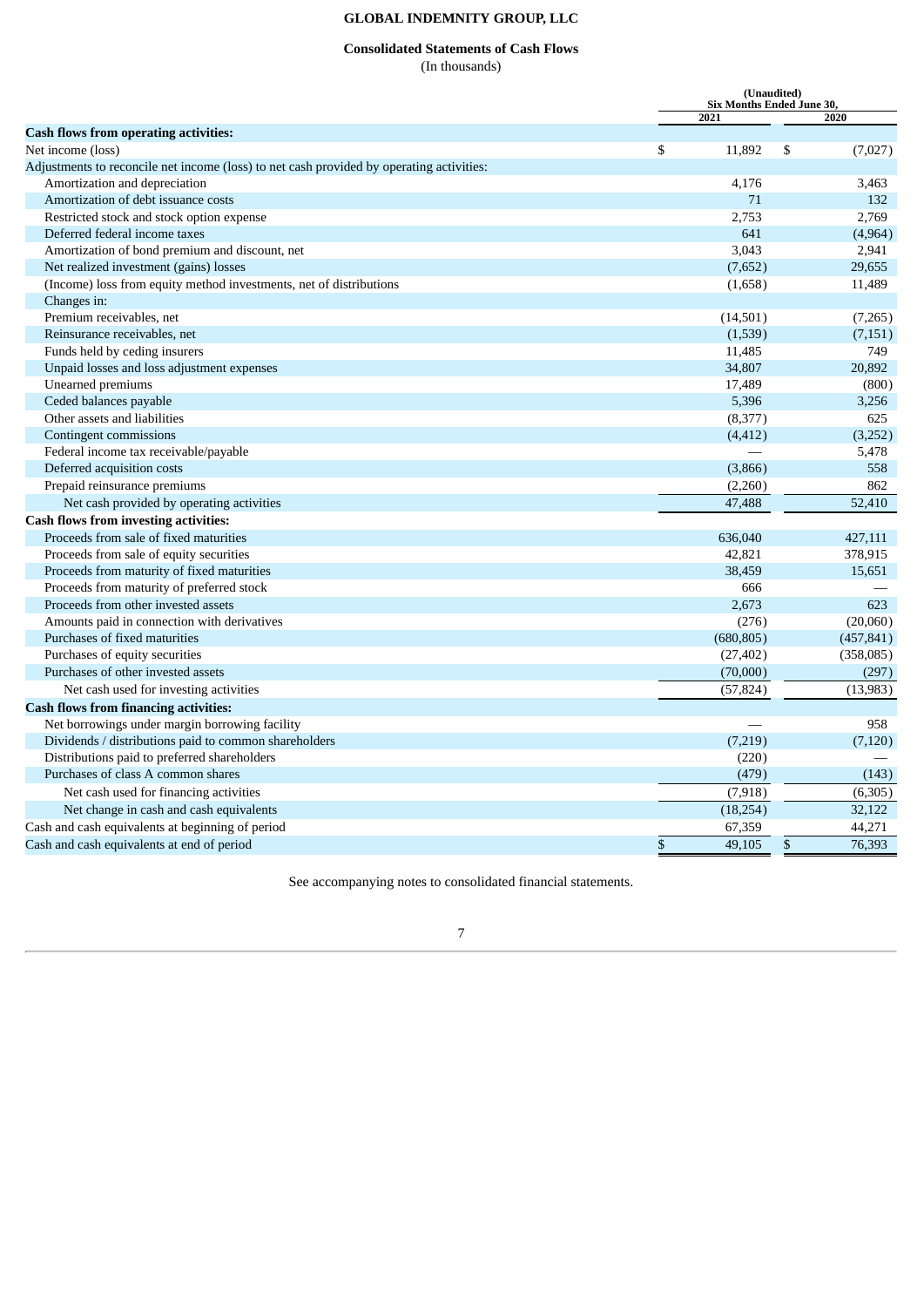# GLOBAL INDEMNITY GROUP, LLC

## Consolidated Statements of Cash Flows

(In thousands)

| | (Unaudited) Six Months Ended June 30, | |
|---|---|---|
| | 2021 | 2020 |
| **Cash flows from operating activities:** | | |
| Net income (loss) | $ 11,892 | $ (7,027) |
| Adjustments to reconcile net income (loss) to net cash provided by operating activities: | | |
| Amortization and depreciation | 4,176 | 3,463 |
| Amortization of debt issuance costs | 71 | 132 |
| Restricted stock and stock option expense | 2,753 | 2,769 |
| Deferred federal income taxes | 641 | (4,964) |
| Amortization of bond premium and discount, net | 3,043 | 2,941 |
| Net realized investment (gains) losses | (7,652) | 29,655 |
| (Income) loss from equity method investments, net of distributions | (1,658) | 11,489 |
| Changes in: | | |
| Premium receivables, net | (14,501) | (7,265) |
| Reinsurance receivables, net | (1,539) | (7,151) |
| Funds held by ceding insurers | 11,485 | 749 |
| Unpaid losses and loss adjustment expenses | 34,807 | 20,892 |
| Unearned premiums | 17,489 | (800) |
| Ceded balances payable | 5,396 | 3,256 |
| Other assets and liabilities | (8,377) | 625 |
| Contingent commissions | (4,412) | (3,252) |
| Federal income tax receivable/payable | — | 5,478 |
| Deferred acquisition costs | (3,866) | 558 |
| Prepaid reinsurance premiums | (2,260) | 862 |
| Net cash provided by operating activities | 47,488 | 52,410 |
| **Cash flows from investing activities:** | | |
| Proceeds from sale of fixed maturities | 636,040 | 427,111 |
| Proceeds from sale of equity securities | 42,821 | 378,915 |
| Proceeds from maturity of fixed maturities | 38,459 | 15,651 |
| Proceeds from maturity of preferred stock | 666 | — |
| Proceeds from other invested assets | 2,673 | 623 |
| Amounts paid in connection with derivatives | (276) | (20,060) |
| Purchases of fixed maturities | (680,805) | (457,841) |
| Purchases of equity securities | (27,402) | (358,085) |
| Purchases of other invested assets | (70,000) | (297) |
| Net cash used for investing activities | (57,824) | (13,983) |
| **Cash flows from financing activities:** | | |
| Net borrowings under margin borrowing facility | — | 958 |
| Dividends / distributions paid to common shareholders | (7,219) | (7,120) |
| Distributions paid to preferred shareholders | (220) | — |
| Purchases of class A common shares | (479) | (143) |
| Net cash used for financing activities | (7,918) | (6,305) |
| Net change in cash and cash equivalents | (18,254) | 32,122 |
| Cash and cash equivalents at beginning of period | 67,359 | 44,271 |
| Cash and cash equivalents at end of period | $ 49,105 | $ 76,393 |

See accompanying notes to consolidated financial statements.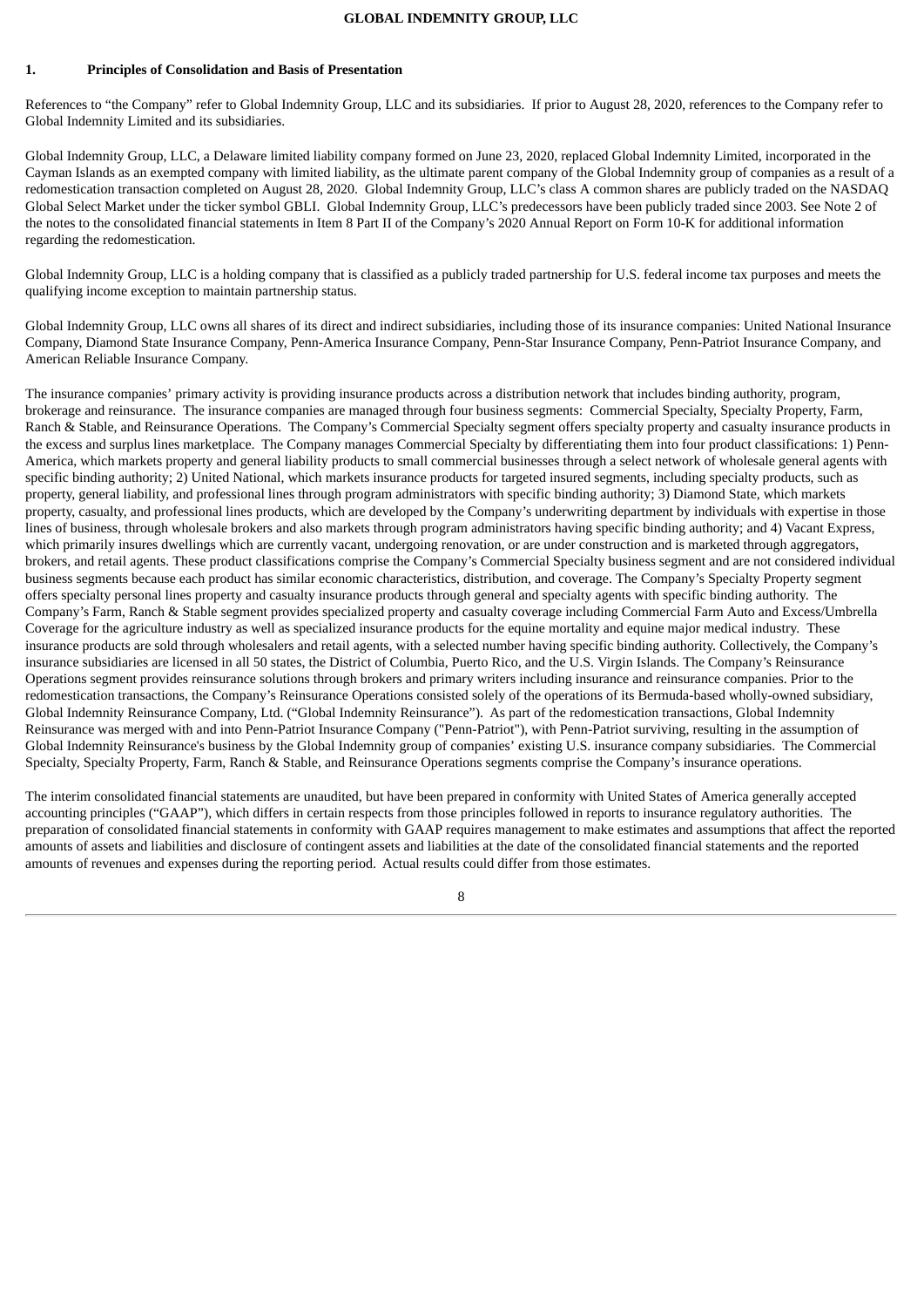## 1. Principles of Consolidation and Basis of Presentation

References to "the Company" refer to Global Indemnity Group, LLC and its subsidiaries. If prior to August 28, 2020, references to the Company refer to Global Indemnity Limited and its subsidiaries.

Global Indemnity Group, LLC, a Delaware limited liability company formed on June 23, 2020, replaced Global Indemnity Limited, incorporated in the Cayman Islands as an exempted company with limited liability, as the ultimate parent company of the Global Indemnity group of companies as a result of a redomestication transaction completed on August 28, 2020. Global Indemnity Group, LLC's class A common shares are publicly traded on the NASDAQ Global Select Market under the ticker symbol GBLI. Global Indemnity Group, LLC's predecessors have been publicly traded since 2003. See Note 2 of the notes to the consolidated financial statements in Item 8 Part II of the Company's 2020 Annual Report on Form 10-K for additional information regarding the redomestication.

Global Indemnity Group, LLC is a holding company that is classified as a publicly traded partnership for U.S. federal income tax purposes and meets the qualifying income exception to maintain partnership status.

Global Indemnity Group, LLC owns all shares of its direct and indirect subsidiaries, including those of its insurance companies: United National Insurance Company, Diamond State Insurance Company, Penn-America Insurance Company, Penn-Star Insurance Company, Penn-Patriot Insurance Company, and American Reliable Insurance Company.

The insurance companies' primary activity is providing insurance products across a distribution network that includes binding authority, program, brokerage and reinsurance. The insurance companies are managed through four business segments: Commercial Specialty, Specialty Property, Farm, Ranch & Stable, and Reinsurance Operations. The Company's Commercial Specialty segment offers specialty property and casualty insurance products in the excess and surplus lines marketplace. The Company manages Commercial Specialty by differentiating them into four product classifications: 1) Penn-America, which markets property and general liability products to small commercial businesses through a select network of wholesale general agents with specific binding authority; 2) United National, which markets insurance products for targeted insured segments, including specialty products, such as property, general liability, and professional lines through program administrators with specific binding authority; 3) Diamond State, which markets property, casualty, and professional lines products, which are developed by the Company's underwriting department by individuals with expertise in those lines of business, through wholesale brokers and also markets through program administrators having specific binding authority; and 4) Vacant Express, which primarily insures dwellings which are currently vacant, undergoing renovation, or are under construction and is marketed through aggregators, brokers, and retail agents. These product classifications comprise the Company's Commercial Specialty business segment and are not considered individual business segments because each product has similar economic characteristics, distribution, and coverage. The Company's Specialty Property segment offers specialty personal lines property and casualty insurance products through general and specialty agents with specific binding authority. The Company's Farm, Ranch & Stable segment provides specialized property and casualty coverage including Commercial Farm Auto and Excess/Umbrella Coverage for the agriculture industry as well as specialized insurance products for the equine mortality and equine major medical industry. These insurance products are sold through wholesalers and retail agents, with a selected number having specific binding authority. Collectively, the Company's insurance subsidiaries are licensed in all 50 states, the District of Columbia, Puerto Rico, and the U.S. Virgin Islands. The Company's Reinsurance Operations segment provides reinsurance solutions through brokers and primary writers including insurance and reinsurance companies. Prior to the redomestication transactions, the Company's Reinsurance Operations consisted solely of the operations of its Bermuda-based wholly-owned subsidiary, Global Indemnity Reinsurance Company, Ltd. ("Global Indemnity Reinsurance"). As part of the redomestication transactions, Global Indemnity Reinsurance was merged with and into Penn-Patriot Insurance Company ("Penn-Patriot"), with Penn-Patriot surviving, resulting in the assumption of Global Indemnity Reinsurance's business by the Global Indemnity group of companies' existing U.S. insurance company subsidiaries. The Commercial Specialty, Specialty Property, Farm, Ranch & Stable, and Reinsurance Operations segments comprise the Company's insurance operations.

The interim consolidated financial statements are unaudited, but have been prepared in conformity with United States of America generally accepted accounting principles ("GAAP"), which differs in certain respects from those principles followed in reports to insurance regulatory authorities. The preparation of consolidated financial statements in conformity with GAAP requires management to make estimates and assumptions that affect the reported amounts of assets and liabilities and disclosure of contingent assets and liabilities at the date of the consolidated financial statements and the reported amounts of revenues and expenses during the reporting period. Actual results could differ from those estimates.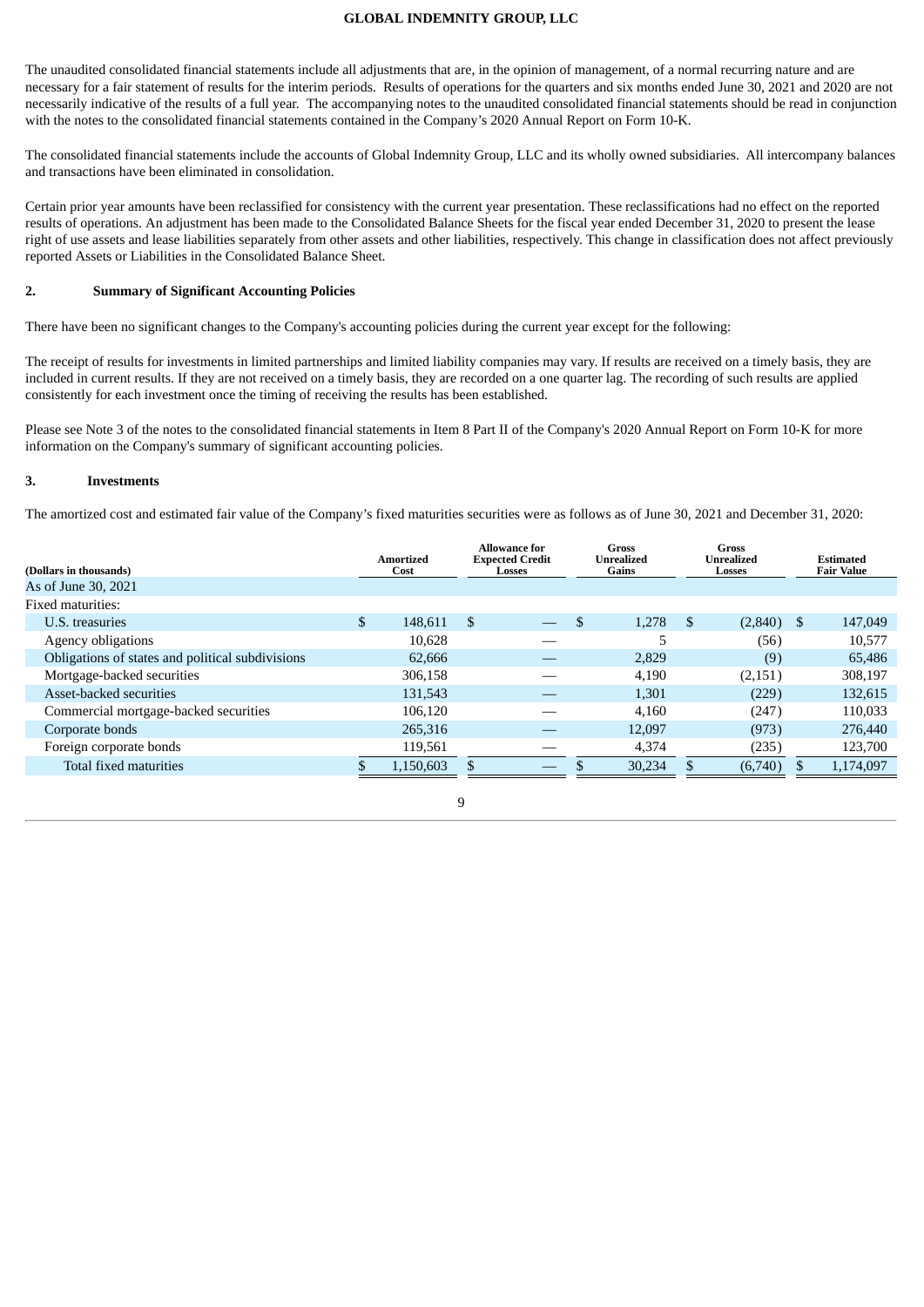The unaudited consolidated financial statements include all adjustments that are, in the opinion of management, of a normal recurring nature and are necessary for a fair statement of results for the interim periods. Results of operations for the quarters and six months ended June 30, 2021 and 2020 are not necessarily indicative of the results of a full year. The accompanying notes to the unaudited consolidated financial statements should be read in conjunction with the notes to the consolidated financial statements contained in the Company's 2020 Annual Report on Form 10-K.

The consolidated financial statements include the accounts of Global Indemnity Group, LLC and its wholly owned subsidiaries. All intercompany balances and transactions have been eliminated in consolidation.

Certain prior year amounts have been reclassified for consistency with the current year presentation. These reclassifications had no effect on the reported results of operations. An adjustment has been made to the Consolidated Balance Sheets for the fiscal year ended December 31, 2020 to present the lease right of use assets and lease liabilities separately from other assets and other liabilities, respectively. This change in classification does not affect previously reported Assets or Liabilities in the Consolidated Balance Sheet.

## 2. Summary of Significant Accounting Policies

There have been no significant changes to the Company's accounting policies during the current year except for the following:

The receipt of results for investments in limited partnerships and limited liability companies may vary. If results are received on a timely basis, they are included in current results. If they are not received on a timely basis, they are recorded on a one quarter lag. The recording of such results are applied consistently for each investment once the timing of receiving the results has been established.

Please see Note 3 of the notes to the consolidated financial statements in Item 8 Part II of the Company's 2020 Annual Report on Form 10-K for more information on the Company's summary of significant accounting policies.

## 3. Investments

The amortized cost and estimated fair value of the Company's fixed maturities securities were as follows as of June 30, 2021 and December 31, 2020:

| (Dollars in thousands) | Amortized Cost | Allowance for Expected Credit Losses | Gross Unrealized Gains | Gross Unrealized Losses | Estimated Fair Value |
|---|---|---|---|---|---|
| As of June 30, 2021 | | | | | |
| Fixed maturities: | | | | | |
| U.S. treasuries | $ 148,611 | $ — | $ 1,278 | $ (2,840) | $ 147,049 |
| Agency obligations | 10,628 | — | 5 | (56) | 10,577 |
| Obligations of states and political subdivisions | 62,666 | — | 2,829 | (9) | 65,486 |
| Mortgage-backed securities | 306,158 | — | 4,190 | (2,151) | 308,197 |
| Asset-backed securities | 131,543 | — | 1,301 | (229) | 132,615 |
| Commercial mortgage-backed securities | 106,120 | — | 4,160 | (247) | 110,033 |
| Corporate bonds | 265,316 | — | 12,097 | (973) | 276,440 |
| Foreign corporate bonds | 119,561 | — | 4,374 | (235) | 123,700 |
| Total fixed maturities | $ 1,150,603 | $ — | $ 30,234 | $ (6,740) | $ 1,174,097 |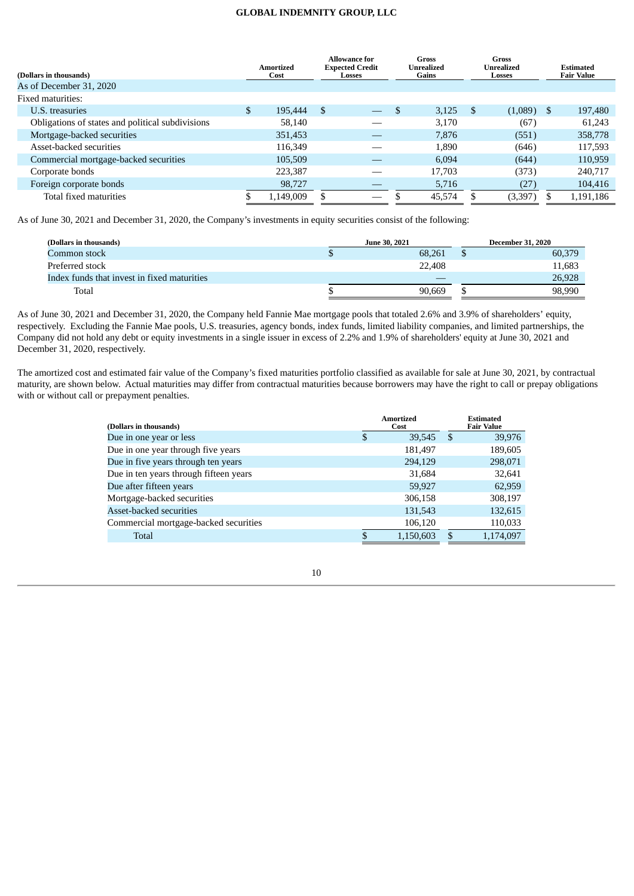| (Dollars in thousands) | Amortized Cost | Allowance for Expected Credit Losses | Gross Unrealized Gains | Gross Unrealized Losses | Estimated Fair Value |
|---|---|---|---|---|---|
| As of December 31, 2020 | | | | | |
| Fixed maturities: | | | | | |
| U.S. treasuries | $ 195,444 | $ — | $ 3,125 | $ (1,089) | $ 197,480 |
| Obligations of states and political subdivisions | 58,140 | — | 3,170 | (67) | 61,243 |
| Mortgage-backed securities | 351,453 | — | 7,876 | (551) | 358,778 |
| Asset-backed securities | 116,349 | — | 1,890 | (646) | 117,593 |
| Commercial mortgage-backed securities | 105,509 | — | 6,094 | (644) | 110,959 |
| Corporate bonds | 223,387 | — | 17,703 | (373) | 240,717 |
| Foreign corporate bonds | 98,727 | — | 5,716 | (27) | 104,416 |
| Total fixed maturities | $ 1,149,009 | $ — | $ 45,574 | $ (3,397) | $ 1,191,186 |

As of June 30, 2021 and December 31, 2020, the Company's investments in equity securities consist of the following:

| (Dollars in thousands) | June 30, 2021 | December 31, 2020 |
|---|---|---|
| Common stock | $ 68,261 | $ 60,379 |
| Preferred stock | 22,408 | 11,683 |
| Index funds that invest in fixed maturities | — | 26,928 |
| Total | $ 90,669 | $ 98,990 |

As of June 30, 2021 and December 31, 2020, the Company held Fannie Mae mortgage pools that totaled 2.6% and 3.9% of shareholders' equity, respectively. Excluding the Fannie Mae pools, U.S. treasuries, agency bonds, index funds, limited liability companies, and limited partnerships, the Company did not hold any debt or equity investments in a single issuer in excess of 2.2% and 1.9% of shareholders' equity at June 30, 2021 and December 31, 2020, respectively.

The amortized cost and estimated fair value of the Company's fixed maturities portfolio classified as available for sale at June 30, 2021, by contractual maturity, are shown below. Actual maturities may differ from contractual maturities because borrowers may have the right to call or prepay obligations with or without call or prepayment penalties.

| (Dollars in thousands) | Amortized Cost | Estimated Fair Value |
|---|---|---|
| Due in one year or less | $ 39,545 | $ 39,976 |
| Due in one year through five years | 181,497 | 189,605 |
| Due in five years through ten years | 294,129 | 298,071 |
| Due in ten years through fifteen years | 31,684 | 32,641 |
| Due after fifteen years | 59,927 | 62,959 |
| Mortgage-backed securities | 306,158 | 308,197 |
| Asset-backed securities | 131,543 | 132,615 |
| Commercial mortgage-backed securities | 106,120 | 110,033 |
| Total | $ 1,150,603 | $ 1,174,097 |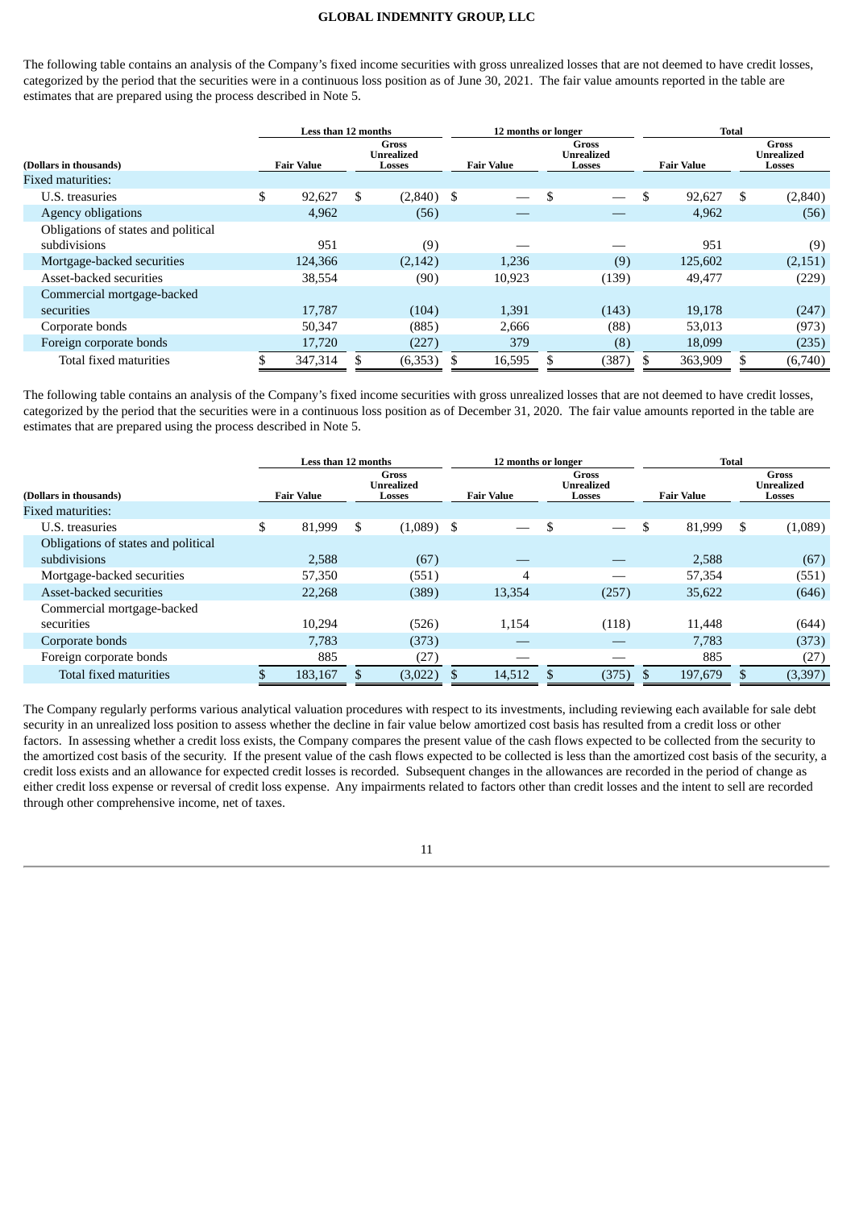The following table contains an analysis of the Company's fixed income securities with gross unrealized losses that are not deemed to have credit losses, categorized by the period that the securities were in a continuous loss position as of June 30, 2021. The fair value amounts reported in the table are estimates that are prepared using the process described in Note 5.

| | Less than 12 months | | 12 months or longer | | Total | |
|---|---|---|---|---|---|---|
| (Dollars in thousands) | Fair Value | Gross Unrealized Losses | Fair Value | Gross Unrealized Losses | Fair Value | Gross Unrealized Losses |
| Fixed maturities: | | | | | | |
| U.S. treasuries | $ 92,627 | $ (2,840) | $ — | $ — | $ 92,627 | $ (2,840) |
| Agency obligations | 4,962 | (56) | — | — | 4,962 | (56) |
| Obligations of states and political subdivisions | 951 | (9) | — | — | 951 | (9) |
| Mortgage-backed securities | 124,366 | (2,142) | 1,236 | (9) | 125,602 | (2,151) |
| Asset-backed securities | 38,554 | (90) | 10,923 | (139) | 49,477 | (229) |
| Commercial mortgage-backed securities | 17,787 | (104) | 1,391 | (143) | 19,178 | (247) |
| Corporate bonds | 50,347 | (885) | 2,666 | (88) | 53,013 | (973) |
| Foreign corporate bonds | 17,720 | (227) | 379 | (8) | 18,099 | (235) |
| Total fixed maturities | $ 347,314 | $ (6,353) | $ 16,595 | $ (387) | $ 363,909 | $ (6,740) |

The following table contains an analysis of the Company's fixed income securities with gross unrealized losses that are not deemed to have credit losses, categorized by the period that the securities were in a continuous loss position as of December 31, 2020. The fair value amounts reported in the table are estimates that are prepared using the process described in Note 5.

| | Less than 12 months | | 12 months or longer | | Total | |
|---|---|---|---|---|---|---|
| (Dollars in thousands) | Fair Value | Gross Unrealized Losses | Fair Value | Gross Unrealized Losses | Fair Value | Gross Unrealized Losses |
| Fixed maturities: | | | | | | |
| U.S. treasuries | $ 81,999 | $ (1,089) | $ — | $ — | $ 81,999 | $ (1,089) |
| Obligations of states and political subdivisions | 2,588 | (67) | — | — | 2,588 | (67) |
| Mortgage-backed securities | 57,350 | (551) | 4 | — | 57,354 | (551) |
| Asset-backed securities | 22,268 | (389) | 13,354 | (257) | 35,622 | (646) |
| Commercial mortgage-backed securities | 10,294 | (526) | 1,154 | (118) | 11,448 | (644) |
| Corporate bonds | 7,783 | (373) | — | — | 7,783 | (373) |
| Foreign corporate bonds | 885 | (27) | — | — | 885 | (27) |
| Total fixed maturities | $ 183,167 | $ (3,022) | $ 14,512 | $ (375) | $ 197,679 | $ (3,397) |

The Company regularly performs various analytical valuation procedures with respect to its investments, including reviewing each available for sale debt security in an unrealized loss position to assess whether the decline in fair value below amortized cost basis has resulted from a credit loss or other factors. In assessing whether a credit loss exists, the Company compares the present value of the cash flows expected to be collected from the security to the amortized cost basis of the security. If the present value of the cash flows expected to be collected is less than the amortized cost basis of the security, a credit loss exists and an allowance for expected credit losses is recorded. Subsequent changes in the allowances are recorded in the period of change as either credit loss expense or reversal of credit loss expense. Any impairments related to factors other than credit losses and the intent to sell are recorded through other comprehensive income, net of taxes.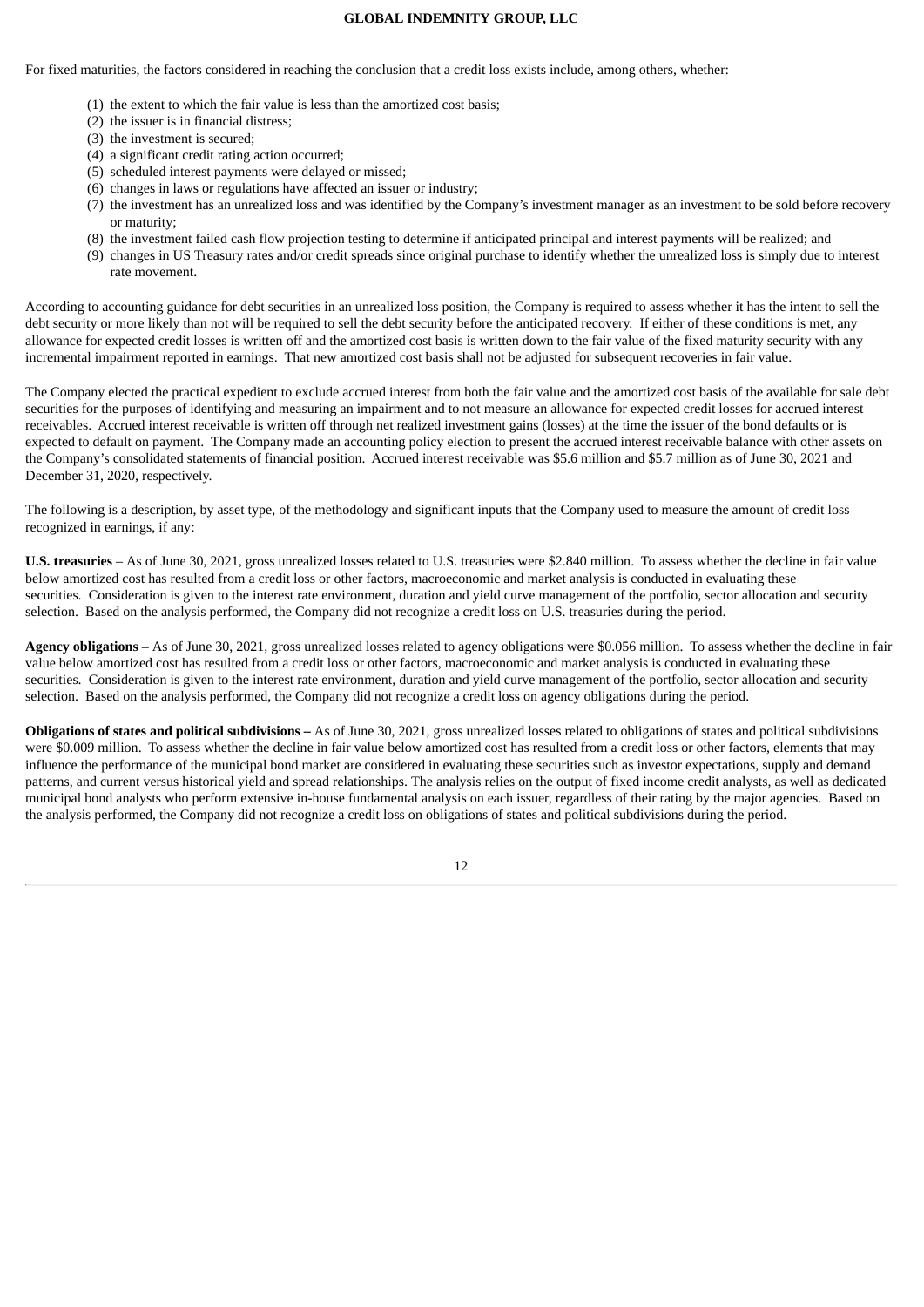For fixed maturities, the factors considered in reaching the conclusion that a credit loss exists include, among others, whether:

(1) the extent to which the fair value is less than the amortized cost basis;
(2) the issuer is in financial distress;
(3) the investment is secured;
(4) a significant credit rating action occurred;
(5) scheduled interest payments were delayed or missed;
(6) changes in laws or regulations have affected an issuer or industry;
(7) the investment has an unrealized loss and was identified by the Company's investment manager as an investment to be sold before recovery or maturity;
(8) the investment failed cash flow projection testing to determine if anticipated principal and interest payments will be realized; and
(9) changes in US Treasury rates and/or credit spreads since original purchase to identify whether the unrealized loss is simply due to interest rate movement.

According to accounting guidance for debt securities in an unrealized loss position, the Company is required to assess whether it has the intent to sell the debt security or more likely than not will be required to sell the debt security before the anticipated recovery. If either of these conditions is met, any allowance for expected credit losses is written off and the amortized cost basis is written down to the fair value of the fixed maturity security with any incremental impairment reported in earnings. That new amortized cost basis shall not be adjusted for subsequent recoveries in fair value.

The Company elected the practical expedient to exclude accrued interest from both the fair value and the amortized cost basis of the available for sale debt securities for the purposes of identifying and measuring an impairment and to not measure an allowance for expected credit losses for accrued interest receivables. Accrued interest receivable is written off through net realized investment gains (losses) at the time the issuer of the bond defaults or is expected to default on payment. The Company made an accounting policy election to present the accrued interest receivable balance with other assets on the Company's consolidated statements of financial position. Accrued interest receivable was $5.6 million and $5.7 million as of June 30, 2021 and December 31, 2020, respectively.

The following is a description, by asset type, of the methodology and significant inputs that the Company used to measure the amount of credit loss recognized in earnings, if any:

**U.S. treasuries** – As of June 30, 2021, gross unrealized losses related to U.S. treasuries were $2.840 million. To assess whether the decline in fair value below amortized cost has resulted from a credit loss or other factors, macroeconomic and market analysis is conducted in evaluating these securities. Consideration is given to the interest rate environment, duration and yield curve management of the portfolio, sector allocation and security selection. Based on the analysis performed, the Company did not recognize a credit loss on U.S. treasuries during the period.

**Agency obligations** – As of June 30, 2021, gross unrealized losses related to agency obligations were $0.056 million. To assess whether the decline in fair value below amortized cost has resulted from a credit loss or other factors, macroeconomic and market analysis is conducted in evaluating these securities. Consideration is given to the interest rate environment, duration and yield curve management of the portfolio, sector allocation and security selection. Based on the analysis performed, the Company did not recognize a credit loss on agency obligations during the period.

**Obligations of states and political subdivisions –** As of June 30, 2021, gross unrealized losses related to obligations of states and political subdivisions were $0.009 million. To assess whether the decline in fair value below amortized cost has resulted from a credit loss or other factors, elements that may influence the performance of the municipal bond market are considered in evaluating these securities such as investor expectations, supply and demand patterns, and current versus historical yield and spread relationships. The analysis relies on the output of fixed income credit analysts, as well as dedicated municipal bond analysts who perform extensive in-house fundamental analysis on each issuer, regardless of their rating by the major agencies. Based on the analysis performed, the Company did not recognize a credit loss on obligations of states and political subdivisions during the period.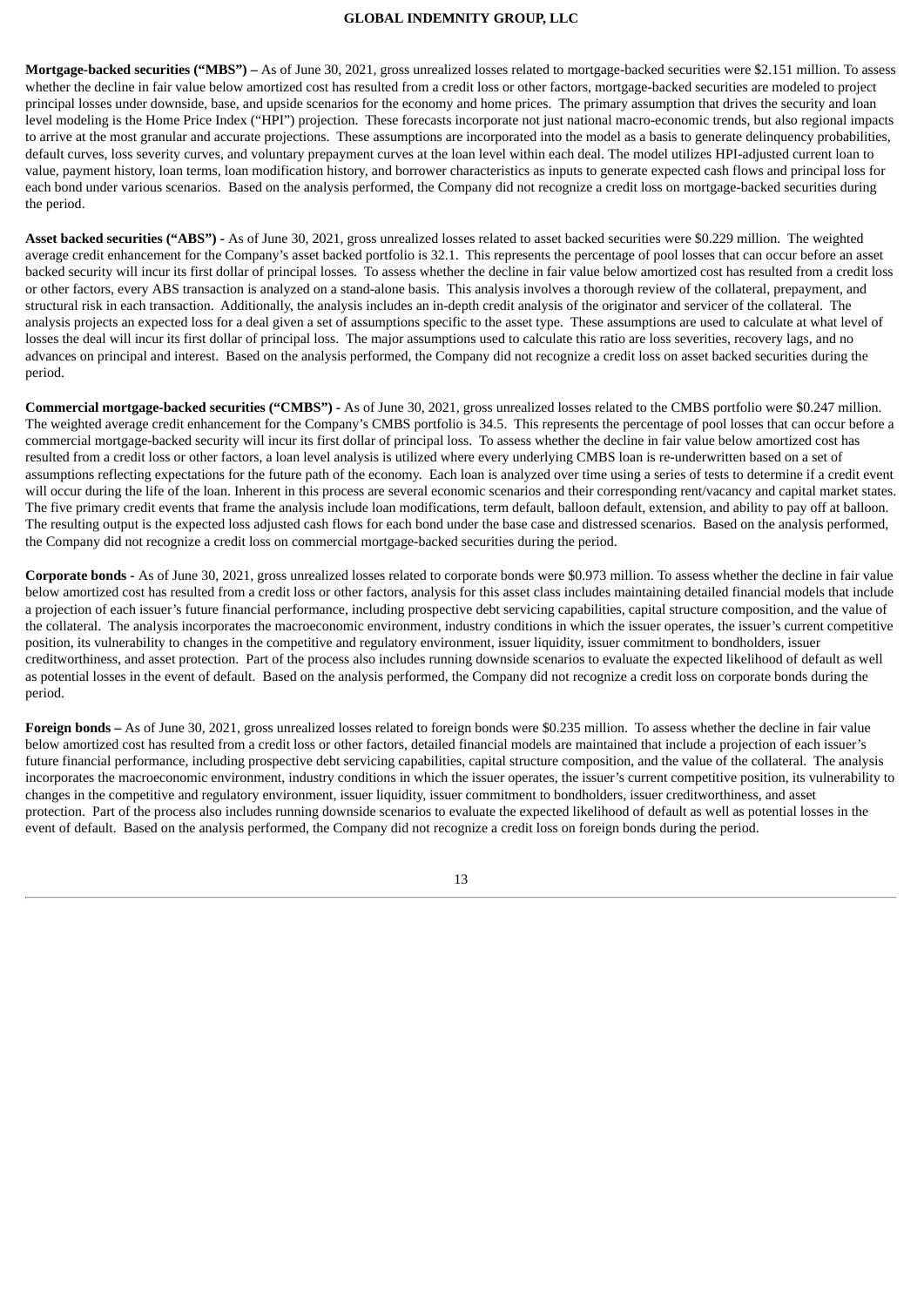**Mortgage-backed securities ("MBS") –** As of June 30, 2021, gross unrealized losses related to mortgage-backed securities were $2.151 million. To assess whether the decline in fair value below amortized cost has resulted from a credit loss or other factors, mortgage-backed securities are modeled to project principal losses under downside, base, and upside scenarios for the economy and home prices. The primary assumption that drives the security and loan level modeling is the Home Price Index ("HPI") projection. These forecasts incorporate not just national macro-economic trends, but also regional impacts to arrive at the most granular and accurate projections. These assumptions are incorporated into the model as a basis to generate delinquency probabilities, default curves, loss severity curves, and voluntary prepayment curves at the loan level within each deal. The model utilizes HPI-adjusted current loan to value, payment history, loan terms, loan modification history, and borrower characteristics as inputs to generate expected cash flows and principal loss for each bond under various scenarios. Based on the analysis performed, the Company did not recognize a credit loss on mortgage-backed securities during the period.

**Asset backed securities ("ABS") -** As of June 30, 2021, gross unrealized losses related to asset backed securities were $0.229 million. The weighted average credit enhancement for the Company's asset backed portfolio is 32.1. This represents the percentage of pool losses that can occur before an asset backed security will incur its first dollar of principal losses. To assess whether the decline in fair value below amortized cost has resulted from a credit loss or other factors, every ABS transaction is analyzed on a stand-alone basis. This analysis involves a thorough review of the collateral, prepayment, and structural risk in each transaction. Additionally, the analysis includes an in-depth credit analysis of the originator and servicer of the collateral. The analysis projects an expected loss for a deal given a set of assumptions specific to the asset type. These assumptions are used to calculate at what level of losses the deal will incur its first dollar of principal loss. The major assumptions used to calculate this ratio are loss severities, recovery lags, and no advances on principal and interest. Based on the analysis performed, the Company did not recognize a credit loss on asset backed securities during the period.

**Commercial mortgage-backed securities ("CMBS") -** As of June 30, 2021, gross unrealized losses related to the CMBS portfolio were $0.247 million. The weighted average credit enhancement for the Company's CMBS portfolio is 34.5. This represents the percentage of pool losses that can occur before a commercial mortgage-backed security will incur its first dollar of principal loss. To assess whether the decline in fair value below amortized cost has resulted from a credit loss or other factors, a loan level analysis is utilized where every underlying CMBS loan is re-underwritten based on a set of assumptions reflecting expectations for the future path of the economy. Each loan is analyzed over time using a series of tests to determine if a credit event will occur during the life of the loan. Inherent in this process are several economic scenarios and their corresponding rent/vacancy and capital market states. The five primary credit events that frame the analysis include loan modifications, term default, balloon default, extension, and ability to pay off at balloon. The resulting output is the expected loss adjusted cash flows for each bond under the base case and distressed scenarios. Based on the analysis performed, the Company did not recognize a credit loss on commercial mortgage-backed securities during the period.

**Corporate bonds -** As of June 30, 2021, gross unrealized losses related to corporate bonds were $0.973 million. To assess whether the decline in fair value below amortized cost has resulted from a credit loss or other factors, analysis for this asset class includes maintaining detailed financial models that include a projection of each issuer's future financial performance, including prospective debt servicing capabilities, capital structure composition, and the value of the collateral. The analysis incorporates the macroeconomic environment, industry conditions in which the issuer operates, the issuer's current competitive position, its vulnerability to changes in the competitive and regulatory environment, issuer liquidity, issuer commitment to bondholders, issuer creditworthiness, and asset protection. Part of the process also includes running downside scenarios to evaluate the expected likelihood of default as well as potential losses in the event of default. Based on the analysis performed, the Company did not recognize a credit loss on corporate bonds during the period.

**Foreign bonds –** As of June 30, 2021, gross unrealized losses related to foreign bonds were $0.235 million. To assess whether the decline in fair value below amortized cost has resulted from a credit loss or other factors, detailed financial models are maintained that include a projection of each issuer's future financial performance, including prospective debt servicing capabilities, capital structure composition, and the value of the collateral. The analysis incorporates the macroeconomic environment, industry conditions in which the issuer operates, the issuer's current competitive position, its vulnerability to changes in the competitive and regulatory environment, issuer liquidity, issuer commitment to bondholders, issuer creditworthiness, and asset protection. Part of the process also includes running downside scenarios to evaluate the expected likelihood of default as well as potential losses in the event of default. Based on the analysis performed, the Company did not recognize a credit loss on foreign bonds during the period.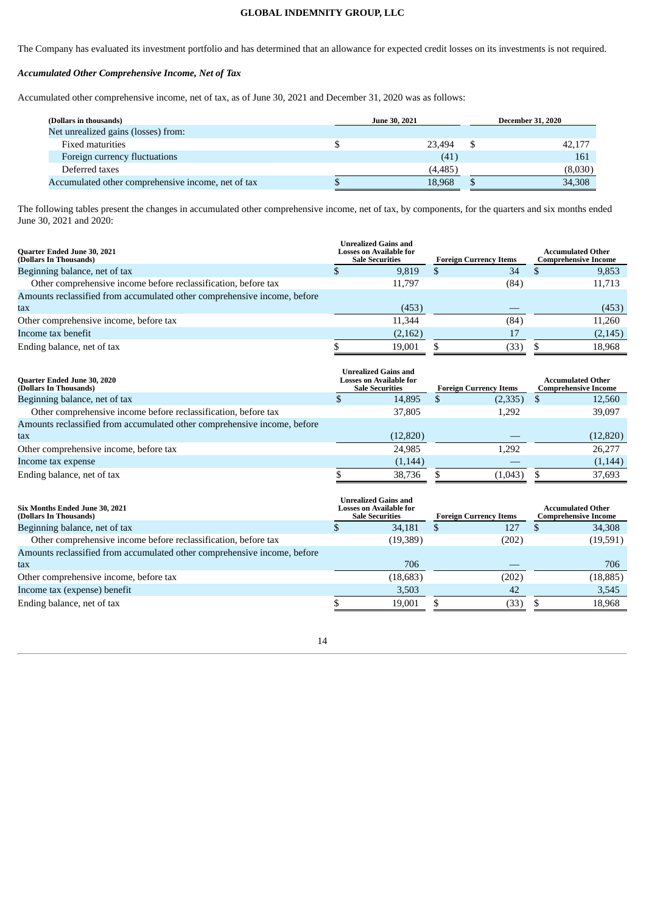The Company has evaluated its investment portfolio and has determined that an allowance for expected credit losses on its investments is not required.

### *Accumulated Other Comprehensive Income, Net of Tax*

Accumulated other comprehensive income, net of tax, as of June 30, 2021 and December 31, 2020 was as follows:

| (Dollars in thousands) | June 30, 2021 | December 31, 2020 |
|---|---|---|
| Net unrealized gains (losses) from: | | |
| Fixed maturities | $ 23,494 | $ 42,177 |
| Foreign currency fluctuations | (41) | 161 |
| Deferred taxes | (4,485) | (8,030) |
| Accumulated other comprehensive income, net of tax | $ 18,968 | $ 34,308 |

The following tables present the changes in accumulated other comprehensive income, net of tax, by components, for the quarters and six months ended June 30, 2021 and 2020:

| Quarter Ended June 30, 2021 (Dollars In Thousands) | Unrealized Gains and Losses on Available for Sale Securities | Foreign Currency Items | Accumulated Other Comprehensive Income |
|---|---|---|---|
| Beginning balance, net of tax | $ 9,819 | $ 34 | $ 9,853 |
| Other comprehensive income before reclassification, before tax | 11,797 | (84) | 11,713 |
| Amounts reclassified from accumulated other comprehensive income, before tax | (453) | — | (453) |
| Other comprehensive income, before tax | 11,344 | (84) | 11,260 |
| Income tax benefit | (2,162) | 17 | (2,145) |
| Ending balance, net of tax | $ 19,001 | $ (33) | $ 18,968 |

| Quarter Ended June 30, 2020 (Dollars In Thousands) | Unrealized Gains and Losses on Available for Sale Securities | Foreign Currency Items | Accumulated Other Comprehensive Income |
|---|---|---|---|
| Beginning balance, net of tax | $ 14,895 | $ (2,335) | $ 12,560 |
| Other comprehensive income before reclassification, before tax | 37,805 | 1,292 | 39,097 |
| Amounts reclassified from accumulated other comprehensive income, before tax | (12,820) | — | (12,820) |
| Other comprehensive income, before tax | 24,985 | 1,292 | 26,277 |
| Income tax expense | (1,144) | — | (1,144) |
| Ending balance, net of tax | $ 38,736 | $ (1,043) | $ 37,693 |

| Six Months Ended June 30, 2021 (Dollars In Thousands) | Unrealized Gains and Losses on Available for Sale Securities | Foreign Currency Items | Accumulated Other Comprehensive Income |
|---|---|---|---|
| Beginning balance, net of tax | $ 34,181 | $ 127 | $ 34,308 |
| Other comprehensive income before reclassification, before tax | (19,389) | (202) | (19,591) |
| Amounts reclassified from accumulated other comprehensive income, before tax | 706 | — | 706 |
| Other comprehensive income, before tax | (18,683) | (202) | (18,885) |
| Income tax (expense) benefit | 3,503 | 42 | 3,545 |
| Ending balance, net of tax | $ 19,001 | $ (33) | $ 18,968 |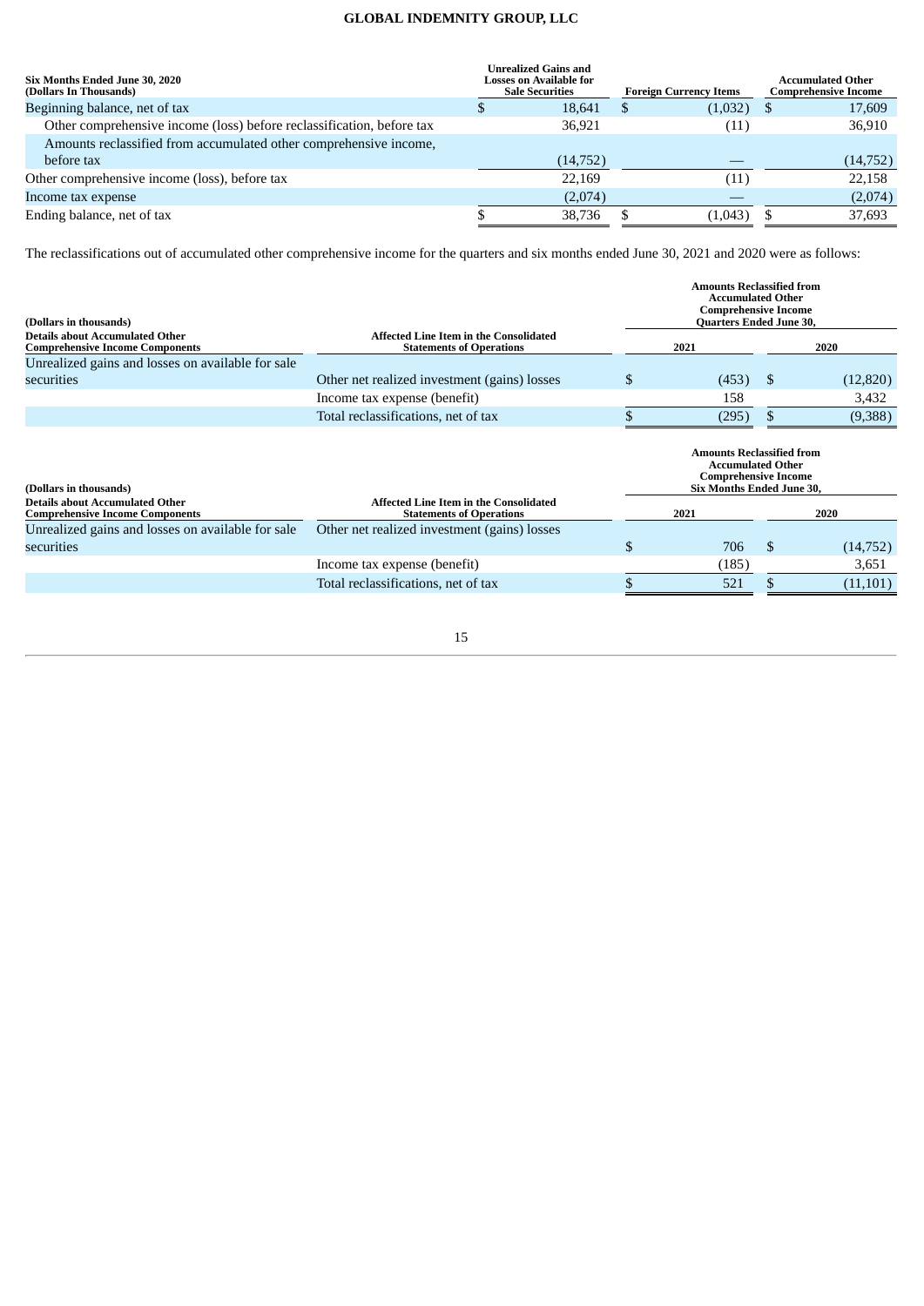| Six Months Ended June 30, 2020 (Dollars In Thousands) | Unrealized Gains and Losses on Available for Sale Securities | Foreign Currency Items | Accumulated Other Comprehensive Income |
|---|---|---|---|
| Beginning balance, net of tax | $ 18,641 | $ (1,032) | $ 17,609 |
| Other comprehensive income (loss) before reclassification, before tax | 36,921 | (11) | 36,910 |
| Amounts reclassified from accumulated other comprehensive income, before tax | (14,752) | — | (14,752) |
| Other comprehensive income (loss), before tax | 22,169 | (11) | 22,158 |
| Income tax expense | (2,074) | — | (2,074) |
| Ending balance, net of tax | $ 38,736 | $ (1,043) | $ 37,693 |

The reclassifications out of accumulated other comprehensive income for the quarters and six months ended June 30, 2021 and 2020 were as follows:

| (Dollars in thousands) | | Amounts Reclassified from Accumulated Other Comprehensive Income Quarters Ended June 30, | |
|---|---|---|---|
| Details about Accumulated Other Comprehensive Income Components | Affected Line Item in the Consolidated Statements of Operations | 2021 | 2020 |
| Unrealized gains and losses on available for sale securities | Other net realized investment (gains) losses | $ (453) | $ (12,820) |
| | Income tax expense (benefit) | 158 | 3,432 |
| | Total reclassifications, net of tax | $ (295) | $ (9,388) |

| (Dollars in thousands) | | Amounts Reclassified from Accumulated Other Comprehensive Income Six Months Ended June 30, | |
|---|---|---|---|
| Details about Accumulated Other Comprehensive Income Components | Affected Line Item in the Consolidated Statements of Operations | 2021 | 2020 |
| Unrealized gains and losses on available for sale securities | Other net realized investment (gains) losses | $ 706 | $ (14,752) |
| | Income tax expense (benefit) | (185) | 3,651 |
| | Total reclassifications, net of tax | $ 521 | $ (11,101) |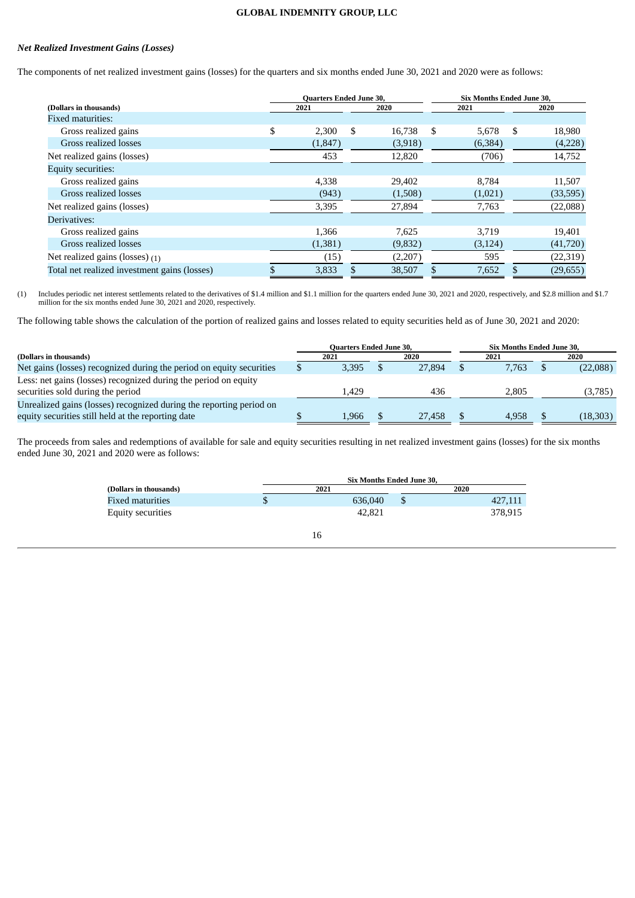### *Net Realized Investment Gains (Losses)*

The components of net realized investment gains (losses) for the quarters and six months ended June 30, 2021 and 2020 were as follows:

| (Dollars in thousands) | Quarters Ended June 30, 2021 | Quarters Ended June 30, 2020 | Six Months Ended June 30, 2021 | Six Months Ended June 30, 2020 |
|---|---|---|---|---|
| Fixed maturities: | | | | |
| Gross realized gains | $ 2,300 | $ 16,738 | $ 5,678 | $ 18,980 |
| Gross realized losses | (1,847) | (3,918) | (6,384) | (4,228) |
| Net realized gains (losses) | 453 | 12,820 | (706) | 14,752 |
| Equity securities: | | | | |
| Gross realized gains | 4,338 | 29,402 | 8,784 | 11,507 |
| Gross realized losses | (943) | (1,508) | (1,021) | (33,595) |
| Net realized gains (losses) | 3,395 | 27,894 | 7,763 | (22,088) |
| Derivatives: | | | | |
| Gross realized gains | 1,366 | 7,625 | 3,719 | 19,401 |
| Gross realized losses | (1,381) | (9,832) | (3,124) | (41,720) |
| Net realized gains (losses) (1) | (15) | (2,207) | 595 | (22,319) |
| Total net realized investment gains (losses) | $ 3,833 | $ 38,507 | $ 7,652 | $ (29,655) |

(1) Includes periodic net interest settlements related to the derivatives of $1.4 million and $1.1 million for the quarters ended June 30, 2021 and 2020, respectively, and $2.8 million and $1.7 million for the six months ended June 30, 2021 and 2020, respectively.

The following table shows the calculation of the portion of realized gains and losses related to equity securities held as of June 30, 2021 and 2020:

| (Dollars in thousands) | Quarters Ended June 30, 2021 | Quarters Ended June 30, 2020 | Six Months Ended June 30, 2021 | Six Months Ended June 30, 2020 |
|---|---|---|---|---|
| Net gains (losses) recognized during the period on equity securities | $ 3,395 | $ 27,894 | $ 7,763 | $ (22,088) |
| Less: net gains (losses) recognized during the period on equity securities sold during the period | 1,429 | 436 | 2,805 | (3,785) |
| Unrealized gains (losses) recognized during the reporting period on equity securities still held at the reporting date | $ 1,966 | $ 27,458 | $ 4,958 | $ (18,303) |

The proceeds from sales and redemptions of available for sale and equity securities resulting in net realized investment gains (losses) for the six months ended June 30, 2021 and 2020 were as follows:

| (Dollars in thousands) | Six Months Ended June 30, 2021 | Six Months Ended June 30, 2020 |
|---|---|---|
| Fixed maturities | $ 636,040 | $ 427,111 |
| Equity securities | 42,821 | 378,915 |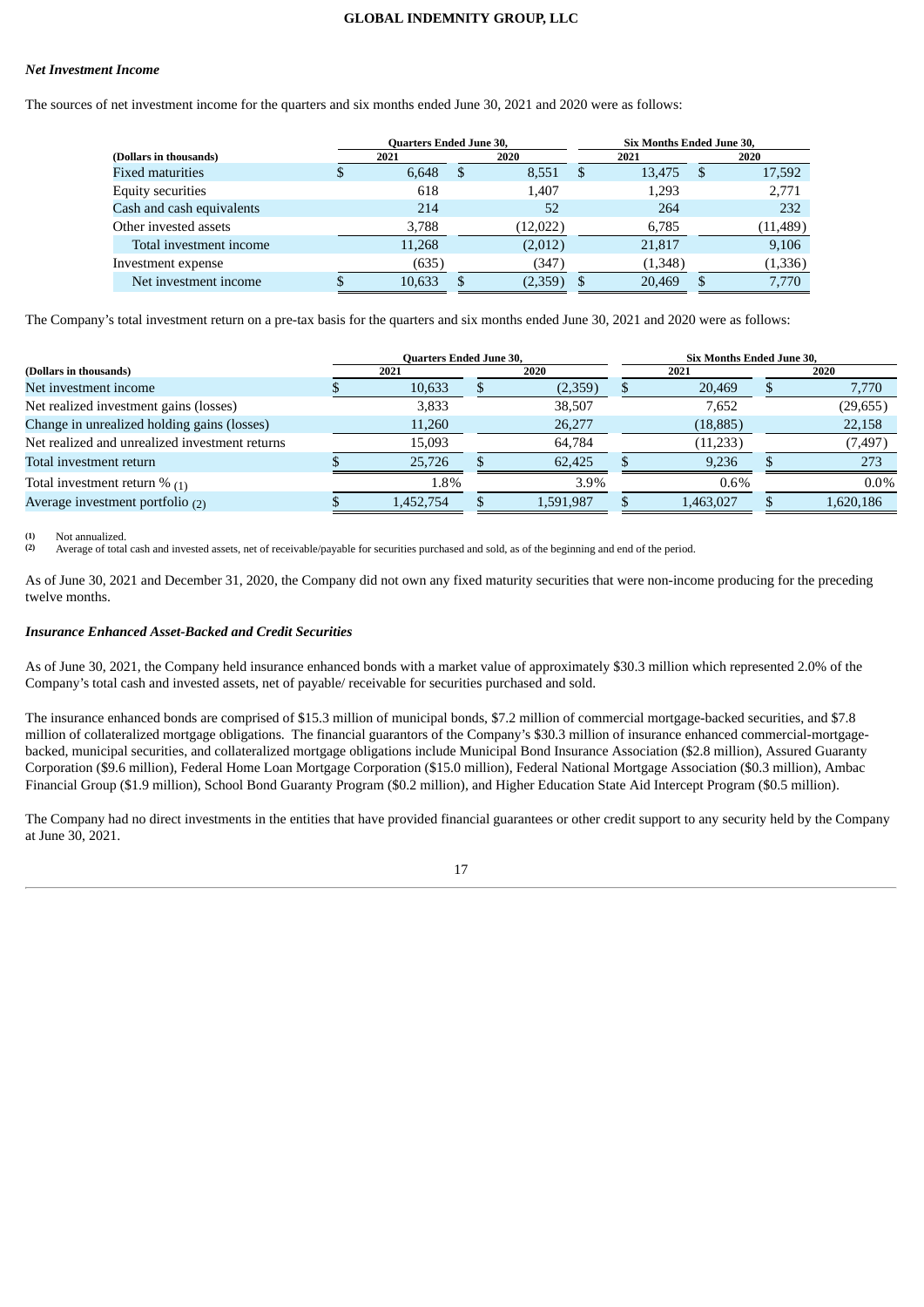### *Net Investment Income*

The sources of net investment income for the quarters and six months ended June 30, 2021 and 2020 were as follows:

| (Dollars in thousands) | Quarters Ended June 30, 2021 | Quarters Ended June 30, 2020 | Six Months Ended June 30, 2021 | Six Months Ended June 30, 2020 |
|---|---|---|---|---|
| Fixed maturities | $ 6,648 | $ 8,551 | $ 13,475 | $ 17,592 |
| Equity securities | 618 | 1,407 | 1,293 | 2,771 |
| Cash and cash equivalents | 214 | 52 | 264 | 232 |
| Other invested assets | 3,788 | (12,022) | 6,785 | (11,489) |
| Total investment income | 11,268 | (2,012) | 21,817 | 9,106 |
| Investment expense | (635) | (347) | (1,348) | (1,336) |
| Net investment income | $ 10,633 | $ (2,359) | $ 20,469 | $ 7,770 |

The Company's total investment return on a pre-tax basis for the quarters and six months ended June 30, 2021 and 2020 were as follows:

| (Dollars in thousands) | Quarters Ended June 30, 2021 | Quarters Ended June 30, 2020 | Six Months Ended June 30, 2021 | Six Months Ended June 30, 2020 |
|---|---|---|---|---|
| Net investment income | $ 10,633 | $ (2,359) | $ 20,469 | $ 7,770 |
| Net realized investment gains (losses) | 3,833 | 38,507 | 7,652 | (29,655) |
| Change in unrealized holding gains (losses) | 11,260 | 26,277 | (18,885) | 22,158 |
| Net realized and unrealized investment returns | 15,093 | 64,784 | (11,233) | (7,497) |
| Total investment return | $ 25,726 | $ 62,425 | $ 9,236 | $ 273 |
| Total investment return % (1) | 1.8% | 3.9% | 0.6% | 0.0% |
| Average investment portfolio (2) | $ 1,452,754 | $ 1,591,987 | $ 1,463,027 | $ 1,620,186 |

(1) Not annualized.
(2) Average of total cash and invested assets, net of receivable/payable for securities purchased and sold, as of the beginning and end of the period.

As of June 30, 2021 and December 31, 2020, the Company did not own any fixed maturity securities that were non-income producing for the preceding twelve months.

### *Insurance Enhanced Asset-Backed and Credit Securities*

As of June 30, 2021, the Company held insurance enhanced bonds with a market value of approximately $30.3 million which represented 2.0% of the Company's total cash and invested assets, net of payable/ receivable for securities purchased and sold.

The insurance enhanced bonds are comprised of $15.3 million of municipal bonds, $7.2 million of commercial mortgage-backed securities, and $7.8 million of collateralized mortgage obligations. The financial guarantors of the Company's $30.3 million of insurance enhanced commercial-mortgage-backed, municipal securities, and collateralized mortgage obligations include Municipal Bond Insurance Association ($2.8 million), Assured Guaranty Corporation ($9.6 million), Federal Home Loan Mortgage Corporation ($15.0 million), Federal National Mortgage Association ($0.3 million), Ambac Financial Group ($1.9 million), School Bond Guaranty Program ($0.2 million), and Higher Education State Aid Intercept Program ($0.5 million).

The Company had no direct investments in the entities that have provided financial guarantees or other credit support to any security held by the Company at June 30, 2021.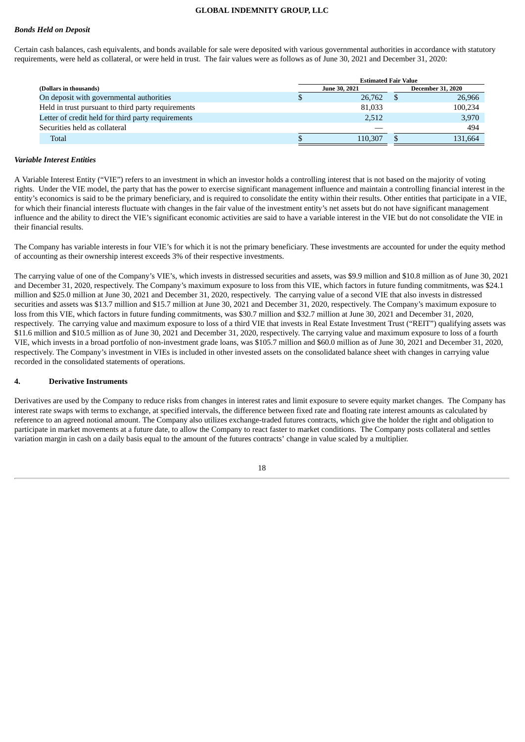#### *Bonds Held on Deposit*

Certain cash balances, cash equivalents, and bonds available for sale were deposited with various governmental authorities in accordance with statutory requirements, were held as collateral, or were held in trust. The fair values were as follows as of June 30, 2021 and December 31, 2020:

| | Estimated Fair Value | |
|---|---|---|
| **(Dollars in thousands)** | **June 30, 2021** | **December 31, 2020** |
| On deposit with governmental authorities | $ 26,762 | $ 26,966 |
| Held in trust pursuant to third party requirements | 81,033 | 100,234 |
| Letter of credit held for third party requirements | 2,512 | 3,970 |
| Securities held as collateral | — | 494 |
| Total | $ 110,307 | $ 131,664 |

#### *Variable Interest Entities*

A Variable Interest Entity ("VIE") refers to an investment in which an investor holds a controlling interest that is not based on the majority of voting rights. Under the VIE model, the party that has the power to exercise significant management influence and maintain a controlling financial interest in the entity's economics is said to be the primary beneficiary, and is required to consolidate the entity within their results. Other entities that participate in a VIE, for which their financial interests fluctuate with changes in the fair value of the investment entity's net assets but do not have significant management influence and the ability to direct the VIE's significant economic activities are said to have a variable interest in the VIE but do not consolidate the VIE in their financial results.

The Company has variable interests in four VIE's for which it is not the primary beneficiary. These investments are accounted for under the equity method of accounting as their ownership interest exceeds 3% of their respective investments.

The carrying value of one of the Company's VIE's, which invests in distressed securities and assets, was $9.9 million and $10.8 million as of June 30, 2021 and December 31, 2020, respectively. The Company's maximum exposure to loss from this VIE, which factors in future funding commitments, was $24.1 million and $25.0 million at June 30, 2021 and December 31, 2020, respectively. The carrying value of a second VIE that also invests in distressed securities and assets was $13.7 million and $15.7 million at June 30, 2021 and December 31, 2020, respectively. The Company's maximum exposure to loss from this VIE, which factors in future funding commitments, was $30.7 million and $32.7 million at June 30, 2021 and December 31, 2020, respectively. The carrying value and maximum exposure to loss of a third VIE that invests in Real Estate Investment Trust ("REIT") qualifying assets was $11.6 million and $10.5 million as of June 30, 2021 and December 31, 2020, respectively. The carrying value and maximum exposure to loss of a fourth VIE, which invests in a broad portfolio of non-investment grade loans, was $105.7 million and $60.0 million as of June 30, 2021 and December 31, 2020, respectively. The Company's investment in VIEs is included in other invested assets on the consolidated balance sheet with changes in carrying value recorded in the consolidated statements of operations.

## 4. Derivative Instruments

Derivatives are used by the Company to reduce risks from changes in interest rates and limit exposure to severe equity market changes. The Company has interest rate swaps with terms to exchange, at specified intervals, the difference between fixed rate and floating rate interest amounts as calculated by reference to an agreed notional amount. The Company also utilizes exchange-traded futures contracts, which give the holder the right and obligation to participate in market movements at a future date, to allow the Company to react faster to market conditions. The Company posts collateral and settles variation margin in cash on a daily basis equal to the amount of the futures contracts' change in value scaled by a multiplier.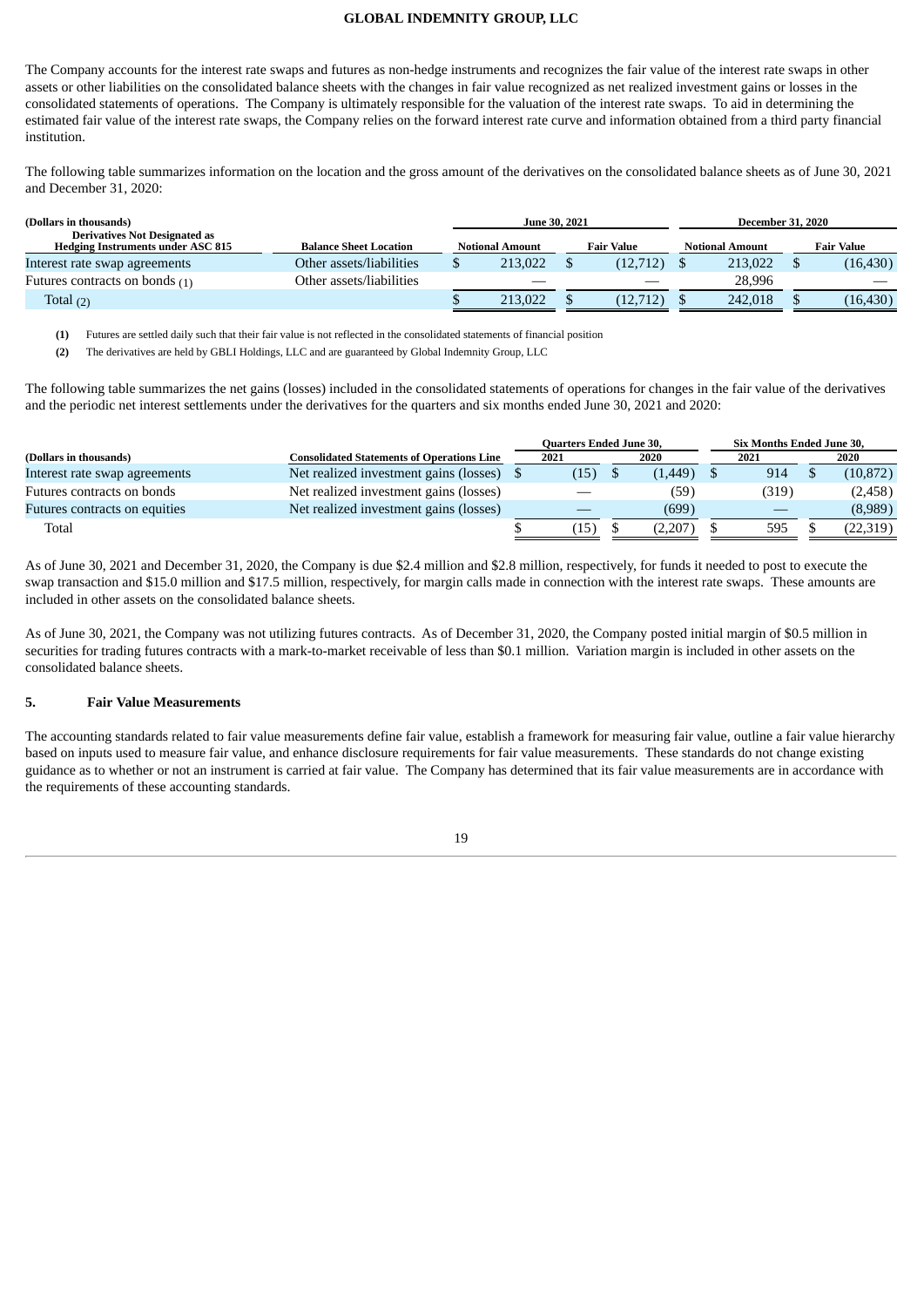The Company accounts for the interest rate swaps and futures as non-hedge instruments and recognizes the fair value of the interest rate swaps in other assets or other liabilities on the consolidated balance sheets with the changes in fair value recognized as net realized investment gains or losses in the consolidated statements of operations. The Company is ultimately responsible for the valuation of the interest rate swaps. To aid in determining the estimated fair value of the interest rate swaps, the Company relies on the forward interest rate curve and information obtained from a third party financial institution.

The following table summarizes information on the location and the gross amount of the derivatives on the consolidated balance sheets as of June 30, 2021 and December 31, 2020:

| (Dollars in thousands) | | June 30, 2021 | | December 31, 2020 | |
|---|---|---|---|---|---|
| **Derivatives Not Designated as Hedging Instruments under ASC 815** | **Balance Sheet Location** | **Notional Amount** | **Fair Value** | **Notional Amount** | **Fair Value** |
| Interest rate swap agreements | Other assets/liabilities | $ 213,022 | $ (12,712) | $ 213,022 | $ (16,430) |
| Futures contracts on bonds (1) | Other assets/liabilities | — | — | 28,996 | — |
| Total (2) | | $ 213,022 | $ (12,712) | $ 242,018 | $ (16,430) |

**(1)** Futures are settled daily such that their fair value is not reflected in the consolidated statements of financial position

**(2)** The derivatives are held by GBLI Holdings, LLC and are guaranteed by Global Indemnity Group, LLC

The following table summarizes the net gains (losses) included in the consolidated statements of operations for changes in the fair value of the derivatives and the periodic net interest settlements under the derivatives for the quarters and six months ended June 30, 2021 and 2020:

| | | Quarters Ended June 30, | | Six Months Ended June 30, | |
|---|---|---|---|---|---|
| **(Dollars in thousands)** | **Consolidated Statements of Operations Line** | **2021** | **2020** | **2021** | **2020** |
| Interest rate swap agreements | Net realized investment gains (losses) | $ (15) | $ (1,449) | $ 914 | $ (10,872) |
| Futures contracts on bonds | Net realized investment gains (losses) | — | (59) | (319) | (2,458) |
| Futures contracts on equities | Net realized investment gains (losses) | — | (699) | — | (8,989) |
| Total | | $ (15) | $ (2,207) | $ 595 | $ (22,319) |

As of June 30, 2021 and December 31, 2020, the Company is due $2.4 million and $2.8 million, respectively, for funds it needed to post to execute the swap transaction and $15.0 million and $17.5 million, respectively, for margin calls made in connection with the interest rate swaps. These amounts are included in other assets on the consolidated balance sheets.

As of June 30, 2021, the Company was not utilizing futures contracts. As of December 31, 2020, the Company posted initial margin of $0.5 million in securities for trading futures contracts with a mark-to-market receivable of less than $0.1 million. Variation margin is included in other assets on the consolidated balance sheets.

## 5. Fair Value Measurements

The accounting standards related to fair value measurements define fair value, establish a framework for measuring fair value, outline a fair value hierarchy based on inputs used to measure fair value, and enhance disclosure requirements for fair value measurements. These standards do not change existing guidance as to whether or not an instrument is carried at fair value. The Company has determined that its fair value measurements are in accordance with the requirements of these accounting standards.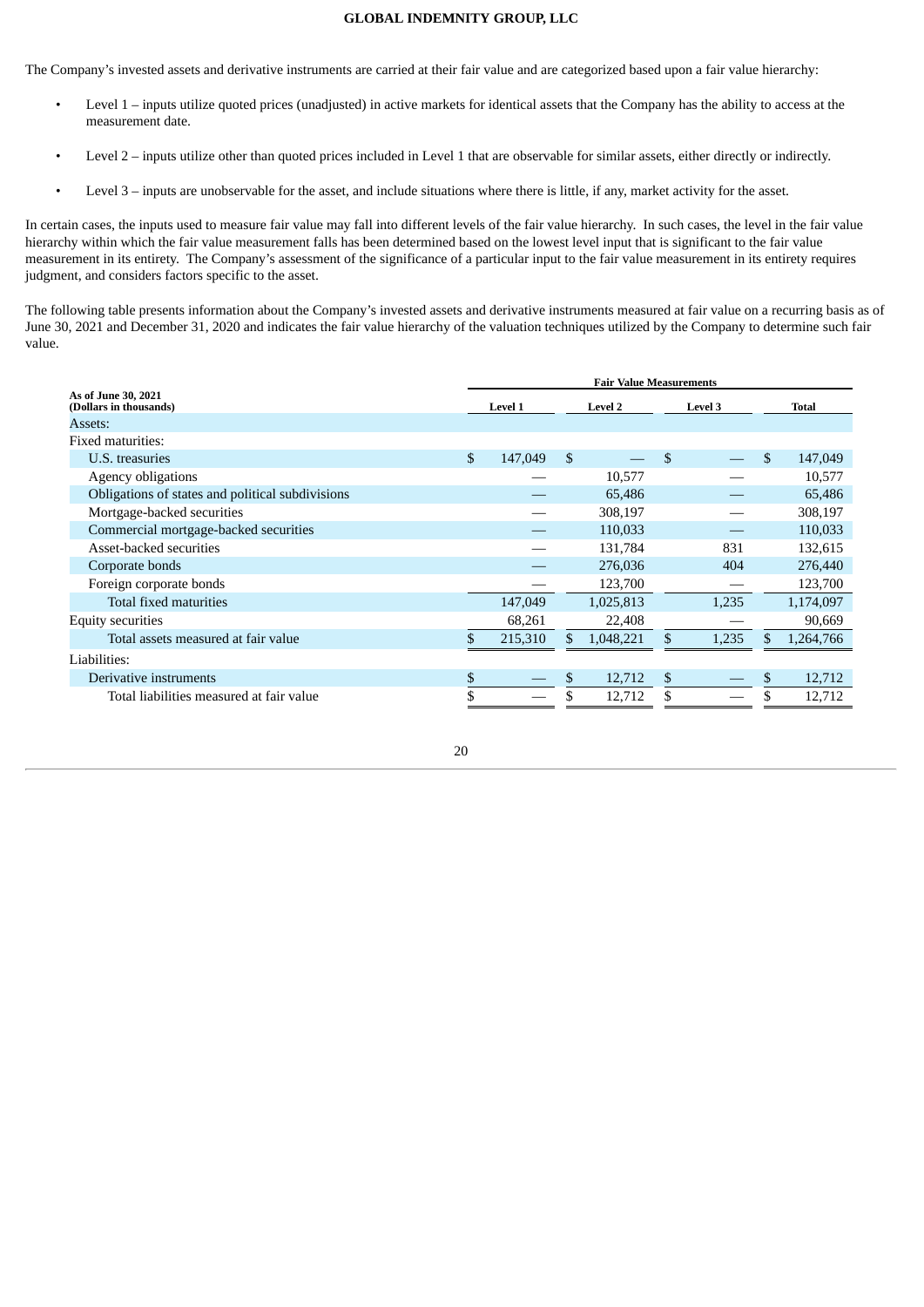The Company's invested assets and derivative instruments are carried at their fair value and are categorized based upon a fair value hierarchy:

- Level 1 – inputs utilize quoted prices (unadjusted) in active markets for identical assets that the Company has the ability to access at the measurement date.
- Level 2 – inputs utilize other than quoted prices included in Level 1 that are observable for similar assets, either directly or indirectly.
- Level 3 – inputs are unobservable for the asset, and include situations where there is little, if any, market activity for the asset.

In certain cases, the inputs used to measure fair value may fall into different levels of the fair value hierarchy. In such cases, the level in the fair value hierarchy within which the fair value measurement falls has been determined based on the lowest level input that is significant to the fair value measurement in its entirety. The Company's assessment of the significance of a particular input to the fair value measurement in its entirety requires judgment, and considers factors specific to the asset.

The following table presents information about the Company's invested assets and derivative instruments measured at fair value on a recurring basis as of June 30, 2021 and December 31, 2020 and indicates the fair value hierarchy of the valuation techniques utilized by the Company to determine such fair value.

| As of June 30, 2021 (Dollars in thousands) | Fair Value Measurements | | | |
|---|---|---|---|---|
| | Level 1 | Level 2 | Level 3 | Total |
| Assets: | | | | |
| Fixed maturities: | | | | |
| U.S. treasuries | $ 147,049 | $ — | $ — | $ 147,049 |
| Agency obligations | — | 10,577 | — | 10,577 |
| Obligations of states and political subdivisions | — | 65,486 | — | 65,486 |
| Mortgage-backed securities | — | 308,197 | — | 308,197 |
| Commercial mortgage-backed securities | — | 110,033 | — | 110,033 |
| Asset-backed securities | — | 131,784 | 831 | 132,615 |
| Corporate bonds | — | 276,036 | 404 | 276,440 |
| Foreign corporate bonds | — | 123,700 | — | 123,700 |
| Total fixed maturities | 147,049 | 1,025,813 | 1,235 | 1,174,097 |
| Equity securities | 68,261 | 22,408 | — | 90,669 |
| Total assets measured at fair value | $ 215,310 | $ 1,048,221 | $ 1,235 | $ 1,264,766 |
| Liabilities: | | | | |
| Derivative instruments | $ — | $ 12,712 | $ — | $ 12,712 |
| Total liabilities measured at fair value | $ — | $ 12,712 | $ — | $ 12,712 |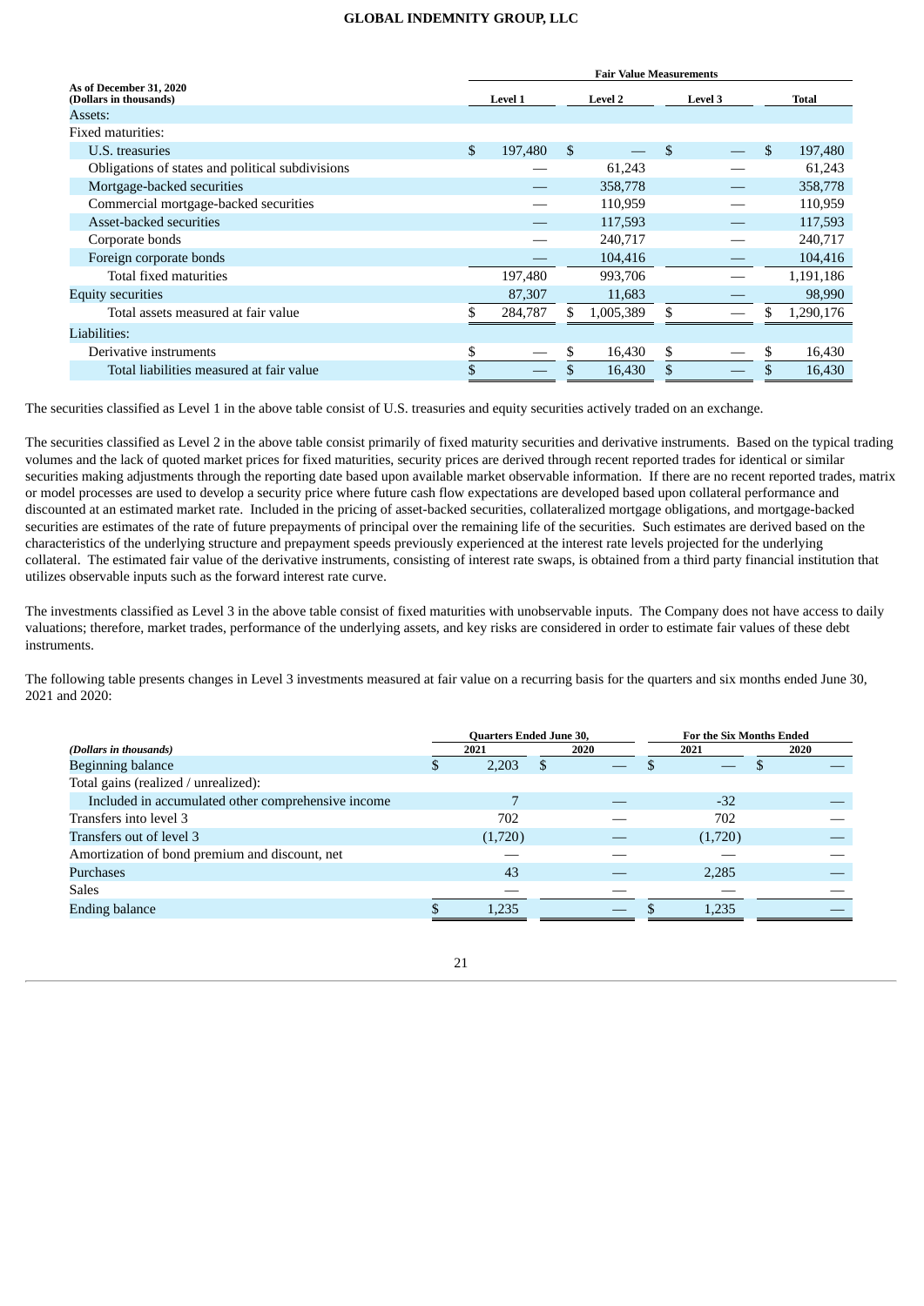| As of December 31, 2020 (Dollars in thousands) | Fair Value Measurements | | | |
|---|---|---|---|---|
| | Level 1 | Level 2 | Level 3 | Total |
| Assets: | | | | |
| Fixed maturities: | | | | |
| U.S. treasuries | $ 197,480 | $ — | $ — | $ 197,480 |
| Obligations of states and political subdivisions | — | 61,243 | — | 61,243 |
| Mortgage-backed securities | — | 358,778 | — | 358,778 |
| Commercial mortgage-backed securities | — | 110,959 | — | 110,959 |
| Asset-backed securities | — | 117,593 | — | 117,593 |
| Corporate bonds | — | 240,717 | — | 240,717 |
| Foreign corporate bonds | — | 104,416 | — | 104,416 |
| Total fixed maturities | 197,480 | 993,706 | — | 1,191,186 |
| Equity securities | 87,307 | 11,683 | — | 98,990 |
| Total assets measured at fair value | $ 284,787 | $ 1,005,389 | $ — | $ 1,290,176 |
| Liabilities: | | | | |
| Derivative instruments | $ — | $ 16,430 | $ — | $ 16,430 |
| Total liabilities measured at fair value | $ — | $ 16,430 | $ — | $ 16,430 |

The securities classified as Level 1 in the above table consist of U.S. treasuries and equity securities actively traded on an exchange.

The securities classified as Level 2 in the above table consist primarily of fixed maturity securities and derivative instruments. Based on the typical trading volumes and the lack of quoted market prices for fixed maturities, security prices are derived through recent reported trades for identical or similar securities making adjustments through the reporting date based upon available market observable information. If there are no recent reported trades, matrix or model processes are used to develop a security price where future cash flow expectations are developed based upon collateral performance and discounted at an estimated market rate. Included in the pricing of asset-backed securities, collateralized mortgage obligations, and mortgage-backed securities are estimates of the rate of future prepayments of principal over the remaining life of the securities. Such estimates are derived based on the characteristics of the underlying structure and prepayment speeds previously experienced at the interest rate levels projected for the underlying collateral. The estimated fair value of the derivative instruments, consisting of interest rate swaps, is obtained from a third party financial institution that utilizes observable inputs such as the forward interest rate curve.

The investments classified as Level 3 in the above table consist of fixed maturities with unobservable inputs. The Company does not have access to daily valuations; therefore, market trades, performance of the underlying assets, and key risks are considered in order to estimate fair values of these debt instruments.

The following table presents changes in Level 3 investments measured at fair value on a recurring basis for the quarters and six months ended June 30, 2021 and 2020:

| *(Dollars in thousands)* | Quarters Ended June 30, 2021 | Quarters Ended June 30, 2020 | For the Six Months Ended 2021 | For the Six Months Ended 2020 |
|---|---|---|---|---|
| Beginning balance | $ 2,203 | $ — | $ — | $ — |
| Total gains (realized / unrealized): | | | | |
| Included in accumulated other comprehensive income | 7 | — | -32 | — |
| Transfers into level 3 | 702 | — | 702 | — |
| Transfers out of level 3 | (1,720) | — | (1,720) | — |
| Amortization of bond premium and discount, net | — | — | — | — |
| Purchases | 43 | — | 2,285 | — |
| Sales | — | — | — | — |
| Ending balance | $ 1,235 | — | $ 1,235 | — |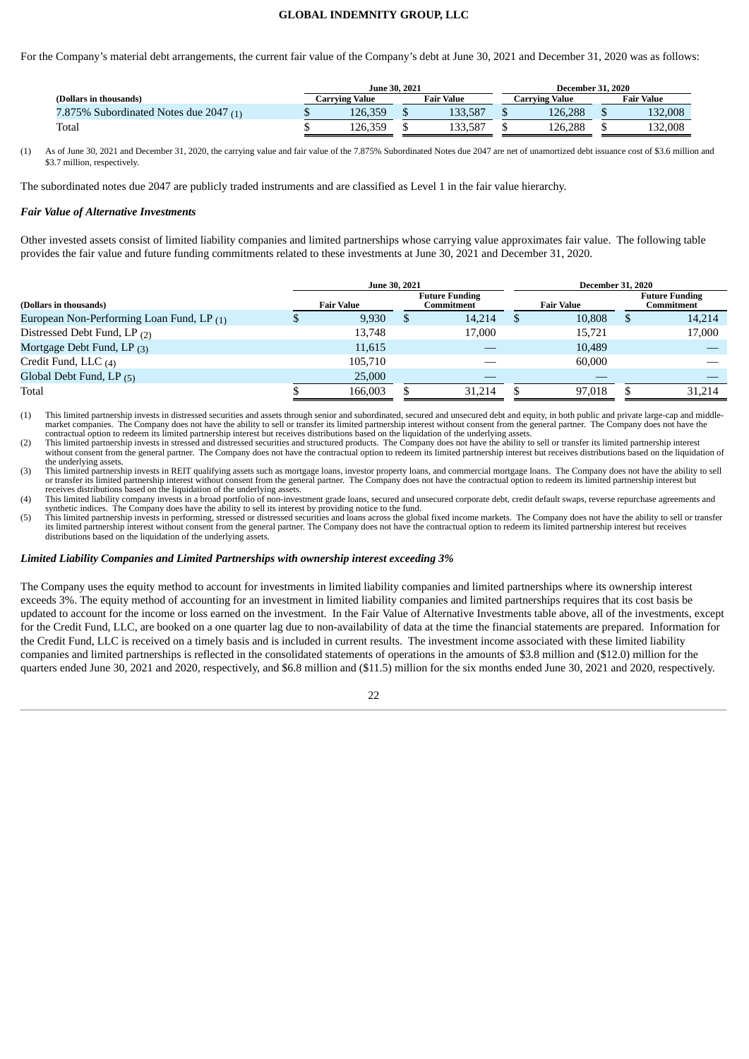For the Company's material debt arrangements, the current fair value of the Company's debt at June 30, 2021 and December 31, 2020 was as follows:

| (Dollars in thousands) | June 30, 2021 | | December 31, 2020 | |
|---|---|---|---|---|
| | Carrying Value | Fair Value | Carrying Value | Fair Value |
| 7.875% Subordinated Notes due 2047 (1) | $ 126,359 | $ 133,587 | $ 126,288 | $ 132,008 |
| Total | $ 126,359 | $ 133,587 | $ 126,288 | $ 132,008 |

(1) As of June 30, 2021 and December 31, 2020, the carrying value and fair value of the 7.875% Subordinated Notes due 2047 are net of unamortized debt issuance cost of $3.6 million and $3.7 million, respectively.

The subordinated notes due 2047 are publicly traded instruments and are classified as Level 1 in the fair value hierarchy.

***Fair Value of Alternative Investments***

Other invested assets consist of limited liability companies and limited partnerships whose carrying value approximates fair value. The following table provides the fair value and future funding commitments related to these investments at June 30, 2021 and December 31, 2020.

| (Dollars in thousands) | June 30, 2021 | | December 31, 2020 | |
|---|---|---|---|---|
| | Fair Value | Future Funding Commitment | Fair Value | Future Funding Commitment |
| European Non-Performing Loan Fund, LP (1) | $ 9,930 | $ 14,214 | $ 10,808 | $ 14,214 |
| Distressed Debt Fund, LP (2) | 13,748 | 17,000 | 15,721 | 17,000 |
| Mortgage Debt Fund, LP (3) | 11,615 | — | 10,489 | — |
| Credit Fund, LLC (4) | 105,710 | — | 60,000 | — |
| Global Debt Fund, LP (5) | 25,000 | — | — | — |
| Total | $ 166,003 | $ 31,214 | $ 97,018 | $ 31,214 |

(1) This limited partnership invests in distressed securities and assets through senior and subordinated, secured and unsecured debt and equity, in both public and private large-cap and middle-market companies. The Company does not have the ability to sell or transfer its limited partnership interest without consent from the general partner. The Company does not have the contractual option to redeem its limited partnership interest but receives distributions based on the liquidation of the underlying assets.

(2) This limited partnership invests in stressed and distressed securities and structured products. The Company does not have the ability to sell or transfer its limited partnership interest without consent from the general partner. The Company does not have the contractual option to redeem its limited partnership interest but receives distributions based on the liquidation of the underlying assets.

(3) This limited partnership invests in REIT qualifying assets such as mortgage loans, investor property loans, and commercial mortgage loans. The Company does not have the ability to sell or transfer its limited partnership interest without consent from the general partner. The Company does not have the contractual option to redeem its limited partnership interest but receives distributions based on the liquidation of the underlying assets.

(4) This limited liability company invests in a broad portfolio of non-investment grade loans, secured and unsecured corporate debt, credit default swaps, reverse repurchase agreements and synthetic indices. The Company does have the ability to sell its interest by providing notice to the fund.

(5) This limited partnership invests in performing, stressed or distressed securities and loans across the global fixed income markets. The Company does not have the ability to sell or transfer its limited partnership interest without consent from the general partner. The Company does not have the contractual option to redeem its limited partnership interest but receives distributions based on the liquidation of the underlying assets.

***Limited Liability Companies and Limited Partnerships with ownership interest exceeding 3%***

The Company uses the equity method to account for investments in limited liability companies and limited partnerships where its ownership interest exceeds 3%. The equity method of accounting for an investment in limited liability companies and limited partnerships requires that its cost basis be updated to account for the income or loss earned on the investment. In the Fair Value of Alternative Investments table above, all of the investments, except for the Credit Fund, LLC, are booked on a one quarter lag due to non-availability of data at the time the financial statements are prepared. Information for the Credit Fund, LLC is received on a timely basis and is included in current results. The investment income associated with these limited liability companies and limited partnerships is reflected in the consolidated statements of operations in the amounts of $3.8 million and ($12.0) million for the quarters ended June 30, 2021 and 2020, respectively, and $6.8 million and ($11.5) million for the six months ended June 30, 2021 and 2020, respectively.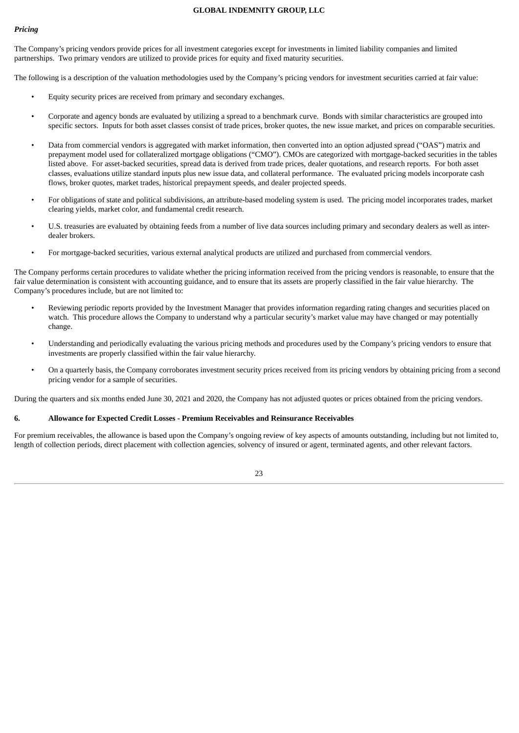*Pricing*

The Company's pricing vendors provide prices for all investment categories except for investments in limited liability companies and limited partnerships. Two primary vendors are utilized to provide prices for equity and fixed maturity securities.

The following is a description of the valuation methodologies used by the Company's pricing vendors for investment securities carried at fair value:

- Equity security prices are received from primary and secondary exchanges.
- Corporate and agency bonds are evaluated by utilizing a spread to a benchmark curve. Bonds with similar characteristics are grouped into specific sectors. Inputs for both asset classes consist of trade prices, broker quotes, the new issue market, and prices on comparable securities.
- Data from commercial vendors is aggregated with market information, then converted into an option adjusted spread ("OAS") matrix and prepayment model used for collateralized mortgage obligations ("CMO"). CMOs are categorized with mortgage-backed securities in the tables listed above. For asset-backed securities, spread data is derived from trade prices, dealer quotations, and research reports. For both asset classes, evaluations utilize standard inputs plus new issue data, and collateral performance. The evaluated pricing models incorporate cash flows, broker quotes, market trades, historical prepayment speeds, and dealer projected speeds.
- For obligations of state and political subdivisions, an attribute-based modeling system is used. The pricing model incorporates trades, market clearing yields, market color, and fundamental credit research.
- U.S. treasuries are evaluated by obtaining feeds from a number of live data sources including primary and secondary dealers as well as inter-dealer brokers.
- For mortgage-backed securities, various external analytical products are utilized and purchased from commercial vendors.

The Company performs certain procedures to validate whether the pricing information received from the pricing vendors is reasonable, to ensure that the fair value determination is consistent with accounting guidance, and to ensure that its assets are properly classified in the fair value hierarchy. The Company's procedures include, but are not limited to:

- Reviewing periodic reports provided by the Investment Manager that provides information regarding rating changes and securities placed on watch. This procedure allows the Company to understand why a particular security's market value may have changed or may potentially change.
- Understanding and periodically evaluating the various pricing methods and procedures used by the Company's pricing vendors to ensure that investments are properly classified within the fair value hierarchy.
- On a quarterly basis, the Company corroborates investment security prices received from its pricing vendors by obtaining pricing from a second pricing vendor for a sample of securities.

During the quarters and six months ended June 30, 2021 and 2020, the Company has not adjusted quotes or prices obtained from the pricing vendors.

## 6. Allowance for Expected Credit Losses - Premium Receivables and Reinsurance Receivables

For premium receivables, the allowance is based upon the Company's ongoing review of key aspects of amounts outstanding, including but not limited to, length of collection periods, direct placement with collection agencies, solvency of insured or agent, terminated agents, and other relevant factors.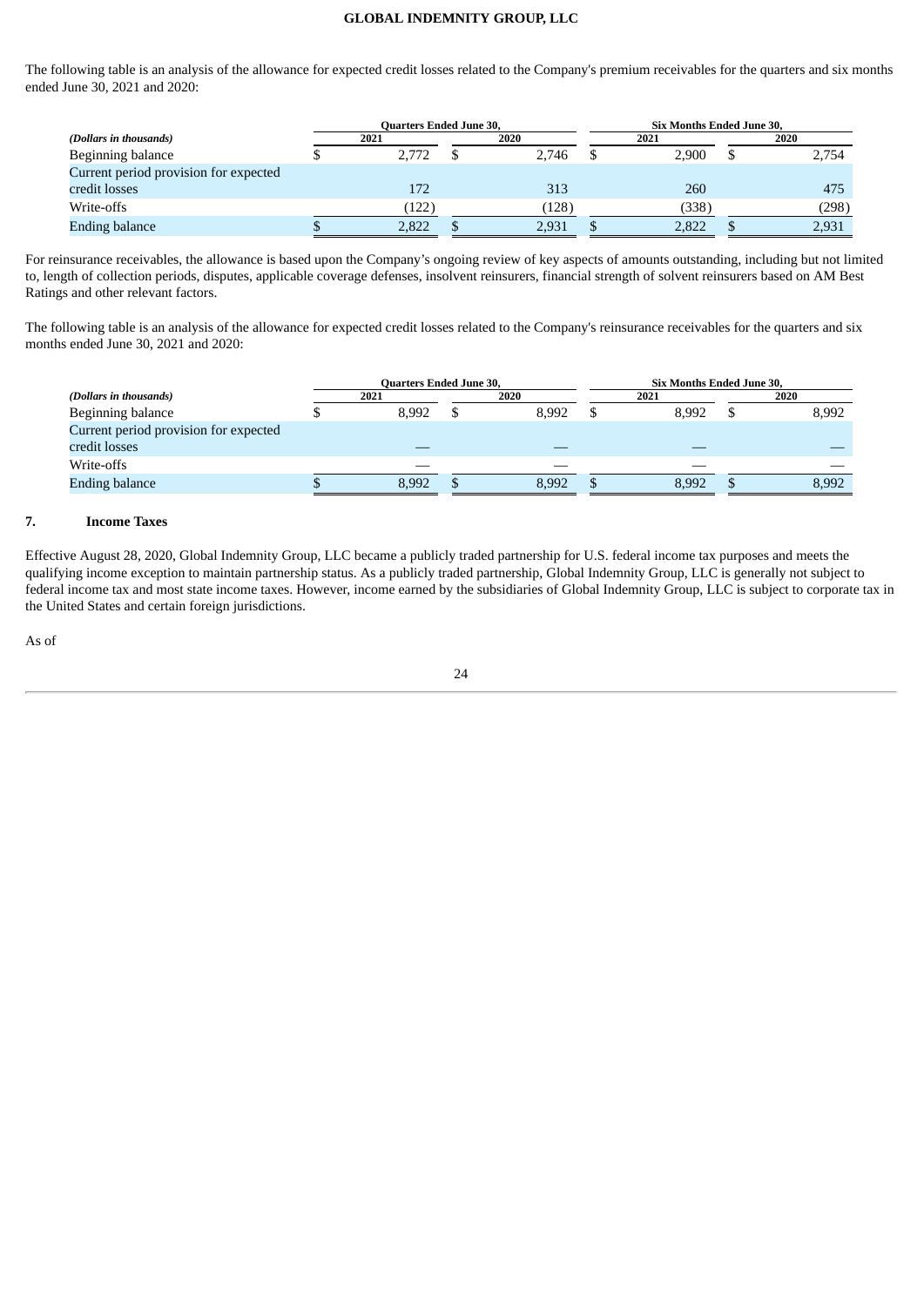The following table is an analysis of the allowance for expected credit losses related to the Company's premium receivables for the quarters and six months ended June 30, 2021 and 2020:

| *(Dollars in thousands)* | Quarters Ended June 30, | | Six Months Ended June 30, | |
|---|---|---|---|---|
| | 2021 | 2020 | 2021 | 2020 |
| Beginning balance | $ 2,772 | $ 2,746 | $ 2,900 | $ 2,754 |
| Current period provision for expected credit losses | 172 | 313 | 260 | 475 |
| Write-offs | (122) | (128) | (338) | (298) |
| Ending balance | $ 2,822 | $ 2,931 | $ 2,822 | $ 2,931 |

For reinsurance receivables, the allowance is based upon the Company's ongoing review of key aspects of amounts outstanding, including but not limited to, length of collection periods, disputes, applicable coverage defenses, insolvent reinsurers, financial strength of solvent reinsurers based on AM Best Ratings and other relevant factors.

The following table is an analysis of the allowance for expected credit losses related to the Company's reinsurance receivables for the quarters and six months ended June 30, 2021 and 2020:

| *(Dollars in thousands)* | Quarters Ended June 30, | | Six Months Ended June 30, | |
|---|---|---|---|---|
| | 2021 | 2020 | 2021 | 2020 |
| Beginning balance | $ 8,992 | $ 8,992 | $ 8,992 | $ 8,992 |
| Current period provision for expected credit losses | — | — | — | — |
| Write-offs | — | — | — | — |
| Ending balance | $ 8,992 | $ 8,992 | $ 8,992 | $ 8,992 |

## 7. Income Taxes

Effective August 28, 2020, Global Indemnity Group, LLC became a publicly traded partnership for U.S. federal income tax purposes and meets the qualifying income exception to maintain partnership status. As a publicly traded partnership, Global Indemnity Group, LLC is generally not subject to federal income tax and most state income taxes. However, income earned by the subsidiaries of Global Indemnity Group, LLC is subject to corporate tax in the United States and certain foreign jurisdictions.

As of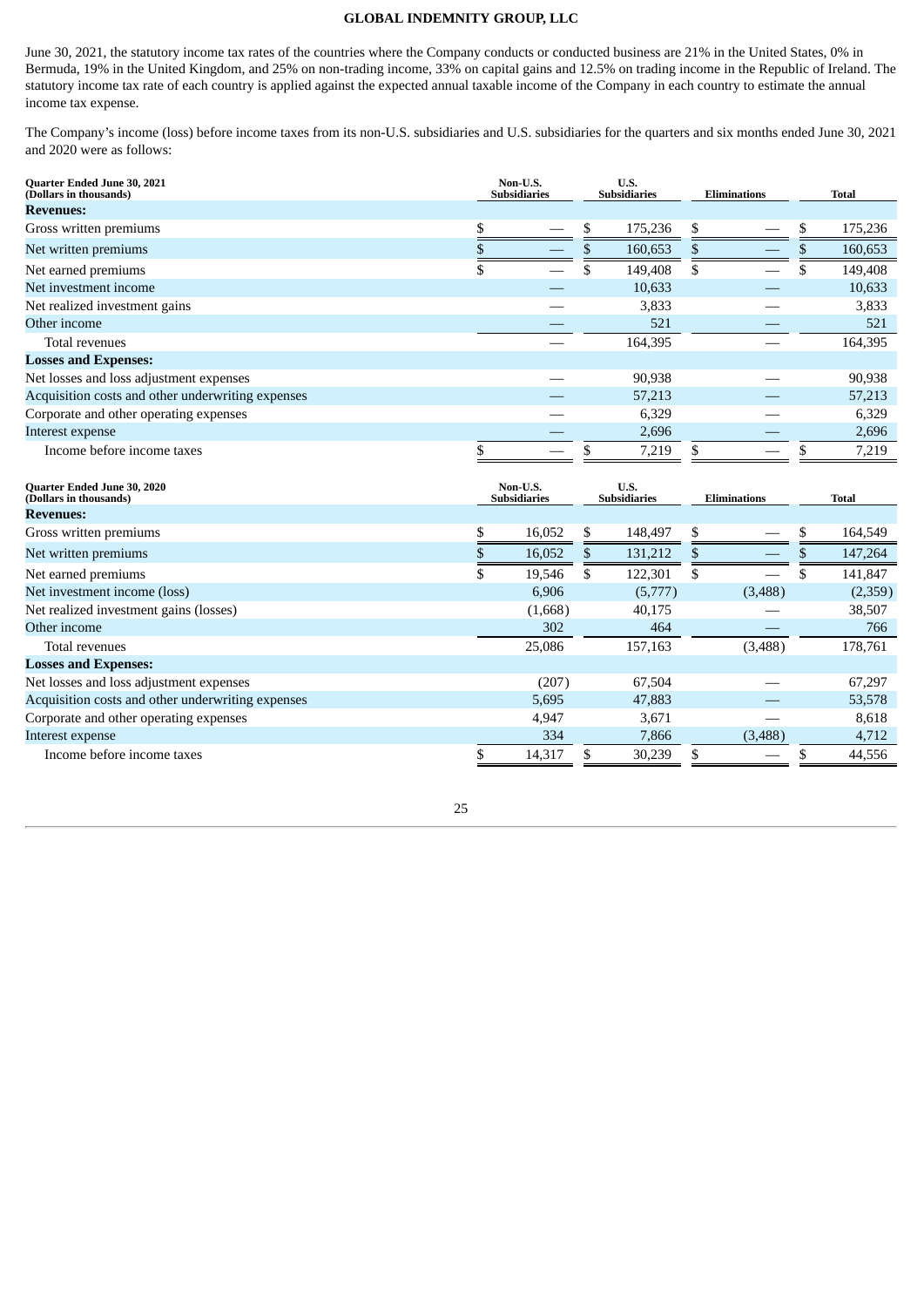June 30, 2021, the statutory income tax rates of the countries where the Company conducts or conducted business are 21% in the United States, 0% in Bermuda, 19% in the United Kingdom, and 25% on non-trading income, 33% on capital gains and 12.5% on trading income in the Republic of Ireland. The statutory income tax rate of each country is applied against the expected annual taxable income of the Company in each country to estimate the annual income tax expense.

The Company's income (loss) before income taxes from its non-U.S. subsidiaries and U.S. subsidiaries for the quarters and six months ended June 30, 2021 and 2020 were as follows:

| Quarter Ended June 30, 2021 (Dollars in thousands) | Non-U.S. Subsidiaries | U.S. Subsidiaries | Eliminations | Total |
|---|---|---|---|---|
| **Revenues:** | | | | |
| Gross written premiums | $ — | $ 175,236 | $ — | $ 175,236 |
| Net written premiums | $ — | $ 160,653 | $ — | $ 160,653 |
| Net earned premiums | $ — | $ 149,408 | $ — | $ 149,408 |
| Net investment income | — | 10,633 | — | 10,633 |
| Net realized investment gains | — | 3,833 | — | 3,833 |
| Other income | — | 521 | — | 521 |
| Total revenues | — | 164,395 | — | 164,395 |
| **Losses and Expenses:** | | | | |
| Net losses and loss adjustment expenses | — | 90,938 | — | 90,938 |
| Acquisition costs and other underwriting expenses | — | 57,213 | — | 57,213 |
| Corporate and other operating expenses | — | 6,329 | — | 6,329 |
| Interest expense | — | 2,696 | — | 2,696 |
| Income before income taxes | $ — | $ 7,219 | $ — | $ 7,219 |

| Quarter Ended June 30, 2020 (Dollars in thousands) | Non-U.S. Subsidiaries | U.S. Subsidiaries | Eliminations | Total |
|---|---|---|---|---|
| **Revenues:** | | | | |
| Gross written premiums | $ 16,052 | $ 148,497 | $ — | $ 164,549 |
| Net written premiums | $ 16,052 | $ 131,212 | $ — | $ 147,264 |
| Net earned premiums | $ 19,546 | $ 122,301 | $ — | $ 141,847 |
| Net investment income (loss) | 6,906 | (5,777) | (3,488) | (2,359) |
| Net realized investment gains (losses) | (1,668) | 40,175 | — | 38,507 |
| Other income | 302 | 464 | — | 766 |
| Total revenues | 25,086 | 157,163 | (3,488) | 178,761 |
| **Losses and Expenses:** | | | | |
| Net losses and loss adjustment expenses | (207) | 67,504 | — | 67,297 |
| Acquisition costs and other underwriting expenses | 5,695 | 47,883 | — | 53,578 |
| Corporate and other operating expenses | 4,947 | 3,671 | — | 8,618 |
| Interest expense | 334 | 7,866 | (3,488) | 4,712 |
| Income before income taxes | $ 14,317 | $ 30,239 | $ — | $ 44,556 |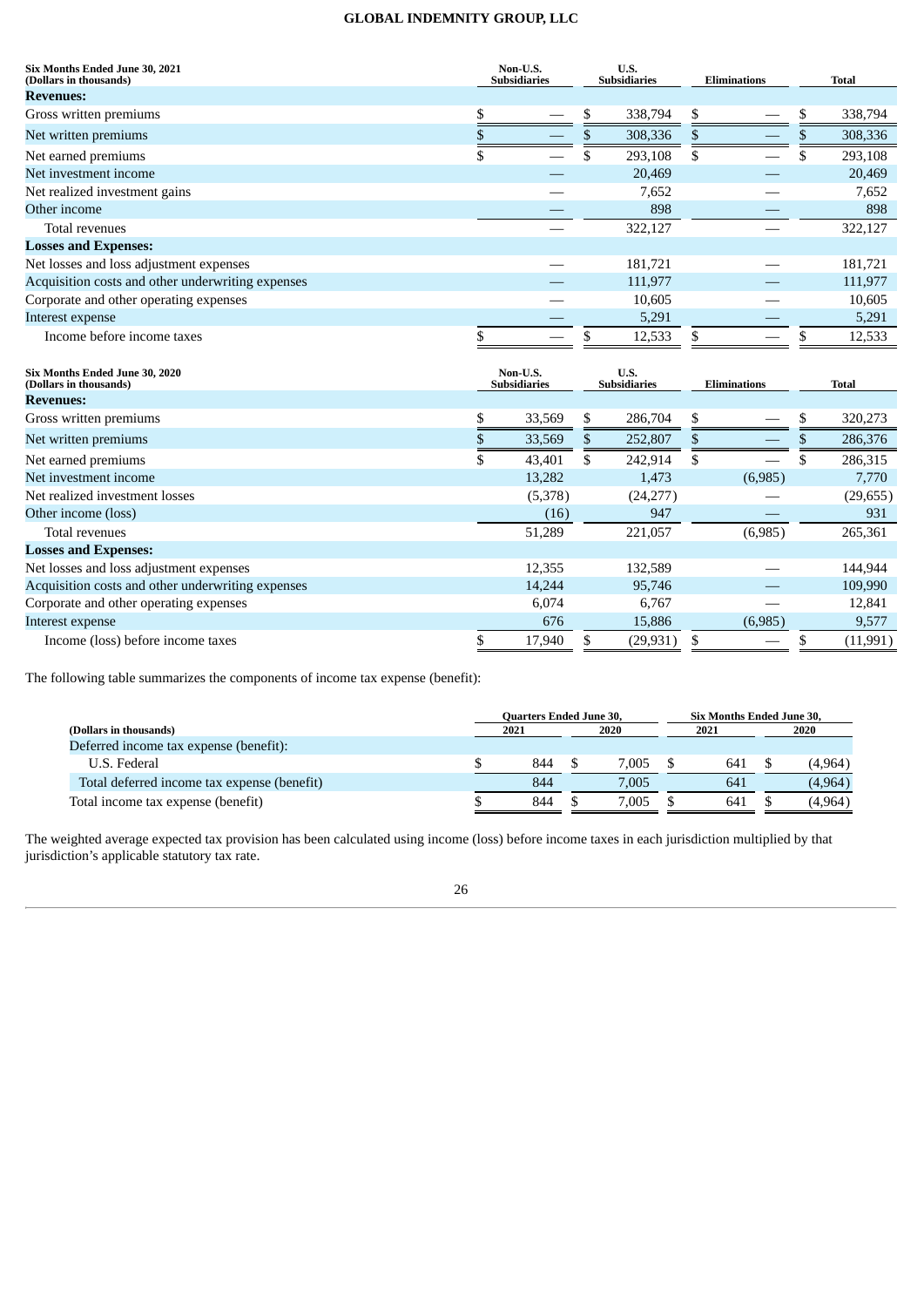| Six Months Ended June 30, 2021 (Dollars in thousands) | Non-U.S. Subsidiaries | U.S. Subsidiaries | Eliminations | Total |
|---|---|---|---|---|
| **Revenues:** | | | | |
| Gross written premiums | $ — | $ 338,794 | $ — | $ 338,794 |
| Net written premiums | $ — | $ 308,336 | $ — | $ 308,336 |
| Net earned premiums | $ — | $ 293,108 | $ — | $ 293,108 |
| Net investment income | — | 20,469 | — | 20,469 |
| Net realized investment gains | — | 7,652 | — | 7,652 |
| Other income | — | 898 | — | 898 |
| Total revenues | — | 322,127 | — | 322,127 |
| **Losses and Expenses:** | | | | |
| Net losses and loss adjustment expenses | — | 181,721 | — | 181,721 |
| Acquisition costs and other underwriting expenses | — | 111,977 | — | 111,977 |
| Corporate and other operating expenses | — | 10,605 | — | 10,605 |
| Interest expense | — | 5,291 | — | 5,291 |
| Income before income taxes | $ — | $ 12,533 | $ — | $ 12,533 |

| Six Months Ended June 30, 2020 (Dollars in thousands) | Non-U.S. Subsidiaries | U.S. Subsidiaries | Eliminations | Total |
|---|---|---|---|---|
| **Revenues:** | | | | |
| Gross written premiums | $ 33,569 | $ 286,704 | $ — | $ 320,273 |
| Net written premiums | $ 33,569 | $ 252,807 | $ — | $ 286,376 |
| Net earned premiums | $ 43,401 | $ 242,914 | $ — | $ 286,315 |
| Net investment income | 13,282 | 1,473 | (6,985) | 7,770 |
| Net realized investment losses | (5,378) | (24,277) | — | (29,655) |
| Other income (loss) | (16) | 947 | — | 931 |
| Total revenues | 51,289 | 221,057 | (6,985) | 265,361 |
| **Losses and Expenses:** | | | | |
| Net losses and loss adjustment expenses | 12,355 | 132,589 | — | 144,944 |
| Acquisition costs and other underwriting expenses | 14,244 | 95,746 | — | 109,990 |
| Corporate and other operating expenses | 6,074 | 6,767 | — | 12,841 |
| Interest expense | 676 | 15,886 | (6,985) | 9,577 |
| Income (loss) before income taxes | $ 17,940 | $ (29,931) | $ — | $ (11,991) |

The following table summarizes the components of income tax expense (benefit):

| (Dollars in thousands) | Quarters Ended June 30, 2021 | Quarters Ended June 30, 2020 | Six Months Ended June 30, 2021 | Six Months Ended June 30, 2020 |
|---|---|---|---|---|
| Deferred income tax expense (benefit): | | | | |
| U.S. Federal | $ 844 | $ 7,005 | $ 641 | $ (4,964) |
| Total deferred income tax expense (benefit) | 844 | 7,005 | 641 | (4,964) |
| Total income tax expense (benefit) | $ 844 | $ 7,005 | $ 641 | $ (4,964) |

The weighted average expected tax provision has been calculated using income (loss) before income taxes in each jurisdiction multiplied by that jurisdiction's applicable statutory tax rate.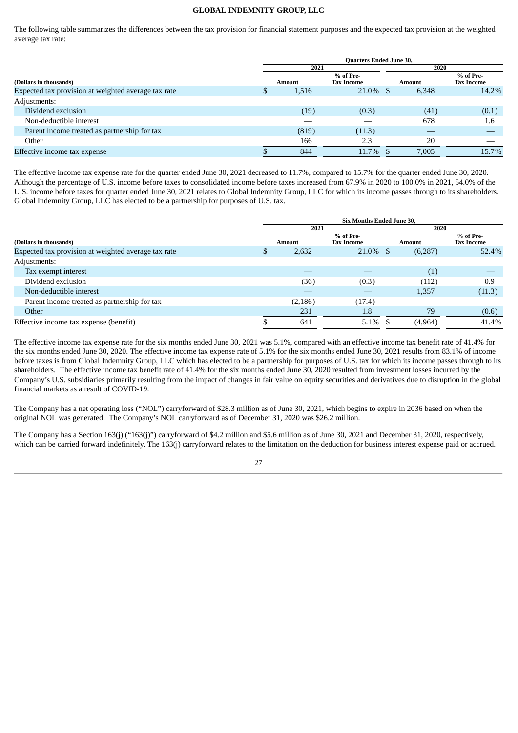The following table summarizes the differences between the tax provision for financial statement purposes and the expected tax provision at the weighted average tax rate:

| (Dollars in thousands) | Quarters Ended June 30, | | | |
|---|---|---|---|---|
| | 2021 | | 2020 | |
| | Amount | % of Pre-Tax Income | Amount | % of Pre-Tax Income |
| Expected tax provision at weighted average tax rate | $ 1,516 | 21.0% | $ 6,348 | 14.2% |
| Adjustments: | | | | |
| Dividend exclusion | (19) | (0.3) | (41) | (0.1) |
| Non-deductible interest | — | — | 678 | 1.6 |
| Parent income treated as partnership for tax | (819) | (11.3) | — | — |
| Other | 166 | 2.3 | 20 | — |
| Effective income tax expense | $ 844 | 11.7% | $ 7,005 | 15.7% |

The effective income tax expense rate for the quarter ended June 30, 2021 decreased to 11.7%, compared to 15.7% for the quarter ended June 30, 2020. Although the percentage of U.S. income before taxes to consolidated income before taxes increased from 67.9% in 2020 to 100.0% in 2021, 54.0% of the U.S. income before taxes for quarter ended June 30, 2021 relates to Global Indemnity Group, LLC for which its income passes through to its shareholders. Global Indemnity Group, LLC has elected to be a partnership for purposes of U.S. tax.

| (Dollars in thousands) | Six Months Ended June 30, | | | |
|---|---|---|---|---|
| | 2021 | | 2020 | |
| | Amount | % of Pre-Tax Income | Amount | % of Pre-Tax Income |
| Expected tax provision at weighted average tax rate | $ 2,632 | 21.0% | $ (6,287) | 52.4% |
| Adjustments: | | | | |
| Tax exempt interest | — | — | (1) | — |
| Dividend exclusion | (36) | (0.3) | (112) | 0.9 |
| Non-deductible interest | — | — | 1,357 | (11.3) |
| Parent income treated as partnership for tax | (2,186) | (17.4) | — | — |
| Other | 231 | 1.8 | 79 | (0.6) |
| Effective income tax expense (benefit) | $ 641 | 5.1% | $ (4,964) | 41.4% |

The effective income tax expense rate for the six months ended June 30, 2021 was 5.1%, compared with an effective income tax benefit rate of 41.4% for the six months ended June 30, 2020. The effective income tax expense rate of 5.1% for the six months ended June 30, 2021 results from 83.1% of income before taxes is from Global Indemnity Group, LLC which has elected to be a partnership for purposes of U.S. tax for which its income passes through to its shareholders. The effective income tax benefit rate of 41.4% for the six months ended June 30, 2020 resulted from investment losses incurred by the Company's U.S. subsidiaries primarily resulting from the impact of changes in fair value on equity securities and derivatives due to disruption in the global financial markets as a result of COVID-19.

The Company has a net operating loss ("NOL") carryforward of $28.3 million as of June 30, 2021, which begins to expire in 2036 based on when the original NOL was generated. The Company's NOL carryforward as of December 31, 2020 was $26.2 million.

The Company has a Section 163(j) ("163(j)") carryforward of $4.2 million and $5.6 million as of June 30, 2021 and December 31, 2020, respectively, which can be carried forward indefinitely. The 163(j) carryforward relates to the limitation on the deduction for business interest expense paid or accrued.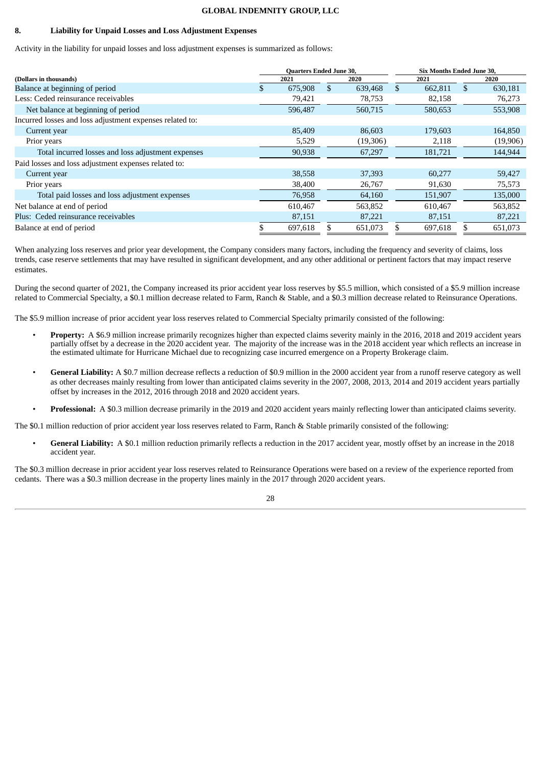## 8. Liability for Unpaid Losses and Loss Adjustment Expenses

Activity in the liability for unpaid losses and loss adjustment expenses is summarized as follows:

| | Quarters Ended June 30, | | Six Months Ended June 30, | |
|---|---|---|---|---|
| (Dollars in thousands) | 2021 | 2020 | 2021 | 2020 |
| Balance at beginning of period | $ 675,908 | $ 639,468 | $ 662,811 | $ 630,181 |
| Less: Ceded reinsurance receivables | 79,421 | 78,753 | 82,158 | 76,273 |
| Net balance at beginning of period | 596,487 | 560,715 | 580,653 | 553,908 |
| Incurred losses and loss adjustment expenses related to: | | | | |
| Current year | 85,409 | 86,603 | 179,603 | 164,850 |
| Prior years | 5,529 | (19,306) | 2,118 | (19,906) |
| Total incurred losses and loss adjustment expenses | 90,938 | 67,297 | 181,721 | 144,944 |
| Paid losses and loss adjustment expenses related to: | | | | |
| Current year | 38,558 | 37,393 | 60,277 | 59,427 |
| Prior years | 38,400 | 26,767 | 91,630 | 75,573 |
| Total paid losses and loss adjustment expenses | 76,958 | 64,160 | 151,907 | 135,000 |
| Net balance at end of period | 610,467 | 563,852 | 610,467 | 563,852 |
| Plus: Ceded reinsurance receivables | 87,151 | 87,221 | 87,151 | 87,221 |
| Balance at end of period | $ 697,618 | $ 651,073 | $ 697,618 | $ 651,073 |

When analyzing loss reserves and prior year development, the Company considers many factors, including the frequency and severity of claims, loss trends, case reserve settlements that may have resulted in significant development, and any other additional or pertinent factors that may impact reserve estimates.

During the second quarter of 2021, the Company increased its prior accident year loss reserves by $5.5 million, which consisted of a $5.9 million increase related to Commercial Specialty, a $0.1 million decrease related to Farm, Ranch & Stable, and a $0.3 million decrease related to Reinsurance Operations.

The $5.9 million increase of prior accident year loss reserves related to Commercial Specialty primarily consisted of the following:

- **Property:** A $6.9 million increase primarily recognizes higher than expected claims severity mainly in the 2016, 2018 and 2019 accident years partially offset by a decrease in the 2020 accident year. The majority of the increase was in the 2018 accident year which reflects an increase in the estimated ultimate for Hurricane Michael due to recognizing case incurred emergence on a Property Brokerage claim.

- **General Liability:** A $0.7 million decrease reflects a reduction of $0.9 million in the 2000 accident year from a runoff reserve category as well as other decreases mainly resulting from lower than anticipated claims severity in the 2007, 2008, 2013, 2014 and 2019 accident years partially offset by increases in the 2012, 2016 through 2018 and 2020 accident years.

- **Professional:** A $0.3 million decrease primarily in the 2019 and 2020 accident years mainly reflecting lower than anticipated claims severity.

The $0.1 million reduction of prior accident year loss reserves related to Farm, Ranch & Stable primarily consisted of the following:

- **General Liability:** A $0.1 million reduction primarily reflects a reduction in the 2017 accident year, mostly offset by an increase in the 2018 accident year.

The $0.3 million decrease in prior accident year loss reserves related to Reinsurance Operations were based on a review of the experience reported from cedants. There was a $0.3 million decrease in the property lines mainly in the 2017 through 2020 accident years.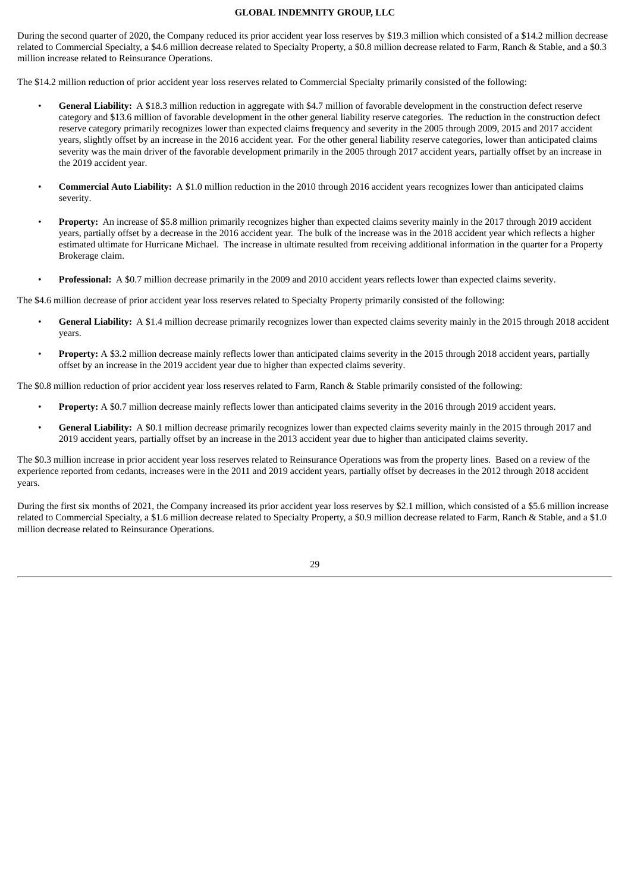During the second quarter of 2020, the Company reduced its prior accident year loss reserves by $19.3 million which consisted of a $14.2 million decrease related to Commercial Specialty, a $4.6 million decrease related to Specialty Property, a $0.8 million decrease related to Farm, Ranch & Stable, and a $0.3 million increase related to Reinsurance Operations.

The $14.2 million reduction of prior accident year loss reserves related to Commercial Specialty primarily consisted of the following:

- **General Liability:** A $18.3 million reduction in aggregate with $4.7 million of favorable development in the construction defect reserve category and $13.6 million of favorable development in the other general liability reserve categories. The reduction in the construction defect reserve category primarily recognizes lower than expected claims frequency and severity in the 2005 through 2009, 2015 and 2017 accident years, slightly offset by an increase in the 2016 accident year. For the other general liability reserve categories, lower than anticipated claims severity was the main driver of the favorable development primarily in the 2005 through 2017 accident years, partially offset by an increase in the 2019 accident year.

- **Commercial Auto Liability:** A $1.0 million reduction in the 2010 through 2016 accident years recognizes lower than anticipated claims severity.

- **Property:** An increase of $5.8 million primarily recognizes higher than expected claims severity mainly in the 2017 through 2019 accident years, partially offset by a decrease in the 2016 accident year. The bulk of the increase was in the 2018 accident year which reflects a higher estimated ultimate for Hurricane Michael. The increase in ultimate resulted from receiving additional information in the quarter for a Property Brokerage claim.

- **Professional:** A $0.7 million decrease primarily in the 2009 and 2010 accident years reflects lower than expected claims severity.

The $4.6 million decrease of prior accident year loss reserves related to Specialty Property primarily consisted of the following:

- **General Liability:** A $1.4 million decrease primarily recognizes lower than expected claims severity mainly in the 2015 through 2018 accident years.

- **Property:** A $3.2 million decrease mainly reflects lower than anticipated claims severity in the 2015 through 2018 accident years, partially offset by an increase in the 2019 accident year due to higher than expected claims severity.

The $0.8 million reduction of prior accident year loss reserves related to Farm, Ranch & Stable primarily consisted of the following:

- **Property:** A $0.7 million decrease mainly reflects lower than anticipated claims severity in the 2016 through 2019 accident years.

- **General Liability:** A $0.1 million decrease primarily recognizes lower than expected claims severity mainly in the 2015 through 2017 and 2019 accident years, partially offset by an increase in the 2013 accident year due to higher than anticipated claims severity.

The $0.3 million increase in prior accident year loss reserves related to Reinsurance Operations was from the property lines. Based on a review of the experience reported from cedants, increases were in the 2011 and 2019 accident years, partially offset by decreases in the 2012 through 2018 accident years.

During the first six months of 2021, the Company increased its prior accident year loss reserves by $2.1 million, which consisted of a $5.6 million increase related to Commercial Specialty, a $1.6 million decrease related to Specialty Property, a $0.9 million decrease related to Farm, Ranch & Stable, and a $1.0 million decrease related to Reinsurance Operations.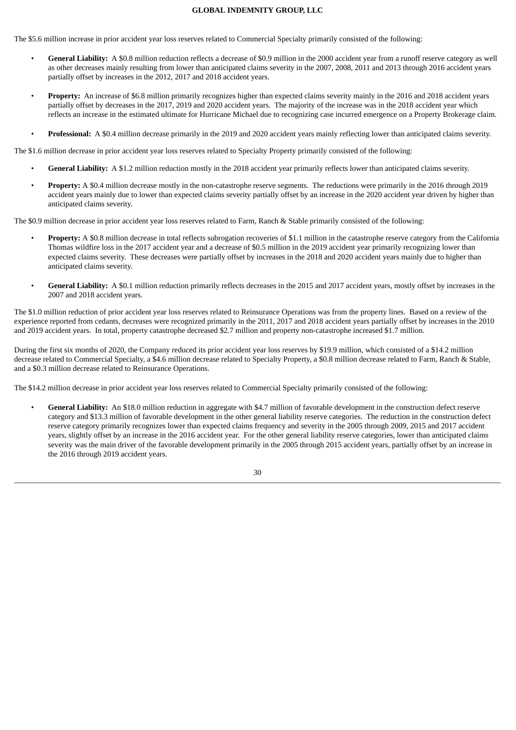The $5.6 million increase in prior accident year loss reserves related to Commercial Specialty primarily consisted of the following:

- **General Liability:** A $0.8 million reduction reflects a decrease of $0.9 million in the 2000 accident year from a runoff reserve category as well as other decreases mainly resulting from lower than anticipated claims severity in the 2007, 2008, 2011 and 2013 through 2016 accident years partially offset by increases in the 2012, 2017 and 2018 accident years.

- **Property:** An increase of $6.8 million primarily recognizes higher than expected claims severity mainly in the 2016 and 2018 accident years partially offset by decreases in the 2017, 2019 and 2020 accident years. The majority of the increase was in the 2018 accident year which reflects an increase in the estimated ultimate for Hurricane Michael due to recognizing case incurred emergence on a Property Brokerage claim.

- **Professional:** A $0.4 million decrease primarily in the 2019 and 2020 accident years mainly reflecting lower than anticipated claims severity.

The $1.6 million decrease in prior accident year loss reserves related to Specialty Property primarily consisted of the following:

- **General Liability:** A $1.2 million reduction mostly in the 2018 accident year primarily reflects lower than anticipated claims severity.

- **Property:** A $0.4 million decrease mostly in the non-catastrophe reserve segments. The reductions were primarily in the 2016 through 2019 accident years mainly due to lower than expected claims severity partially offset by an increase in the 2020 accident year driven by higher than anticipated claims severity.

The $0.9 million decrease in prior accident year loss reserves related to Farm, Ranch & Stable primarily consisted of the following:

- **Property:** A $0.8 million decrease in total reflects subrogation recoveries of $1.1 million in the catastrophe reserve category from the California Thomas wildfire loss in the 2017 accident year and a decrease of $0.5 million in the 2019 accident year primarily recognizing lower than expected claims severity. These decreases were partially offset by increases in the 2018 and 2020 accident years mainly due to higher than anticipated claims severity.

- **General Liability:** A $0.1 million reduction primarily reflects decreases in the 2015 and 2017 accident years, mostly offset by increases in the 2007 and 2018 accident years.

The $1.0 million reduction of prior accident year loss reserves related to Reinsurance Operations was from the property lines. Based on a review of the experience reported from cedants, decreases were recognized primarily in the 2011, 2017 and 2018 accident years partially offset by increases in the 2010 and 2019 accident years. In total, property catastrophe decreased $2.7 million and property non-catastrophe increased $1.7 million.

During the first six months of 2020, the Company reduced its prior accident year loss reserves by $19.9 million, which consisted of a $14.2 million decrease related to Commercial Specialty, a $4.6 million decrease related to Specialty Property, a $0.8 million decrease related to Farm, Ranch & Stable, and a $0.3 million decrease related to Reinsurance Operations.

The $14.2 million decrease in prior accident year loss reserves related to Commercial Specialty primarily consisted of the following:

- **General Liability:** An $18.0 million reduction in aggregate with $4.7 million of favorable development in the construction defect reserve category and $13.3 million of favorable development in the other general liability reserve categories. The reduction in the construction defect reserve category primarily recognizes lower than expected claims frequency and severity in the 2005 through 2009, 2015 and 2017 accident years, slightly offset by an increase in the 2016 accident year. For the other general liability reserve categories, lower than anticipated claims severity was the main driver of the favorable development primarily in the 2005 through 2015 accident years, partially offset by an increase in the 2016 through 2019 accident years.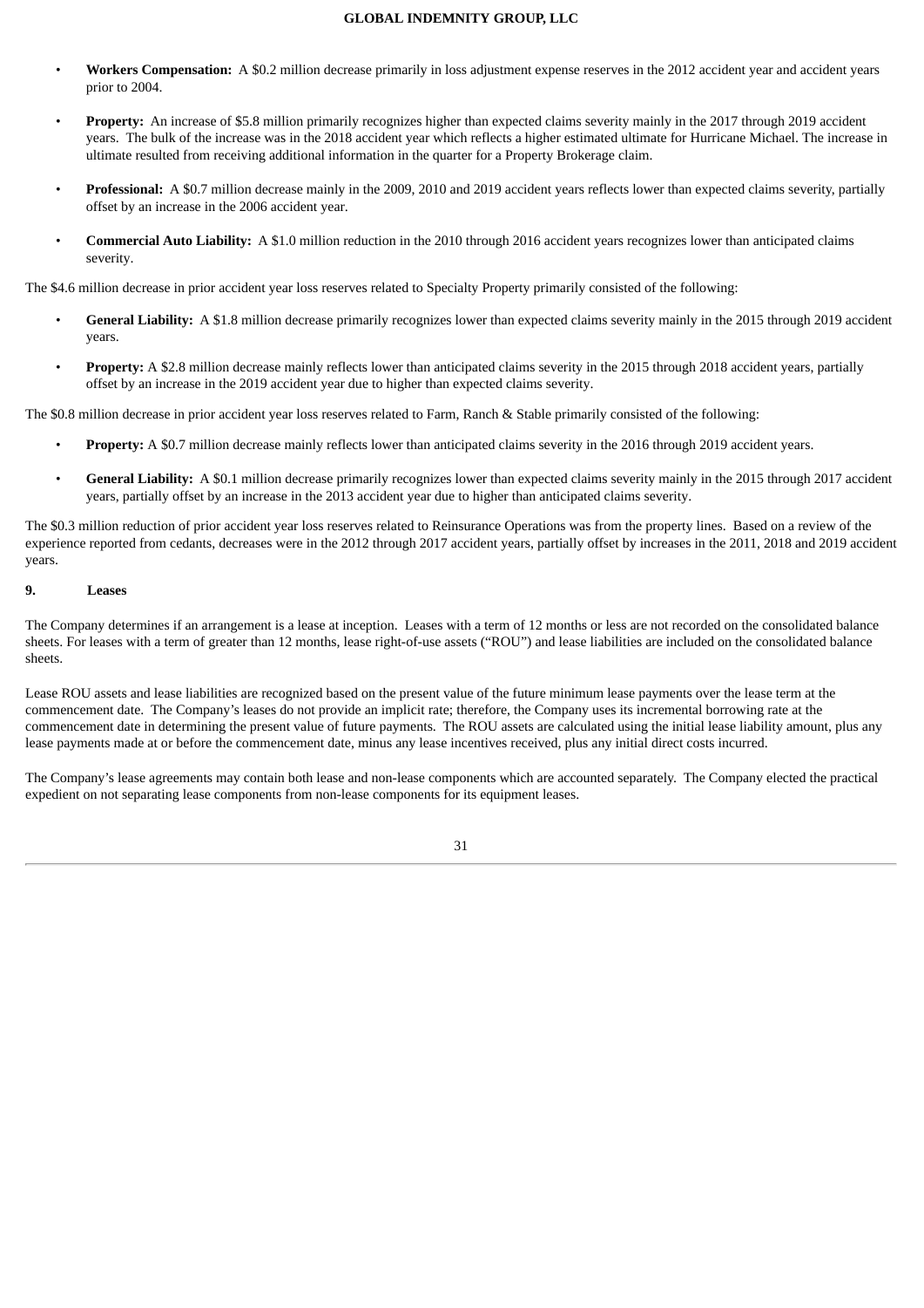- **Workers Compensation:** A $0.2 million decrease primarily in loss adjustment expense reserves in the 2012 accident year and accident years prior to 2004.

- **Property:** An increase of $5.8 million primarily recognizes higher than expected claims severity mainly in the 2017 through 2019 accident years. The bulk of the increase was in the 2018 accident year which reflects a higher estimated ultimate for Hurricane Michael. The increase in ultimate resulted from receiving additional information in the quarter for a Property Brokerage claim.

- **Professional:** A $0.7 million decrease mainly in the 2009, 2010 and 2019 accident years reflects lower than expected claims severity, partially offset by an increase in the 2006 accident year.

- **Commercial Auto Liability:** A $1.0 million reduction in the 2010 through 2016 accident years recognizes lower than anticipated claims severity.

The $4.6 million decrease in prior accident year loss reserves related to Specialty Property primarily consisted of the following:

- **General Liability:** A $1.8 million decrease primarily recognizes lower than expected claims severity mainly in the 2015 through 2019 accident years.

- **Property:** A $2.8 million decrease mainly reflects lower than anticipated claims severity in the 2015 through 2018 accident years, partially offset by an increase in the 2019 accident year due to higher than expected claims severity.

The $0.8 million decrease in prior accident year loss reserves related to Farm, Ranch & Stable primarily consisted of the following:

- **Property:** A $0.7 million decrease mainly reflects lower than anticipated claims severity in the 2016 through 2019 accident years.

- **General Liability:** A $0.1 million decrease primarily recognizes lower than expected claims severity mainly in the 2015 through 2017 accident years, partially offset by an increase in the 2013 accident year due to higher than anticipated claims severity.

The $0.3 million reduction of prior accident year loss reserves related to Reinsurance Operations was from the property lines. Based on a review of the experience reported from cedants, decreases were in the 2012 through 2017 accident years, partially offset by increases in the 2011, 2018 and 2019 accident years.

## 9. Leases

The Company determines if an arrangement is a lease at inception. Leases with a term of 12 months or less are not recorded on the consolidated balance sheets. For leases with a term of greater than 12 months, lease right-of-use assets ("ROU") and lease liabilities are included on the consolidated balance sheets.

Lease ROU assets and lease liabilities are recognized based on the present value of the future minimum lease payments over the lease term at the commencement date. The Company's leases do not provide an implicit rate; therefore, the Company uses its incremental borrowing rate at the commencement date in determining the present value of future payments. The ROU assets are calculated using the initial lease liability amount, plus any lease payments made at or before the commencement date, minus any lease incentives received, plus any initial direct costs incurred.

The Company's lease agreements may contain both lease and non-lease components which are accounted separately. The Company elected the practical expedient on not separating lease components from non-lease components for its equipment leases.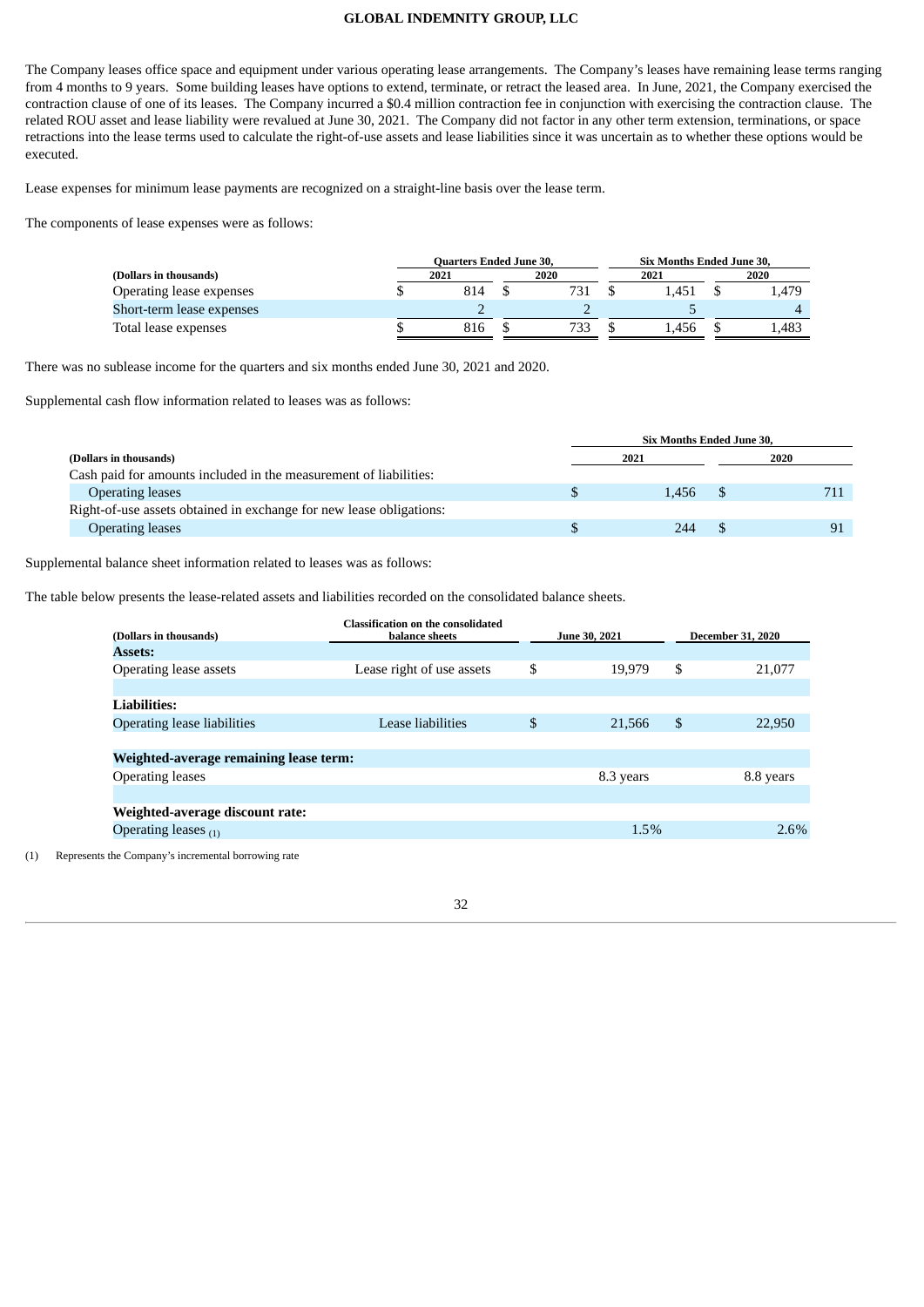The Company leases office space and equipment under various operating lease arrangements. The Company's leases have remaining lease terms ranging from 4 months to 9 years. Some building leases have options to extend, terminate, or retract the leased area. In June, 2021, the Company exercised the contraction clause of one of its leases. The Company incurred a $0.4 million contraction fee in conjunction with exercising the contraction clause. The related ROU asset and lease liability were revalued at June 30, 2021. The Company did not factor in any other term extension, terminations, or space retractions into the lease terms used to calculate the right-of-use assets and lease liabilities since it was uncertain as to whether these options would be executed.

Lease expenses for minimum lease payments are recognized on a straight-line basis over the lease term.

The components of lease expenses were as follows:

| | Quarters Ended June 30, | | Six Months Ended June 30, | |
|---|---|---|---|---|
| (Dollars in thousands) | 2021 | 2020 | 2021 | 2020 |
| Operating lease expenses | $ 814 | $ 731 | $ 1,451 | $ 1,479 |
| Short-term lease expenses | 2 | 2 | 5 | 4 |
| Total lease expenses | $ 816 | $ 733 | $ 1,456 | $ 1,483 |

There was no sublease income for the quarters and six months ended June 30, 2021 and 2020.

Supplemental cash flow information related to leases was as follows:

| | Six Months Ended June 30, | |
|---|---|---|
| (Dollars in thousands) | 2021 | 2020 |
| Cash paid for amounts included in the measurement of liabilities: | | |
| Operating leases | $ 1,456 | $ 711 |
| Right-of-use assets obtained in exchange for new lease obligations: | | |
| Operating leases | $ 244 | $ 91 |

Supplemental balance sheet information related to leases was as follows:

The table below presents the lease-related assets and liabilities recorded on the consolidated balance sheets.

| (Dollars in thousands) | Classification on the consolidated balance sheets | June 30, 2021 | December 31, 2020 |
|---|---|---|---|
| **Assets:** | | | |
| Operating lease assets | Lease right of use assets | $ 19,979 | $ 21,077 |
| **Liabilities:** | | | |
| Operating lease liabilities | Lease liabilities | $ 21,566 | $ 22,950 |
| **Weighted-average remaining lease term:** | | | |
| Operating leases | | 8.3 years | 8.8 years |
| **Weighted-average discount rate:** | | | |
| Operating leases (1) | | 1.5% | 2.6% |

(1) Represents the Company's incremental borrowing rate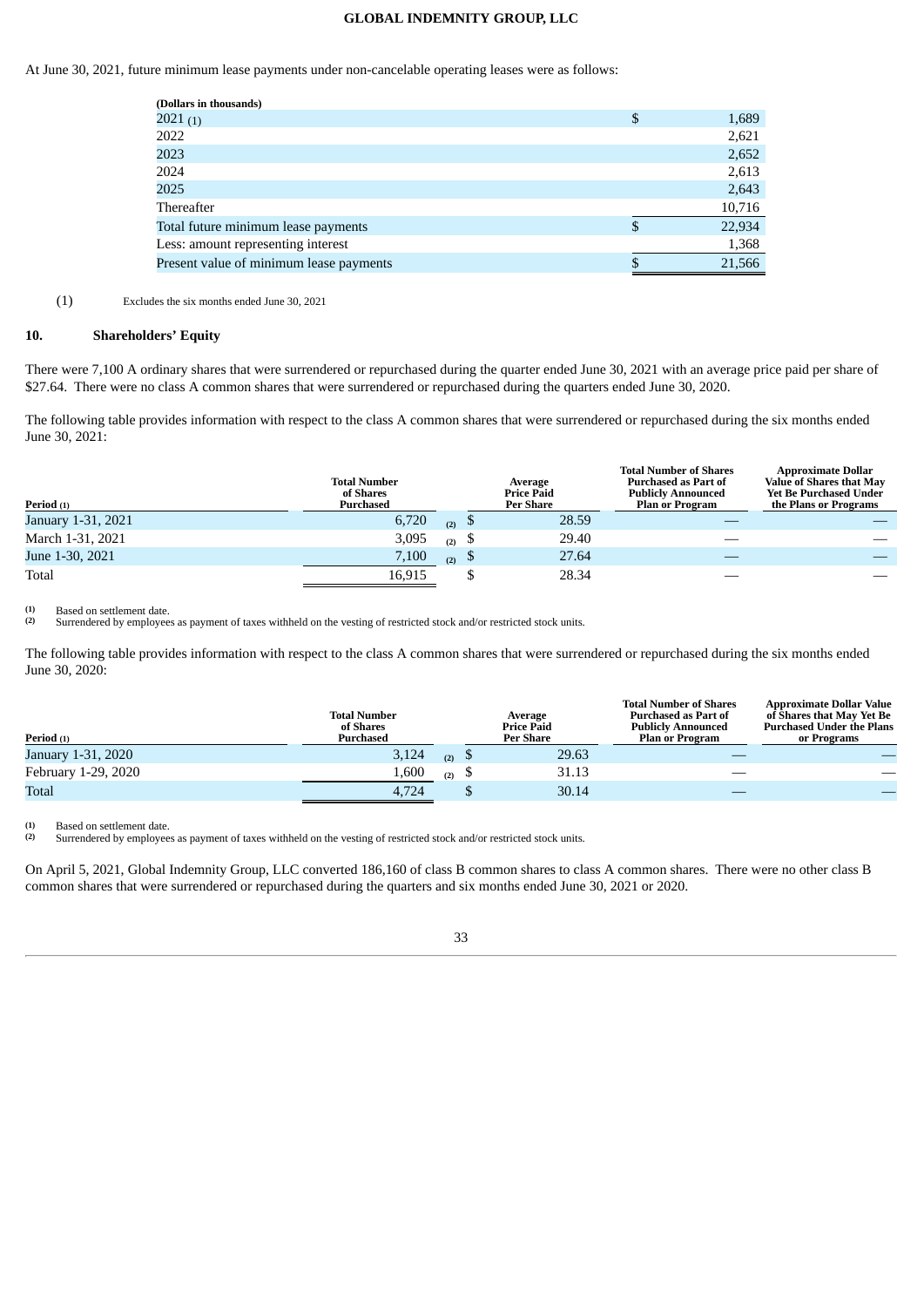At June 30, 2021, future minimum lease payments under non-cancelable operating leases were as follows:

| (Dollars in thousands) | |
|---|---|
| 2021 (1) | $ 1,689 |
| 2022 | 2,621 |
| 2023 | 2,652 |
| 2024 | 2,613 |
| 2025 | 2,643 |
| Thereafter | 10,716 |
| Total future minimum lease payments | $ 22,934 |
| Less: amount representing interest | 1,368 |
| Present value of minimum lease payments | $ 21,566 |

(1) Excludes the six months ended June 30, 2021

## 10. Shareholders' Equity

There were 7,100 A ordinary shares that were surrendered or repurchased during the quarter ended June 30, 2021 with an average price paid per share of $27.64. There were no class A common shares that were surrendered or repurchased during the quarters ended June 30, 2020.

The following table provides information with respect to the class A common shares that were surrendered or repurchased during the six months ended June 30, 2021:

| Period (1) | Total Number of Shares Purchased | Average Price Paid Per Share | Total Number of Shares Purchased as Part of Publicly Announced Plan or Program | Approximate Dollar Value of Shares that May Yet Be Purchased Under the Plans or Programs |
|---|---|---|---|---|
| January 1-31, 2021 | 6,720 (2) | $ 28.59 | — | — |
| March 1-31, 2021 | 3,095 (2) | $ 29.40 | — | — |
| June 1-30, 2021 | 7,100 (2) | $ 27.64 | — | — |
| Total | 16,915 | $ 28.34 | — | — |

(1) Based on settlement date.
(2) Surrendered by employees as payment of taxes withheld on the vesting of restricted stock and/or restricted stock units.

The following table provides information with respect to the class A common shares that were surrendered or repurchased during the six months ended June 30, 2020:

| Period (1) | Total Number of Shares Purchased | Average Price Paid Per Share | Total Number of Shares Purchased as Part of Publicly Announced Plan or Program | Approximate Dollar Value of Shares that May Yet Be Purchased Under the Plans or Programs |
|---|---|---|---|---|
| January 1-31, 2020 | 3,124 (2) | $ 29.63 | — | — |
| February 1-29, 2020 | 1,600 (2) | $ 31.13 | — | — |
| Total | 4,724 | $ 30.14 | — | — |

(1) Based on settlement date.
(2) Surrendered by employees as payment of taxes withheld on the vesting of restricted stock and/or restricted stock units.

On April 5, 2021, Global Indemnity Group, LLC converted 186,160 of class B common shares to class A common shares. There were no other class B common shares that were surrendered or repurchased during the quarters and six months ended June 30, 2021 or 2020.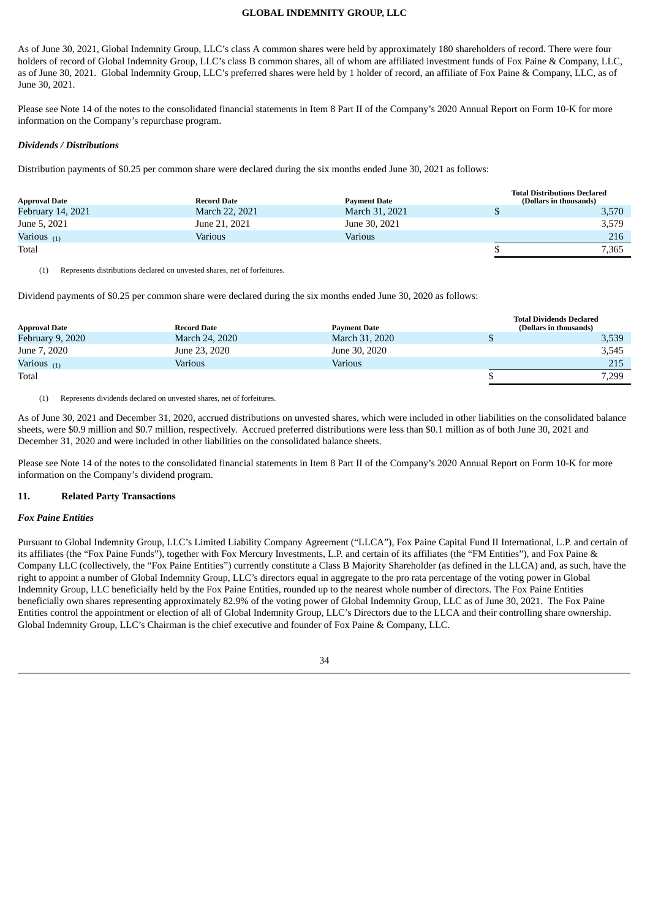As of June 30, 2021, Global Indemnity Group, LLC's class A common shares were held by approximately 180 shareholders of record. There were four holders of record of Global Indemnity Group, LLC's class B common shares, all of whom are affiliated investment funds of Fox Paine & Company, LLC, as of June 30, 2021. Global Indemnity Group, LLC's preferred shares were held by 1 holder of record, an affiliate of Fox Paine & Company, LLC, as of June 30, 2021.

Please see Note 14 of the notes to the consolidated financial statements in Item 8 Part II of the Company's 2020 Annual Report on Form 10-K for more information on the Company's repurchase program.

***Dividends / Distributions***

Distribution payments of $0.25 per common share were declared during the six months ended June 30, 2021 as follows:

| Approval Date | Record Date | Payment Date | Total Distributions Declared (Dollars in thousands) |
|---|---|---|---|
| February 14, 2021 | March 22, 2021 | March 31, 2021 | $ 3,570 |
| June 5, 2021 | June 21, 2021 | June 30, 2021 | 3,579 |
| Various (1) | Various | Various | 216 |
| Total | | | $ 7,365 |

(1) Represents distributions declared on unvested shares, net of forfeitures.

Dividend payments of $0.25 per common share were declared during the six months ended June 30, 2020 as follows:

| Approval Date | Record Date | Payment Date | Total Dividends Declared (Dollars in thousands) |
|---|---|---|---|
| February 9, 2020 | March 24, 2020 | March 31, 2020 | $ 3,539 |
| June 7, 2020 | June 23, 2020 | June 30, 2020 | 3,545 |
| Various (1) | Various | Various | 215 |
| Total | | | $ 7,299 |

(1) Represents dividends declared on unvested shares, net of forfeitures.

As of June 30, 2021 and December 31, 2020, accrued distributions on unvested shares, which were included in other liabilities on the consolidated balance sheets, were $0.9 million and $0.7 million, respectively. Accrued preferred distributions were less than $0.1 million as of both June 30, 2021 and December 31, 2020 and were included in other liabilities on the consolidated balance sheets.

Please see Note 14 of the notes to the consolidated financial statements in Item 8 Part II of the Company's 2020 Annual Report on Form 10-K for more information on the Company's dividend program.

## 11. Related Party Transactions

***Fox Paine Entities***

Pursuant to Global Indemnity Group, LLC's Limited Liability Company Agreement ("LLCA"), Fox Paine Capital Fund II International, L.P. and certain of its affiliates (the "Fox Paine Funds"), together with Fox Mercury Investments, L.P. and certain of its affiliates (the "FM Entities"), and Fox Paine & Company LLC (collectively, the "Fox Paine Entities") currently constitute a Class B Majority Shareholder (as defined in the LLCA) and, as such, have the right to appoint a number of Global Indemnity Group, LLC's directors equal in aggregate to the pro rata percentage of the voting power in Global Indemnity Group, LLC beneficially held by the Fox Paine Entities, rounded up to the nearest whole number of directors. The Fox Paine Entities beneficially own shares representing approximately 82.9% of the voting power of Global Indemnity Group, LLC as of June 30, 2021. The Fox Paine Entities control the appointment or election of all of Global Indemnity Group, LLC's Directors due to the LLCA and their controlling share ownership. Global Indemnity Group, LLC's Chairman is the chief executive and founder of Fox Paine & Company, LLC.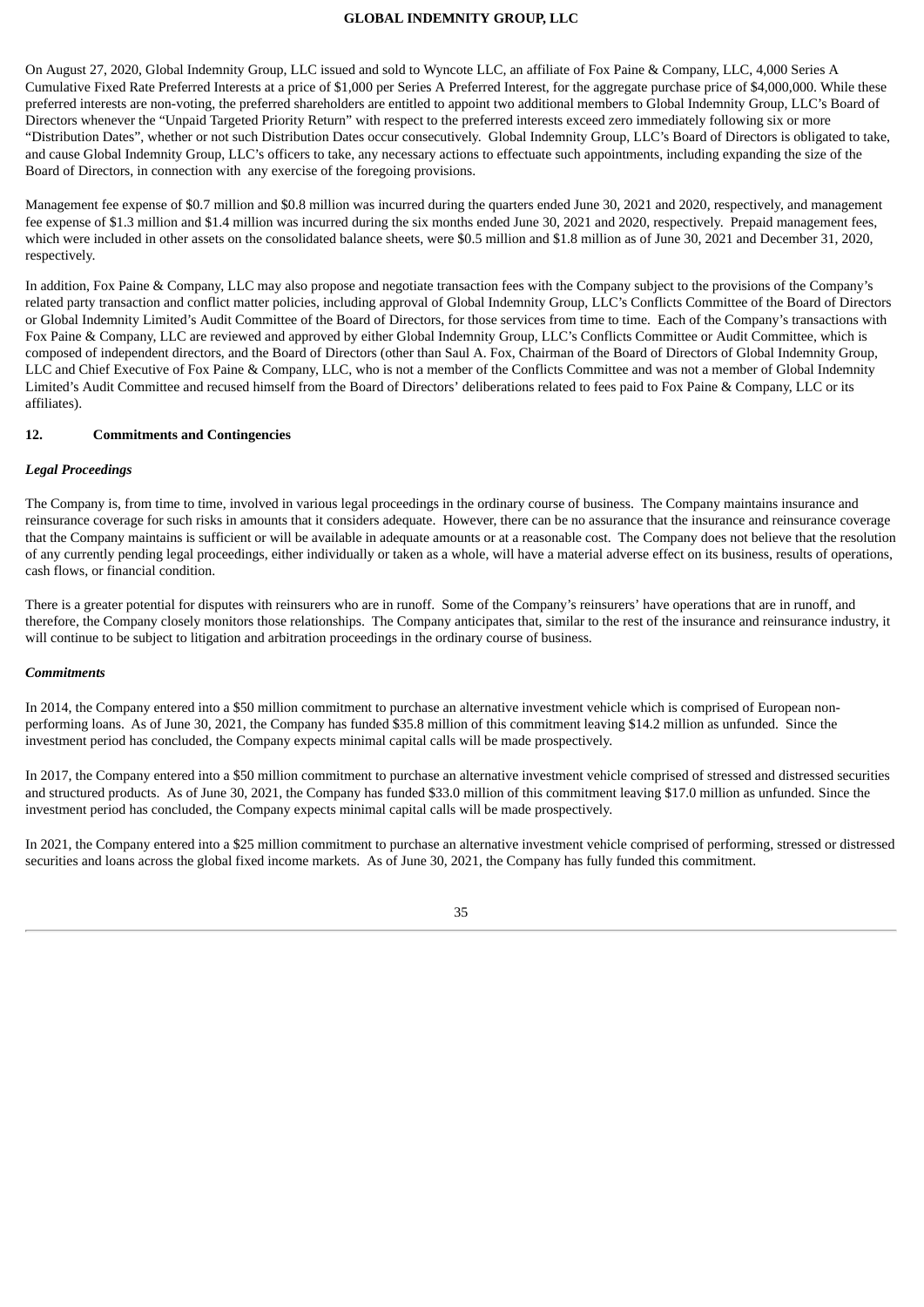On August 27, 2020, Global Indemnity Group, LLC issued and sold to Wyncote LLC, an affiliate of Fox Paine & Company, LLC, 4,000 Series A Cumulative Fixed Rate Preferred Interests at a price of $1,000 per Series A Preferred Interest, for the aggregate purchase price of $4,000,000. While these preferred interests are non-voting, the preferred shareholders are entitled to appoint two additional members to Global Indemnity Group, LLC's Board of Directors whenever the "Unpaid Targeted Priority Return" with respect to the preferred interests exceed zero immediately following six or more "Distribution Dates", whether or not such Distribution Dates occur consecutively. Global Indemnity Group, LLC's Board of Directors is obligated to take, and cause Global Indemnity Group, LLC's officers to take, any necessary actions to effectuate such appointments, including expanding the size of the Board of Directors, in connection with any exercise of the foregoing provisions.

Management fee expense of $0.7 million and $0.8 million was incurred during the quarters ended June 30, 2021 and 2020, respectively, and management fee expense of $1.3 million and $1.4 million was incurred during the six months ended June 30, 2021 and 2020, respectively. Prepaid management fees, which were included in other assets on the consolidated balance sheets, were $0.5 million and $1.8 million as of June 30, 2021 and December 31, 2020, respectively.

In addition, Fox Paine & Company, LLC may also propose and negotiate transaction fees with the Company subject to the provisions of the Company's related party transaction and conflict matter policies, including approval of Global Indemnity Group, LLC's Conflicts Committee of the Board of Directors or Global Indemnity Limited's Audit Committee of the Board of Directors, for those services from time to time. Each of the Company's transactions with Fox Paine & Company, LLC are reviewed and approved by either Global Indemnity Group, LLC's Conflicts Committee or Audit Committee, which is composed of independent directors, and the Board of Directors (other than Saul A. Fox, Chairman of the Board of Directors of Global Indemnity Group, LLC and Chief Executive of Fox Paine & Company, LLC, who is not a member of the Conflicts Committee and was not a member of Global Indemnity Limited's Audit Committee and recused himself from the Board of Directors' deliberations related to fees paid to Fox Paine & Company, LLC or its affiliates).

## 12. Commitments and Contingencies

### *Legal Proceedings*

The Company is, from time to time, involved in various legal proceedings in the ordinary course of business. The Company maintains insurance and reinsurance coverage for such risks in amounts that it considers adequate. However, there can be no assurance that the insurance and reinsurance coverage that the Company maintains is sufficient or will be available in adequate amounts or at a reasonable cost. The Company does not believe that the resolution of any currently pending legal proceedings, either individually or taken as a whole, will have a material adverse effect on its business, results of operations, cash flows, or financial condition.

There is a greater potential for disputes with reinsurers who are in runoff. Some of the Company's reinsurers' have operations that are in runoff, and therefore, the Company closely monitors those relationships. The Company anticipates that, similar to the rest of the insurance and reinsurance industry, it will continue to be subject to litigation and arbitration proceedings in the ordinary course of business.

### *Commitments*

In 2014, the Company entered into a $50 million commitment to purchase an alternative investment vehicle which is comprised of European non-performing loans. As of June 30, 2021, the Company has funded $35.8 million of this commitment leaving $14.2 million as unfunded. Since the investment period has concluded, the Company expects minimal capital calls will be made prospectively.

In 2017, the Company entered into a $50 million commitment to purchase an alternative investment vehicle comprised of stressed and distressed securities and structured products. As of June 30, 2021, the Company has funded $33.0 million of this commitment leaving $17.0 million as unfunded. Since the investment period has concluded, the Company expects minimal capital calls will be made prospectively.

In 2021, the Company entered into a $25 million commitment to purchase an alternative investment vehicle comprised of performing, stressed or distressed securities and loans across the global fixed income markets. As of June 30, 2021, the Company has fully funded this commitment.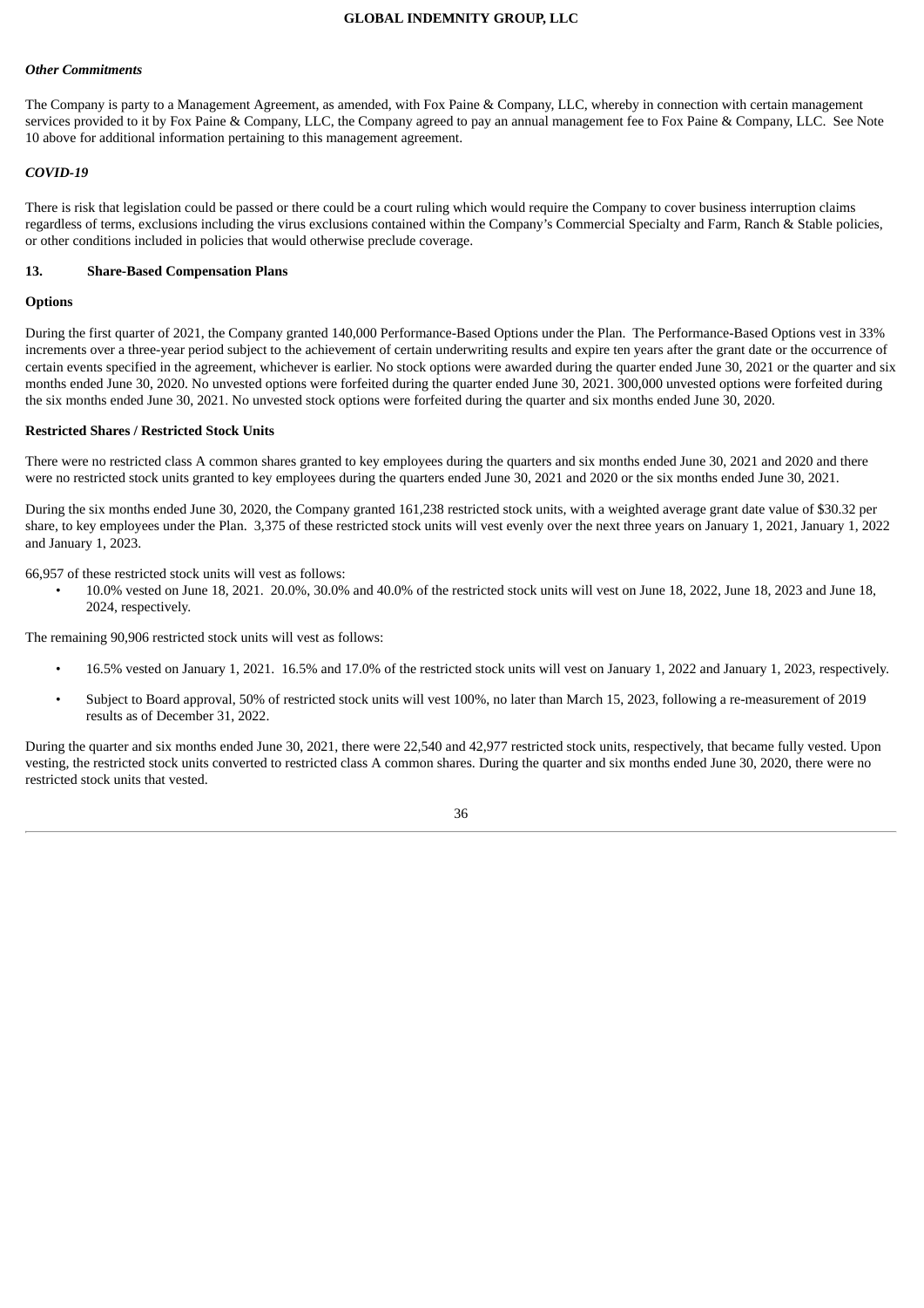*Other Commitments*

The Company is party to a Management Agreement, as amended, with Fox Paine & Company, LLC, whereby in connection with certain management services provided to it by Fox Paine & Company, LLC, the Company agreed to pay an annual management fee to Fox Paine & Company, LLC. See Note 10 above for additional information pertaining to this management agreement.

*COVID-19*

There is risk that legislation could be passed or there could be a court ruling which would require the Company to cover business interruption claims regardless of terms, exclusions including the virus exclusions contained within the Company's Commercial Specialty and Farm, Ranch & Stable policies, or other conditions included in policies that would otherwise preclude coverage.

## 13. Share-Based Compensation Plans

**Options**

During the first quarter of 2021, the Company granted 140,000 Performance-Based Options under the Plan. The Performance-Based Options vest in 33% increments over a three-year period subject to the achievement of certain underwriting results and expire ten years after the grant date or the occurrence of certain events specified in the agreement, whichever is earlier. No stock options were awarded during the quarter ended June 30, 2021 or the quarter and six months ended June 30, 2020. No unvested options were forfeited during the quarter ended June 30, 2021. 300,000 unvested options were forfeited during the six months ended June 30, 2021. No unvested stock options were forfeited during the quarter and six months ended June 30, 2020.

**Restricted Shares / Restricted Stock Units**

There were no restricted class A common shares granted to key employees during the quarters and six months ended June 30, 2021 and 2020 and there were no restricted stock units granted to key employees during the quarters ended June 30, 2021 and 2020 or the six months ended June 30, 2021.

During the six months ended June 30, 2020, the Company granted 161,238 restricted stock units, with a weighted average grant date value of $30.32 per share, to key employees under the Plan. 3,375 of these restricted stock units will vest evenly over the next three years on January 1, 2021, January 1, 2022 and January 1, 2023.

66,957 of these restricted stock units will vest as follows:

- 10.0% vested on June 18, 2021. 20.0%, 30.0% and 40.0% of the restricted stock units will vest on June 18, 2022, June 18, 2023 and June 18, 2024, respectively.

The remaining 90,906 restricted stock units will vest as follows:

- 16.5% vested on January 1, 2021. 16.5% and 17.0% of the restricted stock units will vest on January 1, 2022 and January 1, 2023, respectively.
- Subject to Board approval, 50% of restricted stock units will vest 100%, no later than March 15, 2023, following a re-measurement of 2019 results as of December 31, 2022.

During the quarter and six months ended June 30, 2021, there were 22,540 and 42,977 restricted stock units, respectively, that became fully vested. Upon vesting, the restricted stock units converted to restricted class A common shares. During the quarter and six months ended June 30, 2020, there were no restricted stock units that vested.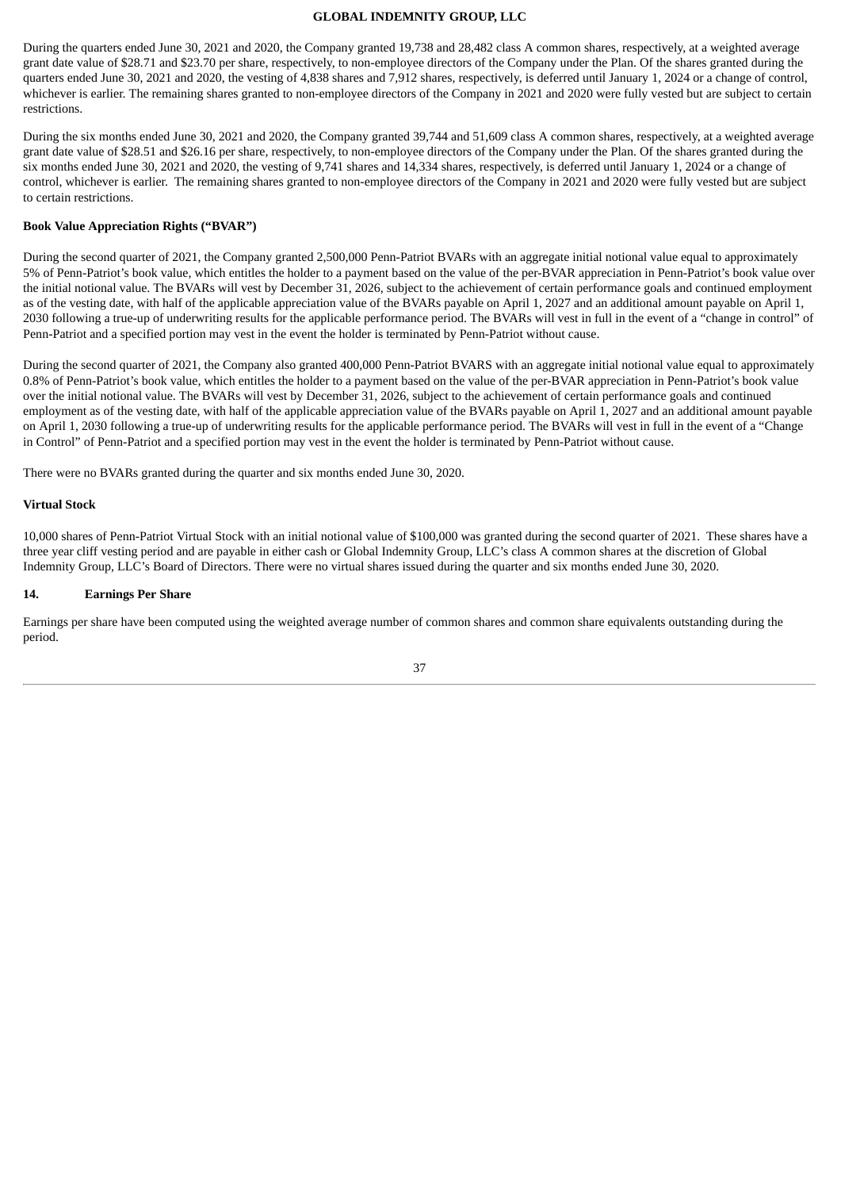During the quarters ended June 30, 2021 and 2020, the Company granted 19,738 and 28,482 class A common shares, respectively, at a weighted average grant date value of $28.71 and $23.70 per share, respectively, to non-employee directors of the Company under the Plan. Of the shares granted during the quarters ended June 30, 2021 and 2020, the vesting of 4,838 shares and 7,912 shares, respectively, is deferred until January 1, 2024 or a change of control, whichever is earlier. The remaining shares granted to non-employee directors of the Company in 2021 and 2020 were fully vested but are subject to certain restrictions.

During the six months ended June 30, 2021 and 2020, the Company granted 39,744 and 51,609 class A common shares, respectively, at a weighted average grant date value of $28.51 and $26.16 per share, respectively, to non-employee directors of the Company under the Plan. Of the shares granted during the six months ended June 30, 2021 and 2020, the vesting of 9,741 shares and 14,334 shares, respectively, is deferred until January 1, 2024 or a change of control, whichever is earlier. The remaining shares granted to non-employee directors of the Company in 2021 and 2020 were fully vested but are subject to certain restrictions.

**Book Value Appreciation Rights ("BVAR")**

During the second quarter of 2021, the Company granted 2,500,000 Penn-Patriot BVARs with an aggregate initial notional value equal to approximately 5% of Penn-Patriot's book value, which entitles the holder to a payment based on the value of the per-BVAR appreciation in Penn-Patriot's book value over the initial notional value. The BVARs will vest by December 31, 2026, subject to the achievement of certain performance goals and continued employment as of the vesting date, with half of the applicable appreciation value of the BVARs payable on April 1, 2027 and an additional amount payable on April 1, 2030 following a true-up of underwriting results for the applicable performance period. The BVARs will vest in full in the event of a "change in control" of Penn-Patriot and a specified portion may vest in the event the holder is terminated by Penn-Patriot without cause.

During the second quarter of 2021, the Company also granted 400,000 Penn-Patriot BVARS with an aggregate initial notional value equal to approximately 0.8% of Penn-Patriot's book value, which entitles the holder to a payment based on the value of the per-BVAR appreciation in Penn-Patriot's book value over the initial notional value. The BVARs will vest by December 31, 2026, subject to the achievement of certain performance goals and continued employment as of the vesting date, with half of the applicable appreciation value of the BVARs payable on April 1, 2027 and an additional amount payable on April 1, 2030 following a true-up of underwriting results for the applicable performance period. The BVARs will vest in full in the event of a "Change in Control" of Penn-Patriot and a specified portion may vest in the event the holder is terminated by Penn-Patriot without cause.

There were no BVARs granted during the quarter and six months ended June 30, 2020.

**Virtual Stock**

10,000 shares of Penn-Patriot Virtual Stock with an initial notional value of $100,000 was granted during the second quarter of 2021. These shares have a three year cliff vesting period and are payable in either cash or Global Indemnity Group, LLC's class A common shares at the discretion of Global Indemnity Group, LLC's Board of Directors. There were no virtual shares issued during the quarter and six months ended June 30, 2020.

## 14. Earnings Per Share

Earnings per share have been computed using the weighted average number of common shares and common share equivalents outstanding during the period.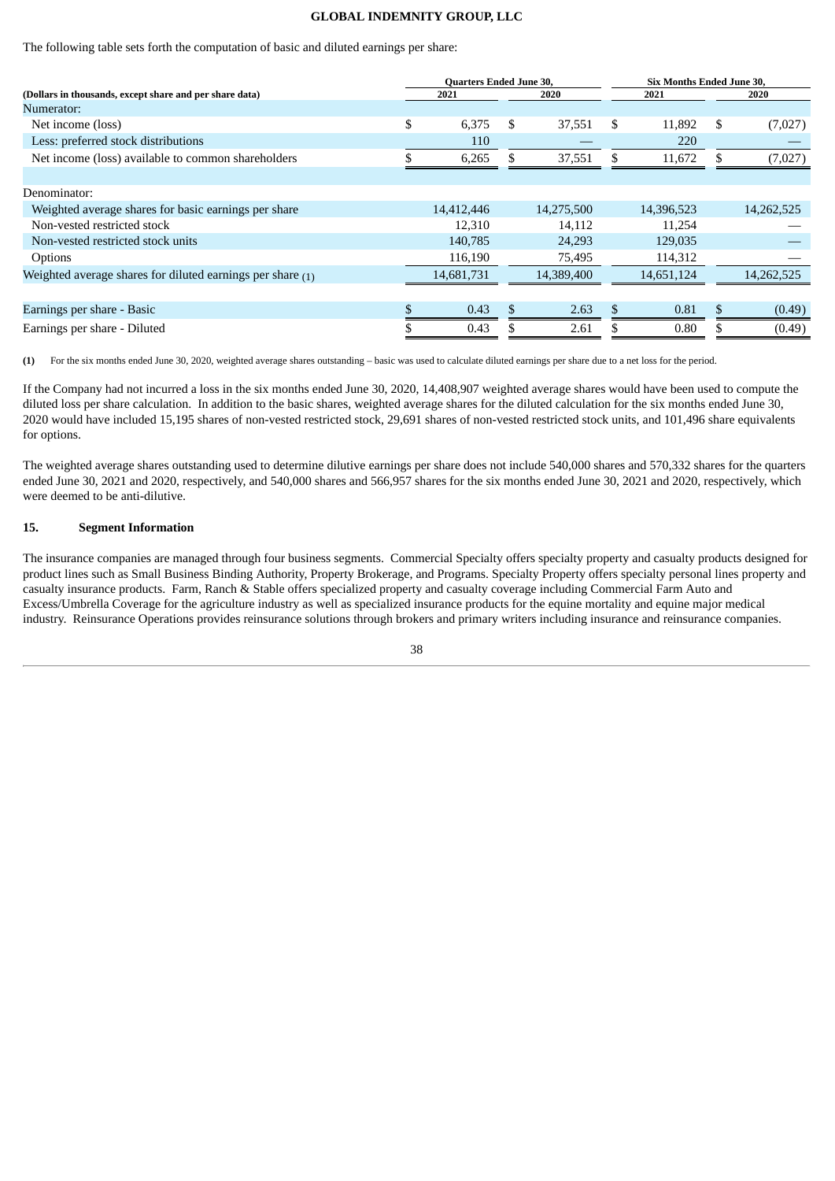The following table sets forth the computation of basic and diluted earnings per share:

| (Dollars in thousands, except share and per share data) | Quarters Ended June 30, 2021 | Quarters Ended June 30, 2020 | Six Months Ended June 30, 2021 | Six Months Ended June 30, 2020 |
|---|---|---|---|---|
| Numerator: | | | | |
| Net income (loss) | $ 6,375 | $ 37,551 | $ 11,892 | $ (7,027) |
| Less: preferred stock distributions | 110 | — | 220 | — |
| Net income (loss) available to common shareholders | $ 6,265 | $ 37,551 | $ 11,672 | $ (7,027) |
| | | | | |
| Denominator: | | | | |
| Weighted average shares for basic earnings per share | 14,412,446 | 14,275,500 | 14,396,523 | 14,262,525 |
| Non-vested restricted stock | 12,310 | 14,112 | 11,254 | — |
| Non-vested restricted stock units | 140,785 | 24,293 | 129,035 | — |
| Options | 116,190 | 75,495 | 114,312 | — |
| Weighted average shares for diluted earnings per share (1) | 14,681,731 | 14,389,400 | 14,651,124 | 14,262,525 |
| | | | | |
| Earnings per share - Basic | $ 0.43 | $ 2.63 | $ 0.81 | $ (0.49) |
| Earnings per share - Diluted | $ 0.43 | $ 2.61 | $ 0.80 | $ (0.49) |

**(1)** For the six months ended June 30, 2020, weighted average shares outstanding – basic was used to calculate diluted earnings per share due to a net loss for the period.

If the Company had not incurred a loss in the six months ended June 30, 2020, 14,408,907 weighted average shares would have been used to compute the diluted loss per share calculation. In addition to the basic shares, weighted average shares for the diluted calculation for the six months ended June 30, 2020 would have included 15,195 shares of non-vested restricted stock, 29,691 shares of non-vested restricted stock units, and 101,496 share equivalents for options.

The weighted average shares outstanding used to determine dilutive earnings per share does not include 540,000 shares and 570,332 shares for the quarters ended June 30, 2021 and 2020, respectively, and 540,000 shares and 566,957 shares for the six months ended June 30, 2021 and 2020, respectively, which were deemed to be anti-dilutive.

## 15. Segment Information

The insurance companies are managed through four business segments. Commercial Specialty offers specialty property and casualty products designed for product lines such as Small Business Binding Authority, Property Brokerage, and Programs. Specialty Property offers specialty personal lines property and casualty insurance products. Farm, Ranch & Stable offers specialized property and casualty coverage including Commercial Farm Auto and Excess/Umbrella Coverage for the agriculture industry as well as specialized insurance products for the equine mortality and equine major medical industry. Reinsurance Operations provides reinsurance solutions through brokers and primary writers including insurance and reinsurance companies.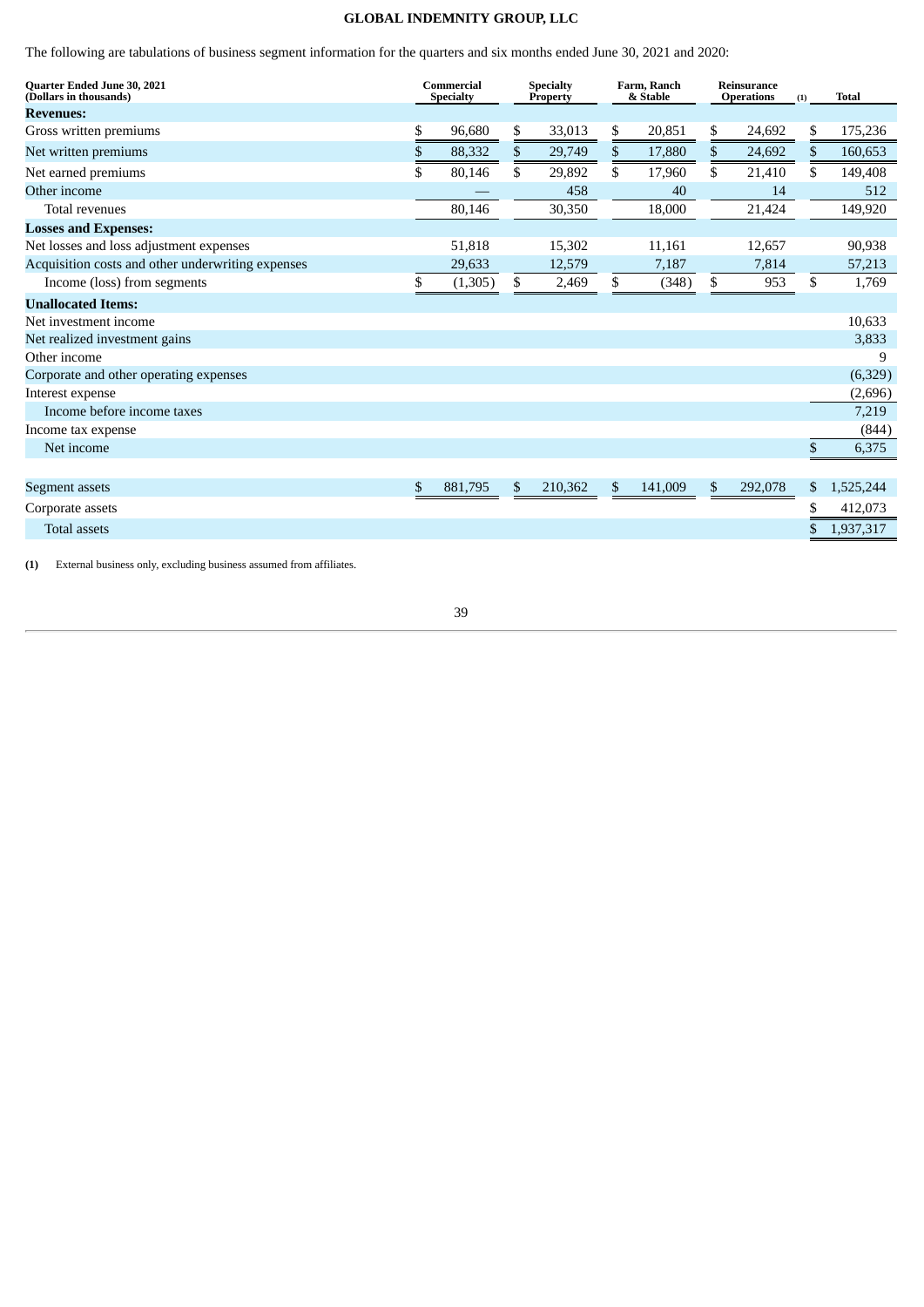The following are tabulations of business segment information for the quarters and six months ended June 30, 2021 and 2020:

| Quarter Ended June 30, 2021 (Dollars in thousands) | Commercial Specialty | Specialty Property | Farm, Ranch & Stable | Reinsurance Operations (1) | Total |
|---|---|---|---|---|---|
| **Revenues:** | | | | | |
| Gross written premiums | $ 96,680 | $ 33,013 | $ 20,851 | $ 24,692 | $ 175,236 |
| Net written premiums | $ 88,332 | $ 29,749 | $ 17,880 | $ 24,692 | $ 160,653 |
| Net earned premiums | $ 80,146 | $ 29,892 | $ 17,960 | $ 21,410 | $ 149,408 |
| Other income | — | 458 | 40 | 14 | 512 |
| Total revenues | 80,146 | 30,350 | 18,000 | 21,424 | 149,920 |
| **Losses and Expenses:** | | | | | |
| Net losses and loss adjustment expenses | 51,818 | 15,302 | 11,161 | 12,657 | 90,938 |
| Acquisition costs and other underwriting expenses | 29,633 | 12,579 | 7,187 | 7,814 | 57,213 |
| Income (loss) from segments | $ (1,305) | $ 2,469 | $ (348) | $ 953 | $ 1,769 |
| **Unallocated Items:** | | | | | |
| Net investment income | | | | | 10,633 |
| Net realized investment gains | | | | | 3,833 |
| Other income | | | | | 9 |
| Corporate and other operating expenses | | | | | (6,329) |
| Interest expense | | | | | (2,696) |
| Income before income taxes | | | | | 7,219 |
| Income tax expense | | | | | (844) |
| Net income | | | | | $ 6,375 |
| | | | | | |
| Segment assets | $ 881,795 | $ 210,362 | $ 141,009 | $ 292,078 | $ 1,525,244 |
| Corporate assets | | | | | $ 412,073 |
| Total assets | | | | | $ 1,937,317 |

**(1)** External business only, excluding business assumed from affiliates.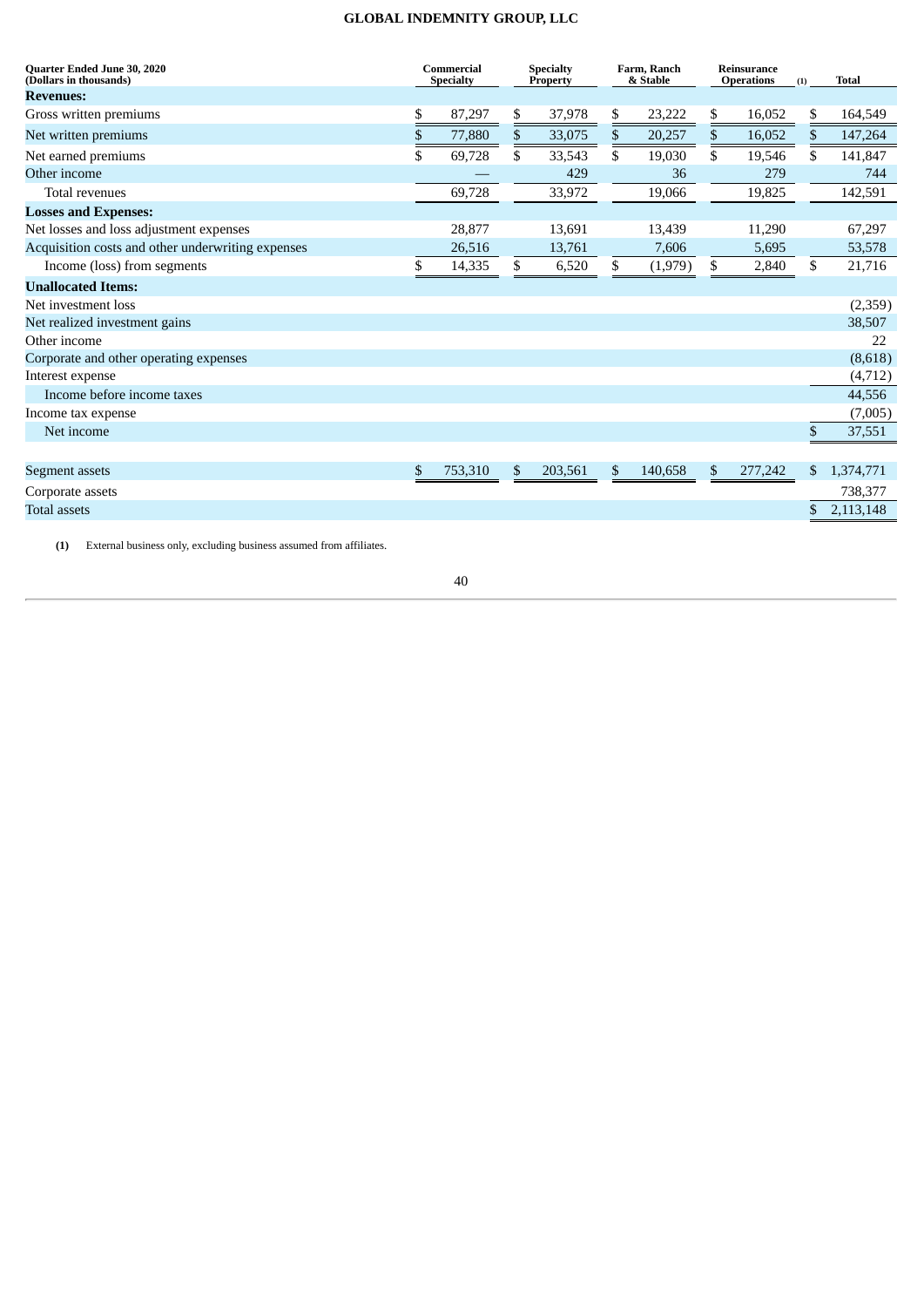| Quarter Ended June 30, 2020 (Dollars in thousands) | Commercial Specialty | Specialty Property | Farm, Ranch & Stable | Reinsurance Operations (1) | Total |
|---|---|---|---|---|---|
| **Revenues:** | | | | | |
| Gross written premiums | $ 87,297 | $ 37,978 | $ 23,222 | $ 16,052 | $ 164,549 |
| Net written premiums | $ 77,880 | $ 33,075 | $ 20,257 | $ 16,052 | $ 147,264 |
| Net earned premiums | $ 69,728 | $ 33,543 | $ 19,030 | $ 19,546 | $ 141,847 |
| Other income | — | 429 | 36 | 279 | 744 |
| Total revenues | 69,728 | 33,972 | 19,066 | 19,825 | 142,591 |
| **Losses and Expenses:** | | | | | |
| Net losses and loss adjustment expenses | 28,877 | 13,691 | 13,439 | 11,290 | 67,297 |
| Acquisition costs and other underwriting expenses | 26,516 | 13,761 | 7,606 | 5,695 | 53,578 |
| Income (loss) from segments | $ 14,335 | $ 6,520 | $ (1,979) | $ 2,840 | $ 21,716 |
| **Unallocated Items:** | | | | | |
| Net investment loss | | | | | (2,359) |
| Net realized investment gains | | | | | 38,507 |
| Other income | | | | | 22 |
| Corporate and other operating expenses | | | | | (8,618) |
| Interest expense | | | | | (4,712) |
| Income before income taxes | | | | | 44,556 |
| Income tax expense | | | | | (7,005) |
| Net income | | | | | $ 37,551 |
| | | | | | |
| Segment assets | $ 753,310 | $ 203,561 | $ 140,658 | $ 277,242 | $ 1,374,771 |
| Corporate assets | | | | | 738,377 |
| Total assets | | | | | $ 2,113,148 |

**(1)** External business only, excluding business assumed from affiliates.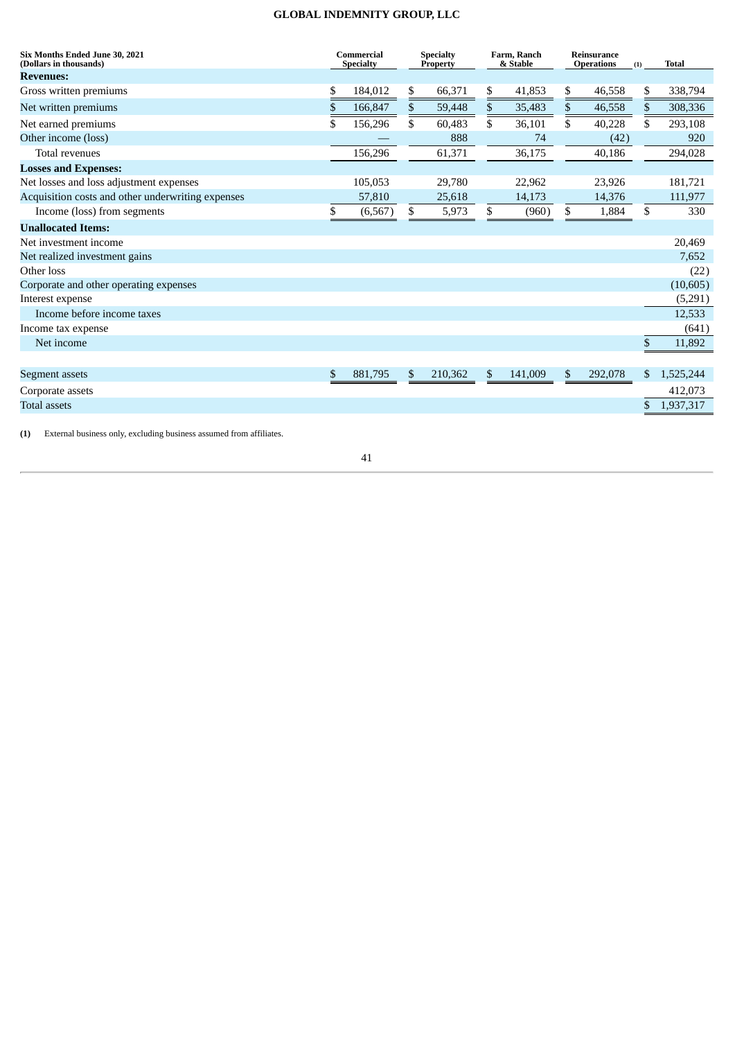| Six Months Ended June 30, 2021 (Dollars in thousands) | Commercial Specialty | Specialty Property | Farm, Ranch & Stable | Reinsurance Operations (1) | Total |
|---|---|---|---|---|---|
| **Revenues:** | | | | | |
| Gross written premiums | $ 184,012 | $ 66,371 | $ 41,853 | $ 46,558 | $ 338,794 |
| Net written premiums | $ 166,847 | $ 59,448 | $ 35,483 | $ 46,558 | $ 308,336 |
| Net earned premiums | $ 156,296 | $ 60,483 | $ 36,101 | $ 40,228 | $ 293,108 |
| Other income (loss) | — | 888 | 74 | (42) | 920 |
| Total revenues | 156,296 | 61,371 | 36,175 | 40,186 | 294,028 |
| **Losses and Expenses:** | | | | | |
| Net losses and loss adjustment expenses | 105,053 | 29,780 | 22,962 | 23,926 | 181,721 |
| Acquisition costs and other underwriting expenses | 57,810 | 25,618 | 14,173 | 14,376 | 111,977 |
| Income (loss) from segments | $ (6,567) | $ 5,973 | $ (960) | $ 1,884 | $ 330 |
| **Unallocated Items:** | | | | | |
| Net investment income | | | | | 20,469 |
| Net realized investment gains | | | | | 7,652 |
| Other loss | | | | | (22) |
| Corporate and other operating expenses | | | | | (10,605) |
| Interest expense | | | | | (5,291) |
| Income before income taxes | | | | | 12,533 |
| Income tax expense | | | | | (641) |
| Net income | | | | | $ 11,892 |
| | | | | | |
| Segment assets | $ 881,795 | $ 210,362 | $ 141,009 | $ 292,078 | $ 1,525,244 |
| Corporate assets | | | | | 412,073 |
| Total assets | | | | | $ 1,937,317 |

**(1)** External business only, excluding business assumed from affiliates.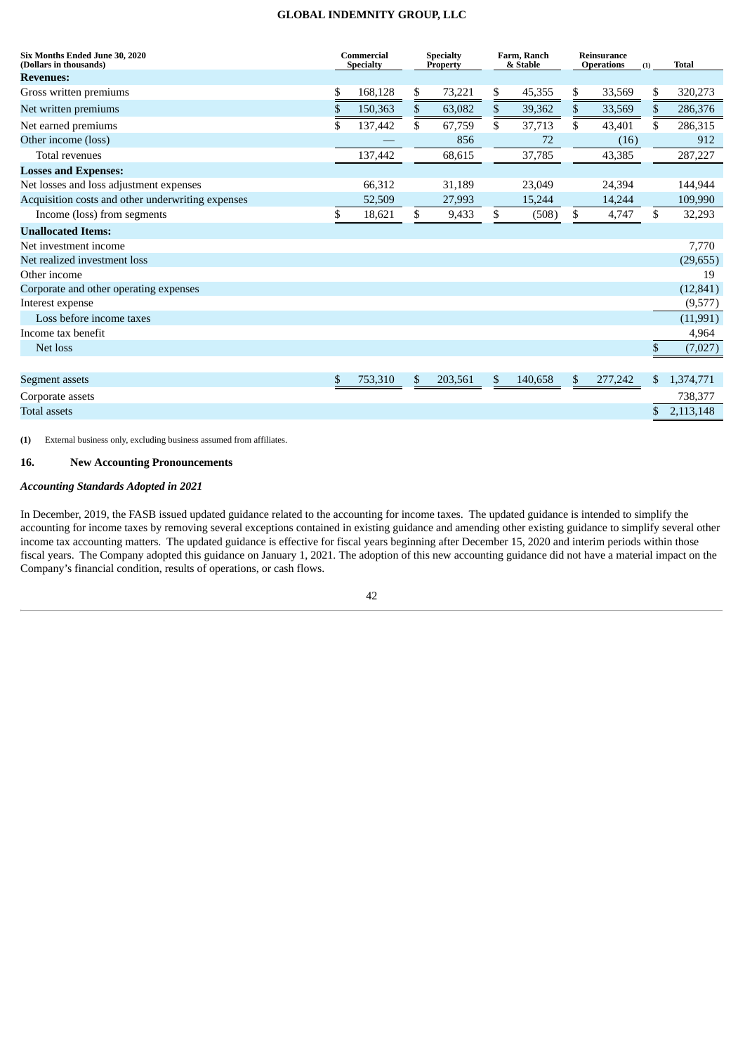| Six Months Ended June 30, 2020 (Dollars in thousands) | Commercial Specialty | Specialty Property | Farm, Ranch & Stable | Reinsurance Operations (1) | Total |
|---|---|---|---|---|---|
| **Revenues:** | | | | | |
| Gross written premiums | $ 168,128 | $ 73,221 | $ 45,355 | $ 33,569 | $ 320,273 |
| Net written premiums | $ 150,363 | $ 63,082 | $ 39,362 | $ 33,569 | $ 286,376 |
| Net earned premiums | $ 137,442 | $ 67,759 | $ 37,713 | $ 43,401 | $ 286,315 |
| Other income (loss) | — | 856 | 72 | (16) | 912 |
| Total revenues | 137,442 | 68,615 | 37,785 | 43,385 | 287,227 |
| **Losses and Expenses:** | | | | | |
| Net losses and loss adjustment expenses | 66,312 | 31,189 | 23,049 | 24,394 | 144,944 |
| Acquisition costs and other underwriting expenses | 52,509 | 27,993 | 15,244 | 14,244 | 109,990 |
| Income (loss) from segments | $ 18,621 | $ 9,433 | $ (508) | $ 4,747 | $ 32,293 |
| **Unallocated Items:** | | | | | |
| Net investment income | | | | | 7,770 |
| Net realized investment loss | | | | | (29,655) |
| Other income | | | | | 19 |
| Corporate and other operating expenses | | | | | (12,841) |
| Interest expense | | | | | (9,577) |
| Loss before income taxes | | | | | (11,991) |
| Income tax benefit | | | | | 4,964 |
| Net loss | | | | | $ (7,027) |
| | | | | | |
| Segment assets | $ 753,310 | $ 203,561 | $ 140,658 | $ 277,242 | $ 1,374,771 |
| Corporate assets | | | | | 738,377 |
| Total assets | | | | | $ 2,113,148 |

**(1)** External business only, excluding business assumed from affiliates.

## 16. New Accounting Pronouncements

### *Accounting Standards Adopted in 2021*

In December, 2019, the FASB issued updated guidance related to the accounting for income taxes. The updated guidance is intended to simplify the accounting for income taxes by removing several exceptions contained in existing guidance and amending other existing guidance to simplify several other income tax accounting matters. The updated guidance is effective for fiscal years beginning after December 15, 2020 and interim periods within those fiscal years. The Company adopted this guidance on January 1, 2021. The adoption of this new accounting guidance did not have a material impact on the Company's financial condition, results of operations, or cash flows.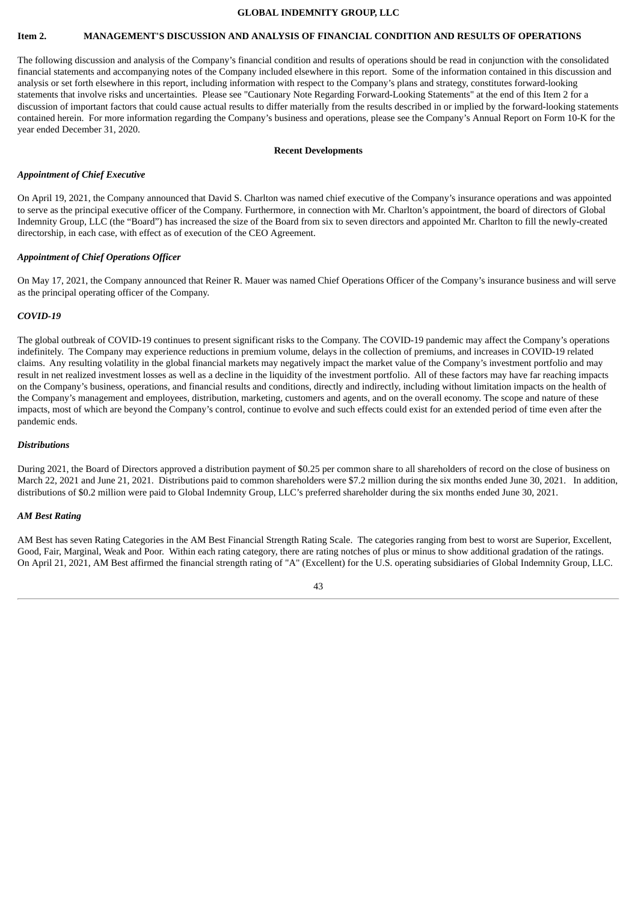## Item 2. MANAGEMENT'S DISCUSSION AND ANALYSIS OF FINANCIAL CONDITION AND RESULTS OF OPERATIONS

The following discussion and analysis of the Company's financial condition and results of operations should be read in conjunction with the consolidated financial statements and accompanying notes of the Company included elsewhere in this report. Some of the information contained in this discussion and analysis or set forth elsewhere in this report, including information with respect to the Company's plans and strategy, constitutes forward-looking statements that involve risks and uncertainties. Please see "Cautionary Note Regarding Forward-Looking Statements" at the end of this Item 2 for a discussion of important factors that could cause actual results to differ materially from the results described in or implied by the forward-looking statements contained herein. For more information regarding the Company's business and operations, please see the Company's Annual Report on Form 10-K for the year ended December 31, 2020.

### Recent Developments

***Appointment of Chief Executive***

On April 19, 2021, the Company announced that David S. Charlton was named chief executive of the Company's insurance operations and was appointed to serve as the principal executive officer of the Company. Furthermore, in connection with Mr. Charlton's appointment, the board of directors of Global Indemnity Group, LLC (the "Board") has increased the size of the Board from six to seven directors and appointed Mr. Charlton to fill the newly-created directorship, in each case, with effect as of execution of the CEO Agreement.

***Appointment of Chief Operations Officer***

On May 17, 2021, the Company announced that Reiner R. Mauer was named Chief Operations Officer of the Company's insurance business and will serve as the principal operating officer of the Company.

***COVID-19***

The global outbreak of COVID-19 continues to present significant risks to the Company. The COVID-19 pandemic may affect the Company's operations indefinitely. The Company may experience reductions in premium volume, delays in the collection of premiums, and increases in COVID-19 related claims. Any resulting volatility in the global financial markets may negatively impact the market value of the Company's investment portfolio and may result in net realized investment losses as well as a decline in the liquidity of the investment portfolio. All of these factors may have far reaching impacts on the Company's business, operations, and financial results and conditions, directly and indirectly, including without limitation impacts on the health of the Company's management and employees, distribution, marketing, customers and agents, and on the overall economy. The scope and nature of these impacts, most of which are beyond the Company's control, continue to evolve and such effects could exist for an extended period of time even after the pandemic ends.

***Distributions***

During 2021, the Board of Directors approved a distribution payment of $0.25 per common share to all shareholders of record on the close of business on March 22, 2021 and June 21, 2021. Distributions paid to common shareholders were $7.2 million during the six months ended June 30, 2021. In addition, distributions of $0.2 million were paid to Global Indemnity Group, LLC's preferred shareholder during the six months ended June 30, 2021.

***AM Best Rating***

AM Best has seven Rating Categories in the AM Best Financial Strength Rating Scale. The categories ranging from best to worst are Superior, Excellent, Good, Fair, Marginal, Weak and Poor. Within each rating category, there are rating notches of plus or minus to show additional gradation of the ratings. On April 21, 2021, AM Best affirmed the financial strength rating of "A" (Excellent) for the U.S. operating subsidiaries of Global Indemnity Group, LLC.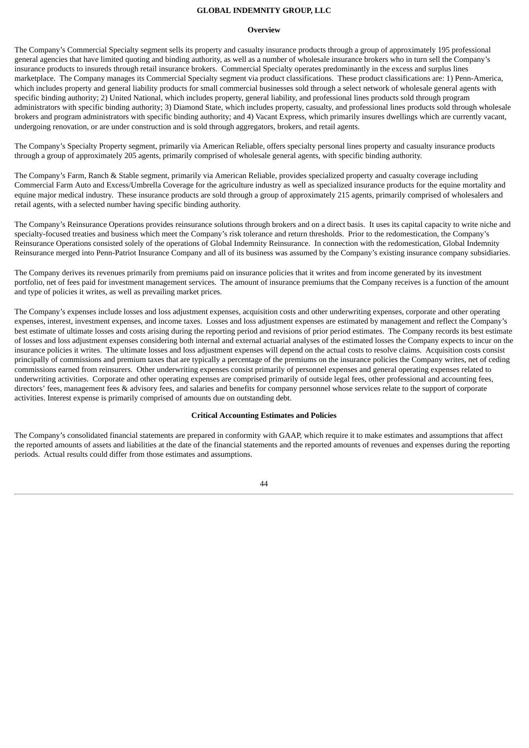## Overview

The Company's Commercial Specialty segment sells its property and casualty insurance products through a group of approximately 195 professional general agencies that have limited quoting and binding authority, as well as a number of wholesale insurance brokers who in turn sell the Company's insurance products to insureds through retail insurance brokers. Commercial Specialty operates predominantly in the excess and surplus lines marketplace. The Company manages its Commercial Specialty segment via product classifications. These product classifications are: 1) Penn-America, which includes property and general liability products for small commercial businesses sold through a select network of wholesale general agents with specific binding authority; 2) United National, which includes property, general liability, and professional lines products sold through program administrators with specific binding authority; 3) Diamond State, which includes property, casualty, and professional lines products sold through wholesale brokers and program administrators with specific binding authority; and 4) Vacant Express, which primarily insures dwellings which are currently vacant, undergoing renovation, or are under construction and is sold through aggregators, brokers, and retail agents.

The Company's Specialty Property segment, primarily via American Reliable, offers specialty personal lines property and casualty insurance products through a group of approximately 205 agents, primarily comprised of wholesale general agents, with specific binding authority.

The Company's Farm, Ranch & Stable segment, primarily via American Reliable, provides specialized property and casualty coverage including Commercial Farm Auto and Excess/Umbrella Coverage for the agriculture industry as well as specialized insurance products for the equine mortality and equine major medical industry. These insurance products are sold through a group of approximately 215 agents, primarily comprised of wholesalers and retail agents, with a selected number having specific binding authority.

The Company's Reinsurance Operations provides reinsurance solutions through brokers and on a direct basis. It uses its capital capacity to write niche and specialty-focused treaties and business which meet the Company's risk tolerance and return thresholds. Prior to the redomestication, the Company's Reinsurance Operations consisted solely of the operations of Global Indemnity Reinsurance. In connection with the redomestication, Global Indemnity Reinsurance merged into Penn-Patriot Insurance Company and all of its business was assumed by the Company's existing insurance company subsidiaries.

The Company derives its revenues primarily from premiums paid on insurance policies that it writes and from income generated by its investment portfolio, net of fees paid for investment management services. The amount of insurance premiums that the Company receives is a function of the amount and type of policies it writes, as well as prevailing market prices.

The Company's expenses include losses and loss adjustment expenses, acquisition costs and other underwriting expenses, corporate and other operating expenses, interest, investment expenses, and income taxes. Losses and loss adjustment expenses are estimated by management and reflect the Company's best estimate of ultimate losses and costs arising during the reporting period and revisions of prior period estimates. The Company records its best estimate of losses and loss adjustment expenses considering both internal and external actuarial analyses of the estimated losses the Company expects to incur on the insurance policies it writes. The ultimate losses and loss adjustment expenses will depend on the actual costs to resolve claims. Acquisition costs consist principally of commissions and premium taxes that are typically a percentage of the premiums on the insurance policies the Company writes, net of ceding commissions earned from reinsurers. Other underwriting expenses consist primarily of personnel expenses and general operating expenses related to underwriting activities. Corporate and other operating expenses are comprised primarily of outside legal fees, other professional and accounting fees, directors' fees, management fees & advisory fees, and salaries and benefits for company personnel whose services relate to the support of corporate activities. Interest expense is primarily comprised of amounts due on outstanding debt.

## Critical Accounting Estimates and Policies

The Company's consolidated financial statements are prepared in conformity with GAAP, which require it to make estimates and assumptions that affect the reported amounts of assets and liabilities at the date of the financial statements and the reported amounts of revenues and expenses during the reporting periods. Actual results could differ from those estimates and assumptions.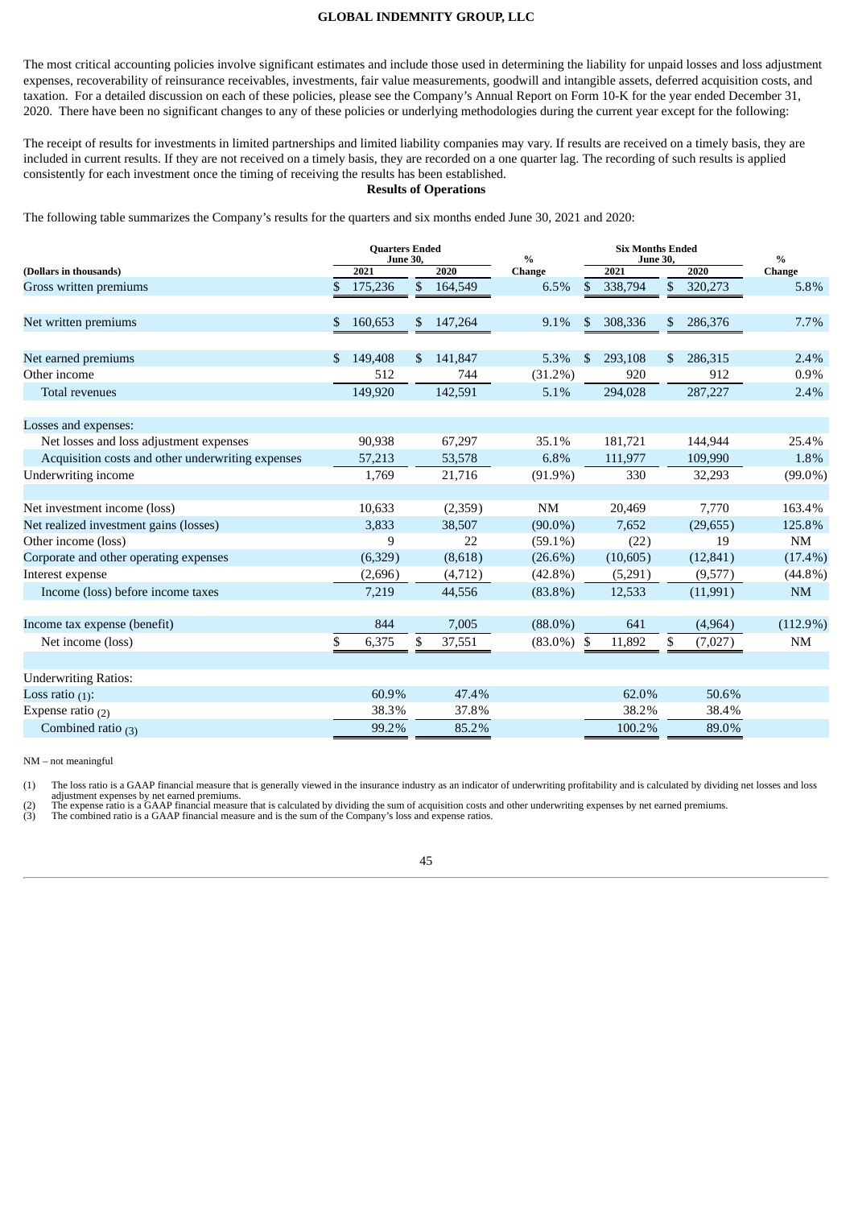The most critical accounting policies involve significant estimates and include those used in determining the liability for unpaid losses and loss adjustment expenses, recoverability of reinsurance receivables, investments, fair value measurements, goodwill and intangible assets, deferred acquisition costs, and taxation. For a detailed discussion on each of these policies, please see the Company's Annual Report on Form 10-K for the year ended December 31, 2020. There have been no significant changes to any of these policies or underlying methodologies during the current year except for the following:

The receipt of results for investments in limited partnerships and limited liability companies may vary. If results are received on a timely basis, they are included in current results. If they are not received on a timely basis, they are recorded on a one quarter lag. The recording of such results is applied consistently for each investment once the timing of receiving the results has been established.

## Results of Operations

The following table summarizes the Company's results for the quarters and six months ended June 30, 2021 and 2020:

| (Dollars in thousands) | Quarters Ended June 30, 2021 | Quarters Ended June 30, 2020 | % Change | Six Months Ended June 30, 2021 | Six Months Ended June 30, 2020 | % Change |
|---|---|---|---|---|---|---|
| Gross written premiums | $ 175,236 | $ 164,549 | 6.5% | $ 338,794 | $ 320,273 | 5.8% |
| Net written premiums | $ 160,653 | $ 147,264 | 9.1% | $ 308,336 | $ 286,376 | 7.7% |
| Net earned premiums | $ 149,408 | $ 141,847 | 5.3% | $ 293,108 | $ 286,315 | 2.4% |
| Other income | 512 | 744 | (31.2%) | 920 | 912 | 0.9% |
| Total revenues | 149,920 | 142,591 | 5.1% | 294,028 | 287,227 | 2.4% |
| Losses and expenses: | | | | | | |
| Net losses and loss adjustment expenses | 90,938 | 67,297 | 35.1% | 181,721 | 144,944 | 25.4% |
| Acquisition costs and other underwriting expenses | 57,213 | 53,578 | 6.8% | 111,977 | 109,990 | 1.8% |
| Underwriting income | 1,769 | 21,716 | (91.9%) | 330 | 32,293 | (99.0%) |
| Net investment income (loss) | 10,633 | (2,359) | NM | 20,469 | 7,770 | 163.4% |
| Net realized investment gains (losses) | 3,833 | 38,507 | (90.0%) | 7,652 | (29,655) | 125.8% |
| Other income (loss) | 9 | 22 | (59.1%) | (22) | 19 | NM |
| Corporate and other operating expenses | (6,329) | (8,618) | (26.6%) | (10,605) | (12,841) | (17.4%) |
| Interest expense | (2,696) | (4,712) | (42.8%) | (5,291) | (9,577) | (44.8%) |
| Income (loss) before income taxes | 7,219 | 44,556 | (83.8%) | 12,533 | (11,991) | NM |
| Income tax expense (benefit) | 844 | 7,005 | (88.0%) | 641 | (4,964) | (112.9%) |
| Net income (loss) | $ 6,375 | $ 37,551 | (83.0%) | $ 11,892 | $ (7,027) | NM |
| Underwriting Ratios: | | | | | | |
| Loss ratio (1): | 60.9% | 47.4% | | 62.0% | 50.6% | |
| Expense ratio (2) | 38.3% | 37.8% | | 38.2% | 38.4% | |
| Combined ratio (3) | 99.2% | 85.2% | | 100.2% | 89.0% | |

NM – not meaningful

(1) The loss ratio is a GAAP financial measure that is generally viewed in the insurance industry as an indicator of underwriting profitability and is calculated by dividing net losses and loss adjustment expenses by net earned premiums.
(2) The expense ratio is a GAAP financial measure that is calculated by dividing the sum of acquisition costs and other underwriting expenses by net earned premiums.
(3) The combined ratio is a GAAP financial measure and is the sum of the Company's loss and expense ratios.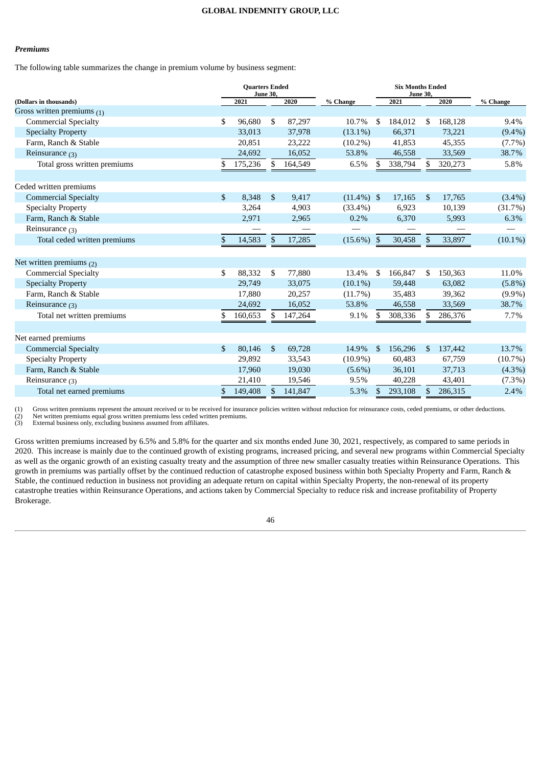### *Premiums*

The following table summarizes the change in premium volume by business segment:

| (Dollars in thousands) | Quarters Ended June 30, 2021 | Quarters Ended June 30, 2020 | % Change | Six Months Ended June 30, 2021 | Six Months Ended June 30, 2020 | % Change |
|---|---|---|---|---|---|---|
| Gross written premiums (1) | | | | | | |
| Commercial Specialty | $ 96,680 | $ 87,297 | 10.7% | $ 184,012 | $ 168,128 | 9.4% |
| Specialty Property | 33,013 | 37,978 | (13.1%) | 66,371 | 73,221 | (9.4%) |
| Farm, Ranch & Stable | 20,851 | 23,222 | (10.2%) | 41,853 | 45,355 | (7.7%) |
| Reinsurance (3) | 24,692 | 16,052 | 53.8% | 46,558 | 33,569 | 38.7% |
| Total gross written premiums | $ 175,236 | $ 164,549 | 6.5% | $ 338,794 | $ 320,273 | 5.8% |
| | | | | | | |
| Ceded written premiums | | | | | | |
| Commercial Specialty | $ 8,348 | $ 9,417 | (11.4%) | $ 17,165 | $ 17,765 | (3.4%) |
| Specialty Property | 3,264 | 4,903 | (33.4%) | 6,923 | 10,139 | (31.7%) |
| Farm, Ranch & Stable | 2,971 | 2,965 | 0.2% | 6,370 | 5,993 | 6.3% |
| Reinsurance (3) | — | — | — | — | — | — |
| Total ceded written premiums | $ 14,583 | $ 17,285 | (15.6%) | $ 30,458 | $ 33,897 | (10.1%) |
| | | | | | | |
| Net written premiums (2) | | | | | | |
| Commercial Specialty | $ 88,332 | $ 77,880 | 13.4% | $ 166,847 | $ 150,363 | 11.0% |
| Specialty Property | 29,749 | 33,075 | (10.1%) | 59,448 | 63,082 | (5.8%) |
| Farm, Ranch & Stable | 17,880 | 20,257 | (11.7%) | 35,483 | 39,362 | (9.9%) |
| Reinsurance (3) | 24,692 | 16,052 | 53.8% | 46,558 | 33,569 | 38.7% |
| Total net written premiums | $ 160,653 | $ 147,264 | 9.1% | $ 308,336 | $ 286,376 | 7.7% |
| | | | | | | |
| Net earned premiums | | | | | | |
| Commercial Specialty | $ 80,146 | $ 69,728 | 14.9% | $ 156,296 | $ 137,442 | 13.7% |
| Specialty Property | 29,892 | 33,543 | (10.9%) | 60,483 | 67,759 | (10.7%) |
| Farm, Ranch & Stable | 17,960 | 19,030 | (5.6%) | 36,101 | 37,713 | (4.3%) |
| Reinsurance (3) | 21,410 | 19,546 | 9.5% | 40,228 | 43,401 | (7.3%) |
| Total net earned premiums | $ 149,408 | $ 141,847 | 5.3% | $ 293,108 | $ 286,315 | 2.4% |

(1) Gross written premiums represent the amount received or to be received for insurance policies written without reduction for reinsurance costs, ceded premiums, or other deductions.
(2) Net written premiums equal gross written premiums less ceded written premiums.
(3) External business only, excluding business assumed from affiliates.

Gross written premiums increased by 6.5% and 5.8% for the quarter and six months ended June 30, 2021, respectively, as compared to same periods in 2020. This increase is mainly due to the continued growth of existing programs, increased pricing, and several new programs within Commercial Specialty as well as the organic growth of an existing casualty treaty and the assumption of three new smaller casualty treaties within Reinsurance Operations. This growth in premiums was partially offset by the continued reduction of catastrophe exposed business within both Specialty Property and Farm, Ranch & Stable, the continued reduction in business not providing an adequate return on capital within Specialty Property, the non-renewal of its property catastrophe treaties within Reinsurance Operations, and actions taken by Commercial Specialty to reduce risk and increase profitability of Property Brokerage.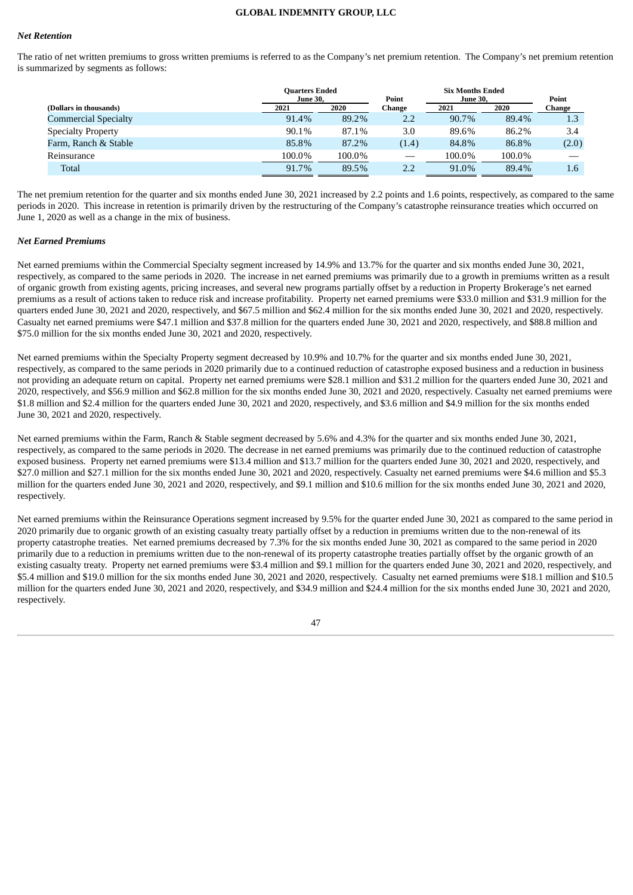### *Net Retention*

The ratio of net written premiums to gross written premiums is referred to as the Company's net premium retention. The Company's net premium retention is summarized by segments as follows:

| (Dollars in thousands) | Quarters Ended June 30, 2021 | Quarters Ended June 30, 2020 | Point Change | Six Months Ended June 30, 2021 | Six Months Ended June 30, 2020 | Point Change |
|---|---|---|---|---|---|---|
| Commercial Specialty | 91.4% | 89.2% | 2.2 | 90.7% | 89.4% | 1.3 |
| Specialty Property | 90.1% | 87.1% | 3.0 | 89.6% | 86.2% | 3.4 |
| Farm, Ranch & Stable | 85.8% | 87.2% | (1.4) | 84.8% | 86.8% | (2.0) |
| Reinsurance | 100.0% | 100.0% | — | 100.0% | 100.0% | — |
| Total | 91.7% | 89.5% | 2.2 | 91.0% | 89.4% | 1.6 |

The net premium retention for the quarter and six months ended June 30, 2021 increased by 2.2 points and 1.6 points, respectively, as compared to the same periods in 2020. This increase in retention is primarily driven by the restructuring of the Company's catastrophe reinsurance treaties which occurred on June 1, 2020 as well as a change in the mix of business.

### *Net Earned Premiums*

Net earned premiums within the Commercial Specialty segment increased by 14.9% and 13.7% for the quarter and six months ended June 30, 2021, respectively, as compared to the same periods in 2020. The increase in net earned premiums was primarily due to a growth in premiums written as a result of organic growth from existing agents, pricing increases, and several new programs partially offset by a reduction in Property Brokerage's net earned premiums as a result of actions taken to reduce risk and increase profitability. Property net earned premiums were $33.0 million and $31.9 million for the quarters ended June 30, 2021 and 2020, respectively, and $67.5 million and $62.4 million for the six months ended June 30, 2021 and 2020, respectively. Casualty net earned premiums were $47.1 million and $37.8 million for the quarters ended June 30, 2021 and 2020, respectively, and $88.8 million and $75.0 million for the six months ended June 30, 2021 and 2020, respectively.

Net earned premiums within the Specialty Property segment decreased by 10.9% and 10.7% for the quarter and six months ended June 30, 2021, respectively, as compared to the same periods in 2020 primarily due to a continued reduction of catastrophe exposed business and a reduction in business not providing an adequate return on capital. Property net earned premiums were $28.1 million and $31.2 million for the quarters ended June 30, 2021 and 2020, respectively, and $56.9 million and $62.8 million for the six months ended June 30, 2021 and 2020, respectively. Casualty net earned premiums were $1.8 million and $2.4 million for the quarters ended June 30, 2021 and 2020, respectively, and $3.6 million and $4.9 million for the six months ended June 30, 2021 and 2020, respectively.

Net earned premiums within the Farm, Ranch & Stable segment decreased by 5.6% and 4.3% for the quarter and six months ended June 30, 2021, respectively, as compared to the same periods in 2020. The decrease in net earned premiums was primarily due to the continued reduction of catastrophe exposed business. Property net earned premiums were $13.4 million and $13.7 million for the quarters ended June 30, 2021 and 2020, respectively, and $27.0 million and $27.1 million for the six months ended June 30, 2021 and 2020, respectively. Casualty net earned premiums were $4.6 million and $5.3 million for the quarters ended June 30, 2021 and 2020, respectively, and $9.1 million and $10.6 million for the six months ended June 30, 2021 and 2020, respectively.

Net earned premiums within the Reinsurance Operations segment increased by 9.5% for the quarter ended June 30, 2021 as compared to the same period in 2020 primarily due to organic growth of an existing casualty treaty partially offset by a reduction in premiums written due to the non-renewal of its property catastrophe treaties. Net earned premiums decreased by 7.3% for the six months ended June 30, 2021 as compared to the same period in 2020 primarily due to a reduction in premiums written due to the non-renewal of its property catastrophe treaties partially offset by the organic growth of an existing casualty treaty. Property net earned premiums were $3.4 million and $9.1 million for the quarters ended June 30, 2021 and 2020, respectively, and $5.4 million and $19.0 million for the six months ended June 30, 2021 and 2020, respectively. Casualty net earned premiums were $18.1 million and $10.5 million for the quarters ended June 30, 2021 and 2020, respectively, and $34.9 million and $24.4 million for the six months ended June 30, 2021 and 2020, respectively.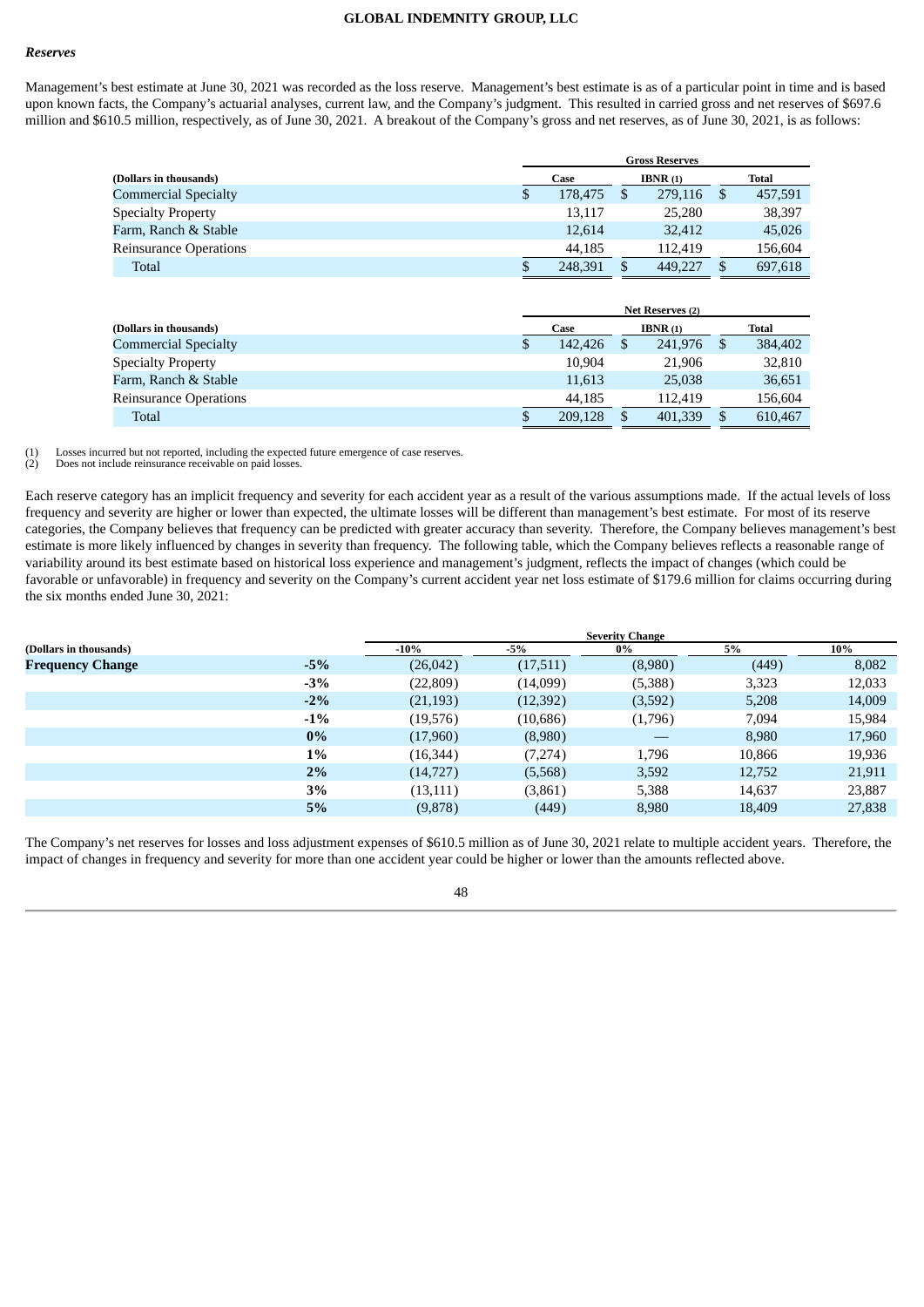### *Reserves*

Management's best estimate at June 30, 2021 was recorded as the loss reserve. Management's best estimate is as of a particular point in time and is based upon known facts, the Company's actuarial analyses, current law, and the Company's judgment. This resulted in carried gross and net reserves of $697.6 million and $610.5 million, respectively, as of June 30, 2021. A breakout of the Company's gross and net reserves, as of June 30, 2021, is as follows:

| (Dollars in thousands) | Gross Reserves | | |
|---|---|---|---|
| | Case | IBNR (1) | Total |
| Commercial Specialty | $ 178,475 | $ 279,116 | $ 457,591 |
| Specialty Property | 13,117 | 25,280 | 38,397 |
| Farm, Ranch & Stable | 12,614 | 32,412 | 45,026 |
| Reinsurance Operations | 44,185 | 112,419 | 156,604 |
| Total | $ 248,391 | $ 449,227 | $ 697,618 |

| (Dollars in thousands) | Net Reserves (2) | | |
|---|---|---|---|
| | Case | IBNR (1) | Total |
| Commercial Specialty | $ 142,426 | $ 241,976 | $ 384,402 |
| Specialty Property | 10,904 | 21,906 | 32,810 |
| Farm, Ranch & Stable | 11,613 | 25,038 | 36,651 |
| Reinsurance Operations | 44,185 | 112,419 | 156,604 |
| Total | $ 209,128 | $ 401,339 | $ 610,467 |

(1) Losses incurred but not reported, including the expected future emergence of case reserves.
(2) Does not include reinsurance receivable on paid losses.

Each reserve category has an implicit frequency and severity for each accident year as a result of the various assumptions made. If the actual levels of loss frequency and severity are higher or lower than expected, the ultimate losses will be different than management's best estimate. For most of its reserve categories, the Company believes that frequency can be predicted with greater accuracy than severity. Therefore, the Company believes management's best estimate is more likely influenced by changes in severity than frequency. The following table, which the Company believes reflects a reasonable range of variability around its best estimate based on historical loss experience and management's judgment, reflects the impact of changes (which could be favorable or unfavorable) in frequency and severity on the Company's current accident year net loss estimate of $179.6 million for claims occurring during the six months ended June 30, 2021:

| (Dollars in thousands) | | Severity Change | | | | |
|---|---|---|---|---|---|---|
| | | -10% | -5% | 0% | 5% | 10% |
| **Frequency Change** | **-5%** | (26,042) | (17,511) | (8,980) | (449) | 8,082 |
| | **-3%** | (22,809) | (14,099) | (5,388) | 3,323 | 12,033 |
| | **-2%** | (21,193) | (12,392) | (3,592) | 5,208 | 14,009 |
| | **-1%** | (19,576) | (10,686) | (1,796) | 7,094 | 15,984 |
| | **0%** | (17,960) | (8,980) | — | 8,980 | 17,960 |
| | **1%** | (16,344) | (7,274) | 1,796 | 10,866 | 19,936 |
| | **2%** | (14,727) | (5,568) | 3,592 | 12,752 | 21,911 |
| | **3%** | (13,111) | (3,861) | 5,388 | 14,637 | 23,887 |
| | **5%** | (9,878) | (449) | 8,980 | 18,409 | 27,838 |

The Company's net reserves for losses and loss adjustment expenses of $610.5 million as of June 30, 2021 relate to multiple accident years. Therefore, the impact of changes in frequency and severity for more than one accident year could be higher or lower than the amounts reflected above.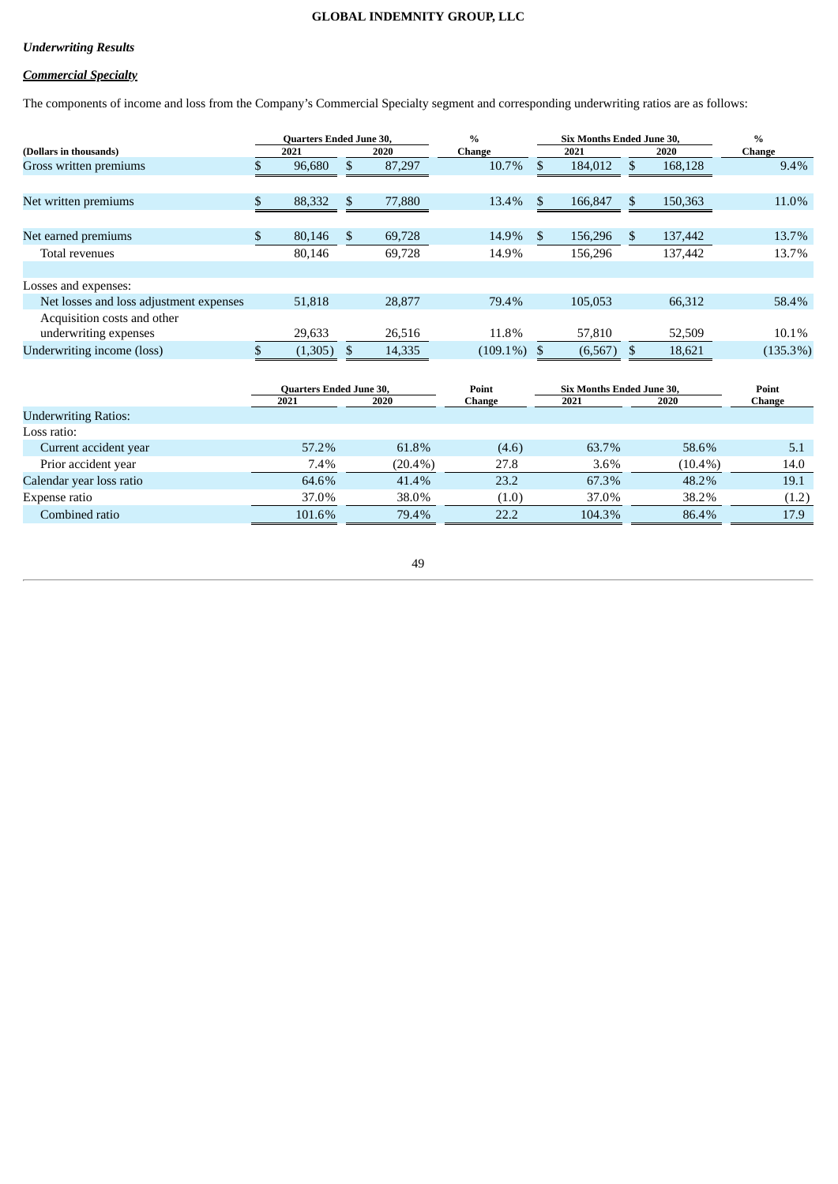*Underwriting Results*

***Commercial Specialty***

The components of income and loss from the Company's Commercial Specialty segment and corresponding underwriting ratios are as follows:

| (Dollars in thousands) | Quarters Ended June 30, 2021 | Quarters Ended June 30, 2020 | % Change | Six Months Ended June 30, 2021 | Six Months Ended June 30, 2020 | % Change |
|---|---|---|---|---|---|---|
| Gross written premiums | $ 96,680 | $ 87,297 | 10.7% | $ 184,012 | $ 168,128 | 9.4% |
| | | | | | | |
| Net written premiums | $ 88,332 | $ 77,880 | 13.4% | $ 166,847 | $ 150,363 | 11.0% |
| | | | | | | |
| Net earned premiums | $ 80,146 | $ 69,728 | 14.9% | $ 156,296 | $ 137,442 | 13.7% |
| Total revenues | 80,146 | 69,728 | 14.9% | 156,296 | 137,442 | 13.7% |
| | | | | | | |
| Losses and expenses: | | | | | | |
| Net losses and loss adjustment expenses | 51,818 | 28,877 | 79.4% | 105,053 | 66,312 | 58.4% |
| Acquisition costs and other underwriting expenses | 29,633 | 26,516 | 11.8% | 57,810 | 52,509 | 10.1% |
| Underwriting income (loss) | $ (1,305) | $ 14,335 | (109.1%) | $ (6,567) | $ 18,621 | (135.3%) |

| | Quarters Ended June 30, 2021 | Quarters Ended June 30, 2020 | Point Change | Six Months Ended June 30, 2021 | Six Months Ended June 30, 2020 | Point Change |
|---|---|---|---|---|---|---|
| Underwriting Ratios: | | | | | | |
| Loss ratio: | | | | | | |
| Current accident year | 57.2% | 61.8% | (4.6) | 63.7% | 58.6% | 5.1 |
| Prior accident year | 7.4% | (20.4%) | 27.8 | 3.6% | (10.4%) | 14.0 |
| Calendar year loss ratio | 64.6% | 41.4% | 23.2 | 67.3% | 48.2% | 19.1 |
| Expense ratio | 37.0% | 38.0% | (1.0) | 37.0% | 38.2% | (1.2) |
| Combined ratio | 101.6% | 79.4% | 22.2 | 104.3% | 86.4% | 17.9 |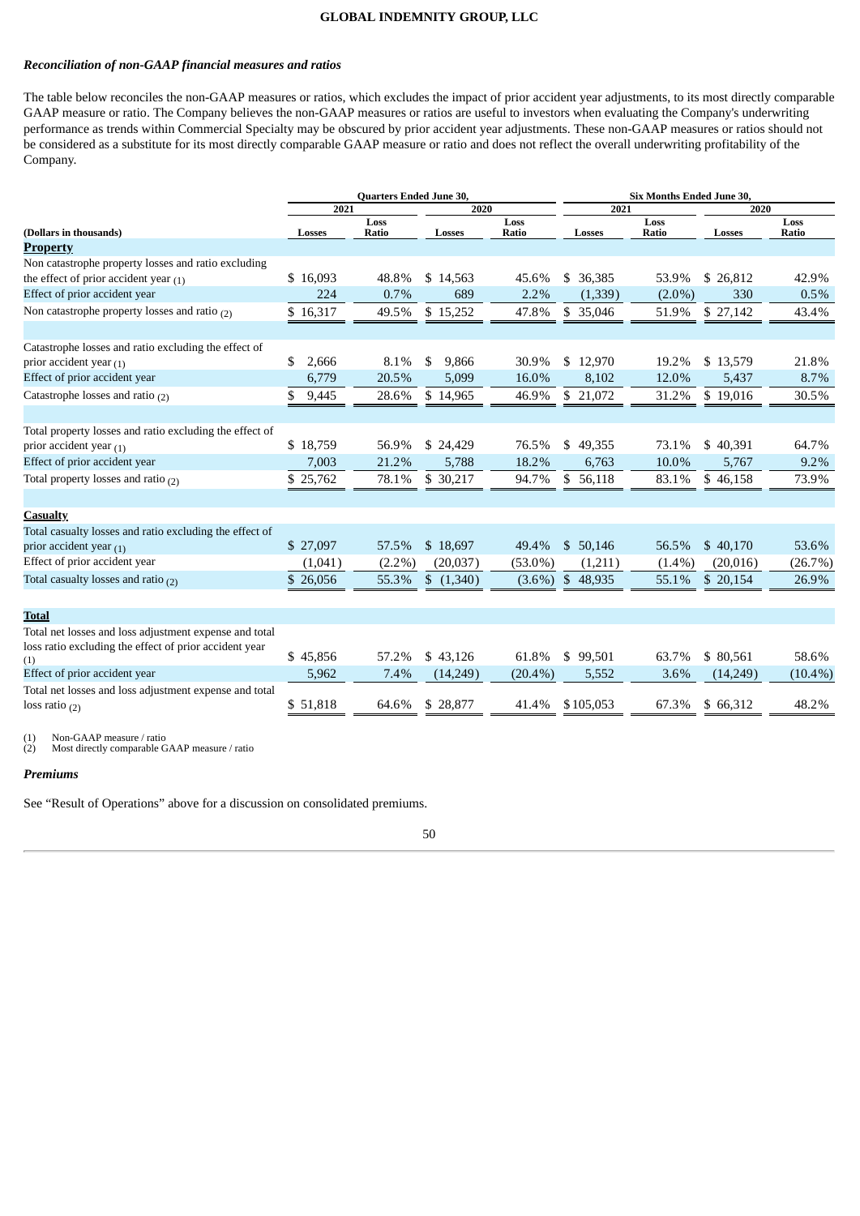### *Reconciliation of non-GAAP financial measures and ratios*

The table below reconciles the non-GAAP measures or ratios, which excludes the impact of prior accident year adjustments, to its most directly comparable GAAP measure or ratio. The Company believes the non-GAAP measures or ratios are useful to investors when evaluating the Company's underwriting performance as trends within Commercial Specialty may be obscured by prior accident year adjustments. These non-GAAP measures or ratios should not be considered as a substitute for its most directly comparable GAAP measure or ratio and does not reflect the overall underwriting profitability of the Company.

| | Quarters Ended June 30, | | | | Six Months Ended June 30, | | | |
|---|---|---|---|---|---|---|---|---|
| | 2021 | | 2020 | | 2021 | | 2020 | |
| (Dollars in thousands) | Losses | Loss Ratio | Losses | Loss Ratio | Losses | Loss Ratio | Losses | Loss Ratio |
| **Property** | | | | | | | | |
| Non catastrophe property losses and ratio excluding the effect of prior accident year (1) | $ 16,093 | 48.8% | $ 14,563 | 45.6% | $ 36,385 | 53.9% | $ 26,812 | 42.9% |
| Effect of prior accident year | 224 | 0.7% | 689 | 2.2% | (1,339) | (2.0%) | 330 | 0.5% |
| Non catastrophe property losses and ratio (2) | $ 16,317 | 49.5% | $ 15,252 | 47.8% | $ 35,046 | 51.9% | $ 27,142 | 43.4% |
| | | | | | | | | |
| Catastrophe losses and ratio excluding the effect of prior accident year (1) | $ 2,666 | 8.1% | $ 9,866 | 30.9% | $ 12,970 | 19.2% | $ 13,579 | 21.8% |
| Effect of prior accident year | 6,779 | 20.5% | 5,099 | 16.0% | 8,102 | 12.0% | 5,437 | 8.7% |
| Catastrophe losses and ratio (2) | $ 9,445 | 28.6% | $ 14,965 | 46.9% | $ 21,072 | 31.2% | $ 19,016 | 30.5% |
| | | | | | | | | |
| Total property losses and ratio excluding the effect of prior accident year (1) | $ 18,759 | 56.9% | $ 24,429 | 76.5% | $ 49,355 | 73.1% | $ 40,391 | 64.7% |
| Effect of prior accident year | 7,003 | 21.2% | 5,788 | 18.2% | 6,763 | 10.0% | 5,767 | 9.2% |
| Total property losses and ratio (2) | $ 25,762 | 78.1% | $ 30,217 | 94.7% | $ 56,118 | 83.1% | $ 46,158 | 73.9% |
| | | | | | | | | |
| **Casualty** | | | | | | | | |
| Total casualty losses and ratio excluding the effect of prior accident year (1) | $ 27,097 | 57.5% | $ 18,697 | 49.4% | $ 50,146 | 56.5% | $ 40,170 | 53.6% |
| Effect of prior accident year | (1,041) | (2.2%) | (20,037) | (53.0%) | (1,211) | (1.4%) | (20,016) | (26.7%) |
| Total casualty losses and ratio (2) | $ 26,056 | 55.3% | $ (1,340) | (3.6%) | $ 48,935 | 55.1% | $ 20,154 | 26.9% |
| | | | | | | | | |
| **Total** | | | | | | | | |
| Total net losses and loss adjustment expense and total loss ratio excluding the effect of prior accident year (1) | $ 45,856 | 57.2% | $ 43,126 | 61.8% | $ 99,501 | 63.7% | $ 80,561 | 58.6% |
| Effect of prior accident year | 5,962 | 7.4% | (14,249) | (20.4%) | 5,552 | 3.6% | (14,249) | (10.4%) |
| Total net losses and loss adjustment expense and total loss ratio (2) | $ 51,818 | 64.6% | $ 28,877 | 41.4% | $ 105,053 | 67.3% | $ 66,312 | 48.2% |

(1) Non-GAAP measure / ratio
(2) Most directly comparable GAAP measure / ratio

### *Premiums*

See "Result of Operations" above for a discussion on consolidated premiums.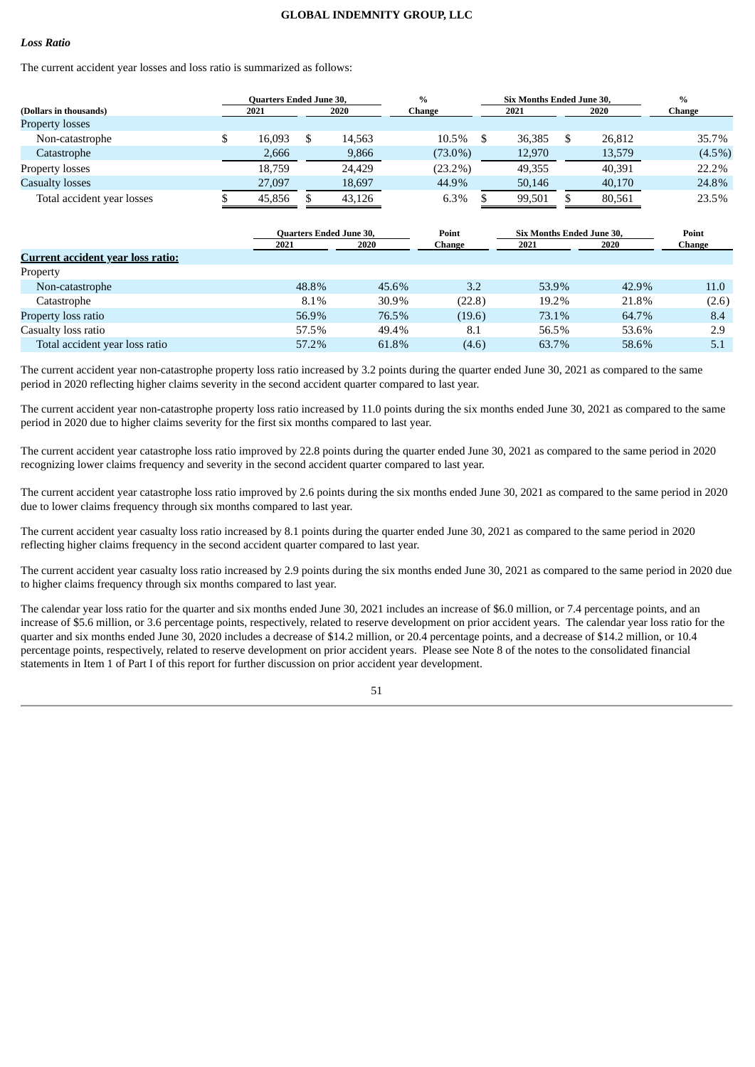***Loss Ratio***

The current accident year losses and loss ratio is summarized as follows:

| (Dollars in thousands) | Quarters Ended June 30, 2021 | Quarters Ended June 30, 2020 | % Change | Six Months Ended June 30, 2021 | Six Months Ended June 30, 2020 | % Change |
|---|---|---|---|---|---|---|
| Property losses | | | | | | |
| Non-catastrophe | $ 16,093 | $ 14,563 | 10.5% | $ 36,385 | $ 26,812 | 35.7% |
| Catastrophe | 2,666 | 9,866 | (73.0%) | 12,970 | 13,579 | (4.5%) |
| Property losses | 18,759 | 24,429 | (23.2%) | 49,355 | 40,391 | 22.2% |
| Casualty losses | 27,097 | 18,697 | 44.9% | 50,146 | 40,170 | 24.8% |
| Total accident year losses | $ 45,856 | $ 43,126 | 6.3% | $ 99,501 | $ 80,561 | 23.5% |

| | Quarters Ended June 30, 2021 | Quarters Ended June 30, 2020 | Point Change | Six Months Ended June 30, 2021 | Six Months Ended June 30, 2020 | Point Change |
|---|---|---|---|---|---|---|
| **Current accident year loss ratio:** | | | | | | |
| Property | | | | | | |
| Non-catastrophe | 48.8% | 45.6% | 3.2 | 53.9% | 42.9% | 11.0 |
| Catastrophe | 8.1% | 30.9% | (22.8) | 19.2% | 21.8% | (2.6) |
| Property loss ratio | 56.9% | 76.5% | (19.6) | 73.1% | 64.7% | 8.4 |
| Casualty loss ratio | 57.5% | 49.4% | 8.1 | 56.5% | 53.6% | 2.9 |
| Total accident year loss ratio | 57.2% | 61.8% | (4.6) | 63.7% | 58.6% | 5.1 |

The current accident year non-catastrophe property loss ratio increased by 3.2 points during the quarter ended June 30, 2021 as compared to the same period in 2020 reflecting higher claims severity in the second accident quarter compared to last year.

The current accident year non-catastrophe property loss ratio increased by 11.0 points during the six months ended June 30, 2021 as compared to the same period in 2020 due to higher claims severity for the first six months compared to last year.

The current accident year catastrophe loss ratio improved by 22.8 points during the quarter ended June 30, 2021 as compared to the same period in 2020 recognizing lower claims frequency and severity in the second accident quarter compared to last year.

The current accident year catastrophe loss ratio improved by 2.6 points during the six months ended June 30, 2021 as compared to the same period in 2020 due to lower claims frequency through six months compared to last year.

The current accident year casualty loss ratio increased by 8.1 points during the quarter ended June 30, 2021 as compared to the same period in 2020 reflecting higher claims frequency in the second accident quarter compared to last year.

The current accident year casualty loss ratio increased by 2.9 points during the six months ended June 30, 2021 as compared to the same period in 2020 due to higher claims frequency through six months compared to last year.

The calendar year loss ratio for the quarter and six months ended June 30, 2021 includes an increase of $6.0 million, or 7.4 percentage points, and an increase of $5.6 million, or 3.6 percentage points, respectively, related to reserve development on prior accident years. The calendar year loss ratio for the quarter and six months ended June 30, 2020 includes a decrease of $14.2 million, or 20.4 percentage points, and a decrease of $14.2 million, or 10.4 percentage points, respectively, related to reserve development on prior accident years. Please see Note 8 of the notes to the consolidated financial statements in Item 1 of Part I of this report for further discussion on prior accident year development.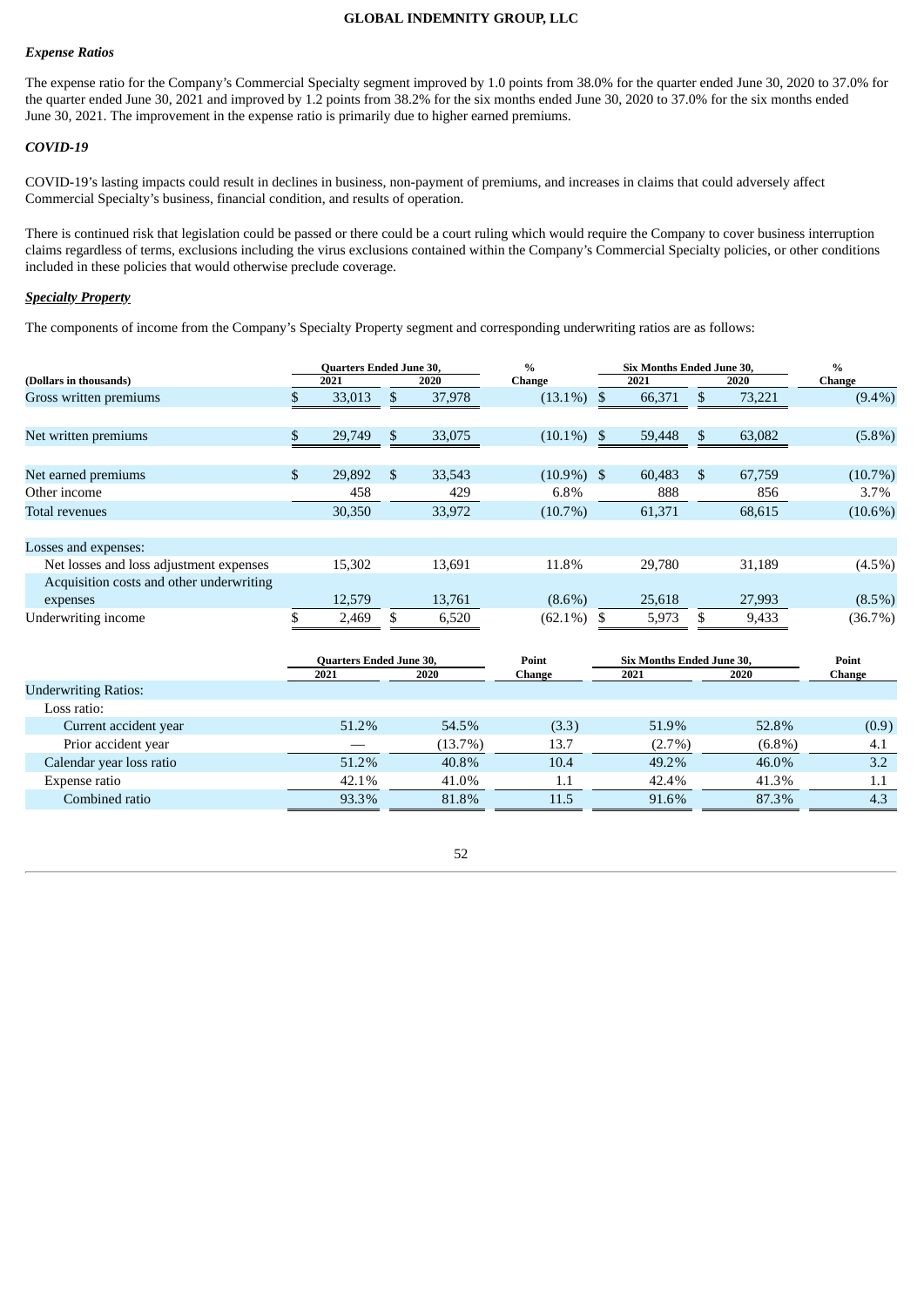### *Expense Ratios*

The expense ratio for the Company's Commercial Specialty segment improved by 1.0 points from 38.0% for the quarter ended June 30, 2020 to 37.0% for the quarter ended June 30, 2021 and improved by 1.2 points from 38.2% for the six months ended June 30, 2020 to 37.0% for the six months ended June 30, 2021. The improvement in the expense ratio is primarily due to higher earned premiums.

### *COVID-19*

COVID-19's lasting impacts could result in declines in business, non-payment of premiums, and increases in claims that could adversely affect Commercial Specialty's business, financial condition, and results of operation.

There is continued risk that legislation could be passed or there could be a court ruling which would require the Company to cover business interruption claims regardless of terms, exclusions including the virus exclusions contained within the Company's Commercial Specialty policies, or other conditions included in these policies that would otherwise preclude coverage.

### ***Specialty Property***

The components of income from the Company's Specialty Property segment and corresponding underwriting ratios are as follows:

| (Dollars in thousands) | Quarters Ended June 30, 2021 | Quarters Ended June 30, 2020 | % Change | Six Months Ended June 30, 2021 | Six Months Ended June 30, 2020 | % Change |
|---|---|---|---|---|---|---|
| Gross written premiums | $ 33,013 | $ 37,978 | (13.1%) | $ 66,371 | $ 73,221 | (9.4%) |
| Net written premiums | $ 29,749 | $ 33,075 | (10.1%) | $ 59,448 | $ 63,082 | (5.8%) |
| Net earned premiums | $ 29,892 | $ 33,543 | (10.9%) | $ 60,483 | $ 67,759 | (10.7%) |
| Other income | 458 | 429 | 6.8% | 888 | 856 | 3.7% |
| Total revenues | 30,350 | 33,972 | (10.7%) | 61,371 | 68,615 | (10.6%) |
| Losses and expenses: | | | | | | |
| Net losses and loss adjustment expenses | 15,302 | 13,691 | 11.8% | 29,780 | 31,189 | (4.5%) |
| Acquisition costs and other underwriting expenses | 12,579 | 13,761 | (8.6%) | 25,618 | 27,993 | (8.5%) |
| Underwriting income | $ 2,469 | $ 6,520 | (62.1%) | $ 5,973 | $ 9,433 | (36.7%) |

| | Quarters Ended June 30, 2021 | Quarters Ended June 30, 2020 | Point Change | Six Months Ended June 30, 2021 | Six Months Ended June 30, 2020 | Point Change |
|---|---|---|---|---|---|---|
| Underwriting Ratios: | | | | | | |
| Loss ratio: | | | | | | |
| Current accident year | 51.2% | 54.5% | (3.3) | 51.9% | 52.8% | (0.9) |
| Prior accident year | — | (13.7%) | 13.7 | (2.7%) | (6.8%) | 4.1 |
| Calendar year loss ratio | 51.2% | 40.8% | 10.4 | 49.2% | 46.0% | 3.2 |
| Expense ratio | 42.1% | 41.0% | 1.1 | 42.4% | 41.3% | 1.1 |
| Combined ratio | 93.3% | 81.8% | 11.5 | 91.6% | 87.3% | 4.3 |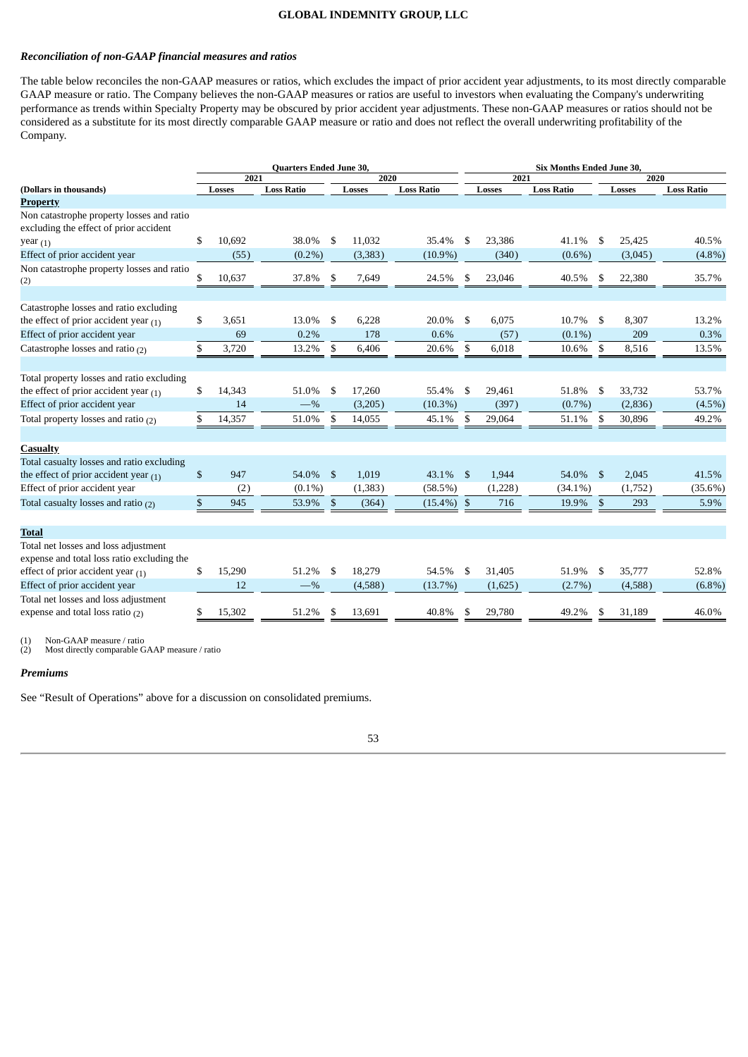### *Reconciliation of non-GAAP financial measures and ratios*

The table below reconciles the non-GAAP measures or ratios, which excludes the impact of prior accident year adjustments, to its most directly comparable GAAP measure or ratio. The Company believes the non-GAAP measures or ratios are useful to investors when evaluating the Company's underwriting performance as trends within Specialty Property may be obscured by prior accident year adjustments. These non-GAAP measures or ratios should not be considered as a substitute for its most directly comparable GAAP measure or ratio and does not reflect the overall underwriting profitability of the Company.

| | Quarters Ended June 30, | | | | Six Months Ended June 30, | | | |
|---|---|---|---|---|---|---|---|---|
| | 2021 | | 2020 | | 2021 | | 2020 | |
| (Dollars in thousands) | Losses | Loss Ratio | Losses | Loss Ratio | Losses | Loss Ratio | Losses | Loss Ratio |
| **Property** | | | | | | | | |
| Non catastrophe property losses and ratio excluding the effect of prior accident year (1) | $ 10,692 | 38.0% | $ 11,032 | 35.4% | $ 23,386 | 41.1% | $ 25,425 | 40.5% |
| Effect of prior accident year | (55) | (0.2%) | (3,383) | (10.9%) | (340) | (0.6%) | (3,045) | (4.8%) |
| Non catastrophe property losses and ratio (2) | $ 10,637 | 37.8% | $ 7,649 | 24.5% | $ 23,046 | 40.5% | $ 22,380 | 35.7% |
| | | | | | | | | |
| Catastrophe losses and ratio excluding the effect of prior accident year (1) | $ 3,651 | 13.0% | $ 6,228 | 20.0% | $ 6,075 | 10.7% | $ 8,307 | 13.2% |
| Effect of prior accident year | 69 | 0.2% | 178 | 0.6% | (57) | (0.1%) | 209 | 0.3% |
| Catastrophe losses and ratio (2) | $ 3,720 | 13.2% | $ 6,406 | 20.6% | $ 6,018 | 10.6% | $ 8,516 | 13.5% |
| | | | | | | | | |
| Total property losses and ratio excluding the effect of prior accident year (1) | $ 14,343 | 51.0% | $ 17,260 | 55.4% | $ 29,461 | 51.8% | $ 33,732 | 53.7% |
| Effect of prior accident year | 14 | —% | (3,205) | (10.3%) | (397) | (0.7%) | (2,836) | (4.5%) |
| Total property losses and ratio (2) | $ 14,357 | 51.0% | $ 14,055 | 45.1% | $ 29,064 | 51.1% | $ 30,896 | 49.2% |
| | | | | | | | | |
| **Casualty** | | | | | | | | |
| Total casualty losses and ratio excluding the effect of prior accident year (1) | $ 947 | 54.0% | $ 1,019 | 43.1% | $ 1,944 | 54.0% | $ 2,045 | 41.5% |
| Effect of prior accident year | (2) | (0.1%) | (1,383) | (58.5%) | (1,228) | (34.1%) | (1,752) | (35.6%) |
| Total casualty losses and ratio (2) | $ 945 | 53.9% | $ (364) | (15.4%) | $ 716 | 19.9% | $ 293 | 5.9% |
| | | | | | | | | |
| **Total** | | | | | | | | |
| Total net losses and loss adjustment expense and total loss ratio excluding the effect of prior accident year (1) | $ 15,290 | 51.2% | $ 18,279 | 54.5% | $ 31,405 | 51.9% | $ 35,777 | 52.8% |
| Effect of prior accident year | 12 | —% | (4,588) | (13.7%) | (1,625) | (2.7%) | (4,588) | (6.8%) |
| Total net losses and loss adjustment expense and total loss ratio (2) | $ 15,302 | 51.2% | $ 13,691 | 40.8% | $ 29,780 | 49.2% | $ 31,189 | 46.0% |

(1) Non-GAAP measure / ratio
(2) Most directly comparable GAAP measure / ratio

### *Premiums*

See "Result of Operations" above for a discussion on consolidated premiums.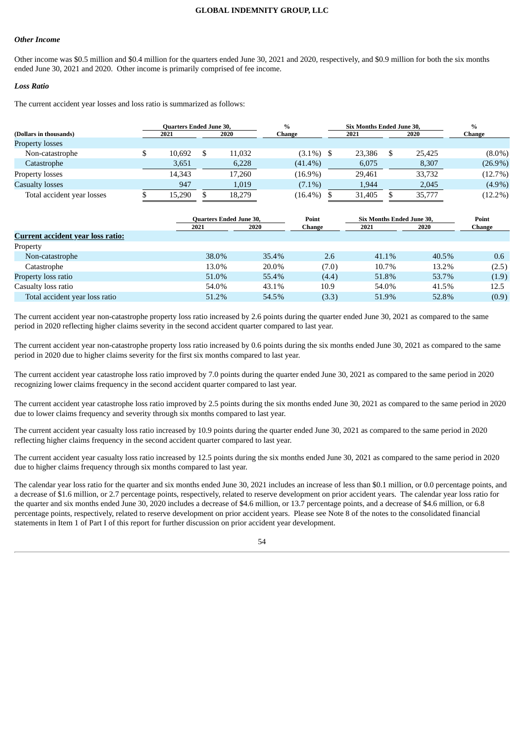### *Other Income*

Other income was $0.5 million and $0.4 million for the quarters ended June 30, 2021 and 2020, respectively, and $0.9 million for both the six months ended June 30, 2021 and 2020. Other income is primarily comprised of fee income.

### *Loss Ratio*

The current accident year losses and loss ratio is summarized as follows:

| (Dollars in thousands) | Quarters Ended June 30, 2021 | Quarters Ended June 30, 2020 | % Change | Six Months Ended June 30, 2021 | Six Months Ended June 30, 2020 | % Change |
|---|---|---|---|---|---|---|
| Property losses | | | | | | |
| Non-catastrophe | $ 10,692 | $ 11,032 | (3.1%) | $ 23,386 | $ 25,425 | (8.0%) |
| Catastrophe | 3,651 | 6,228 | (41.4%) | 6,075 | 8,307 | (26.9%) |
| Property losses | 14,343 | 17,260 | (16.9%) | 29,461 | 33,732 | (12.7%) |
| Casualty losses | 947 | 1,019 | (7.1%) | 1,944 | 2,045 | (4.9%) |
| Total accident year losses | $ 15,290 | $ 18,279 | (16.4%) | $ 31,405 | $ 35,777 | (12.2%) |

| | Quarters Ended June 30, 2021 | Quarters Ended June 30, 2020 | Point Change | Six Months Ended June 30, 2021 | Six Months Ended June 30, 2020 | Point Change |
|---|---|---|---|---|---|---|
| **Current accident year loss ratio:** | | | | | | |
| Property | | | | | | |
| Non-catastrophe | 38.0% | 35.4% | 2.6 | 41.1% | 40.5% | 0.6 |
| Catastrophe | 13.0% | 20.0% | (7.0) | 10.7% | 13.2% | (2.5) |
| Property loss ratio | 51.0% | 55.4% | (4.4) | 51.8% | 53.7% | (1.9) |
| Casualty loss ratio | 54.0% | 43.1% | 10.9 | 54.0% | 41.5% | 12.5 |
| Total accident year loss ratio | 51.2% | 54.5% | (3.3) | 51.9% | 52.8% | (0.9) |

The current accident year non-catastrophe property loss ratio increased by 2.6 points during the quarter ended June 30, 2021 as compared to the same period in 2020 reflecting higher claims severity in the second accident quarter compared to last year.

The current accident year non-catastrophe property loss ratio increased by 0.6 points during the six months ended June 30, 2021 as compared to the same period in 2020 due to higher claims severity for the first six months compared to last year.

The current accident year catastrophe loss ratio improved by 7.0 points during the quarter ended June 30, 2021 as compared to the same period in 2020 recognizing lower claims frequency in the second accident quarter compared to last year.

The current accident year catastrophe loss ratio improved by 2.5 points during the six months ended June 30, 2021 as compared to the same period in 2020 due to lower claims frequency and severity through six months compared to last year.

The current accident year casualty loss ratio increased by 10.9 points during the quarter ended June 30, 2021 as compared to the same period in 2020 reflecting higher claims frequency in the second accident quarter compared to last year.

The current accident year casualty loss ratio increased by 12.5 points during the six months ended June 30, 2021 as compared to the same period in 2020 due to higher claims frequency through six months compared to last year.

The calendar year loss ratio for the quarter and six months ended June 30, 2021 includes an increase of less than $0.1 million, or 0.0 percentage points, and a decrease of $1.6 million, or 2.7 percentage points, respectively, related to reserve development on prior accident years. The calendar year loss ratio for the quarter and six months ended June 30, 2020 includes a decrease of $4.6 million, or 13.7 percentage points, and a decrease of $4.6 million, or 6.8 percentage points, respectively, related to reserve development on prior accident years. Please see Note 8 of the notes to the consolidated financial statements in Item 1 of Part I of this report for further discussion on prior accident year development.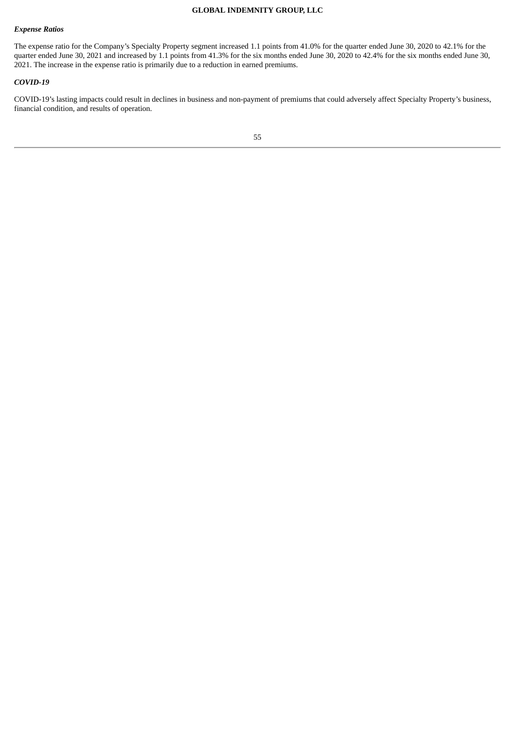***Expense Ratios***

The expense ratio for the Company's Specialty Property segment increased 1.1 points from 41.0% for the quarter ended June 30, 2020 to 42.1% for the quarter ended June 30, 2021 and increased by 1.1 points from 41.3% for the six months ended June 30, 2020 to 42.4% for the six months ended June 30, 2021. The increase in the expense ratio is primarily due to a reduction in earned premiums.

***COVID-19***

COVID-19's lasting impacts could result in declines in business and non-payment of premiums that could adversely affect Specialty Property's business, financial condition, and results of operation.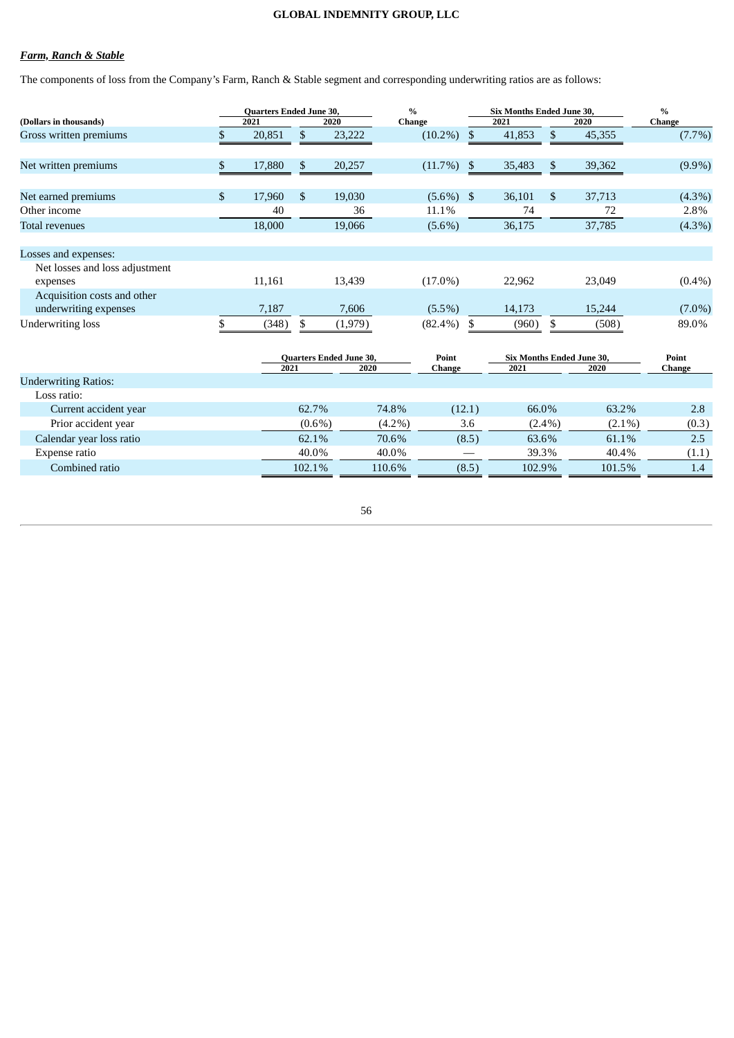***Farm, Ranch & Stable***

The components of loss from the Company's Farm, Ranch & Stable segment and corresponding underwriting ratios are as follows:

| (Dollars in thousands) | Quarters Ended June 30, 2021 | Quarters Ended June 30, 2020 | % Change | Six Months Ended June 30, 2021 | Six Months Ended June 30, 2020 | % Change |
|---|---|---|---|---|---|---|
| Gross written premiums | $ 20,851 | $ 23,222 | (10.2%) | $ 41,853 | $ 45,355 | (7.7%) |
| Net written premiums | $ 17,880 | $ 20,257 | (11.7%) | $ 35,483 | $ 39,362 | (9.9%) |
| Net earned premiums | $ 17,960 | $ 19,030 | (5.6%) | $ 36,101 | $ 37,713 | (4.3%) |
| Other income | 40 | 36 | 11.1% | 74 | 72 | 2.8% |
| Total revenues | 18,000 | 19,066 | (5.6%) | 36,175 | 37,785 | (4.3%) |
| Losses and expenses: | | | | | | |
| Net losses and loss adjustment expenses | 11,161 | 13,439 | (17.0%) | 22,962 | 23,049 | (0.4%) |
| Acquisition costs and other underwriting expenses | 7,187 | 7,606 | (5.5%) | 14,173 | 15,244 | (7.0%) |
| Underwriting loss | $ (348) | $ (1,979) | (82.4%) | $ (960) | $ (508) | 89.0% |

| | Quarters Ended June 30, 2021 | Quarters Ended June 30, 2020 | Point Change | Six Months Ended June 30, 2021 | Six Months Ended June 30, 2020 | Point Change |
|---|---|---|---|---|---|---|
| Underwriting Ratios: | | | | | | |
| Loss ratio: | | | | | | |
| Current accident year | 62.7% | 74.8% | (12.1) | 66.0% | 63.2% | 2.8 |
| Prior accident year | (0.6%) | (4.2%) | 3.6 | (2.4%) | (2.1%) | (0.3) |
| Calendar year loss ratio | 62.1% | 70.6% | (8.5) | 63.6% | 61.1% | 2.5 |
| Expense ratio | 40.0% | 40.0% | — | 39.3% | 40.4% | (1.1) |
| Combined ratio | 102.1% | 110.6% | (8.5) | 102.9% | 101.5% | 1.4 |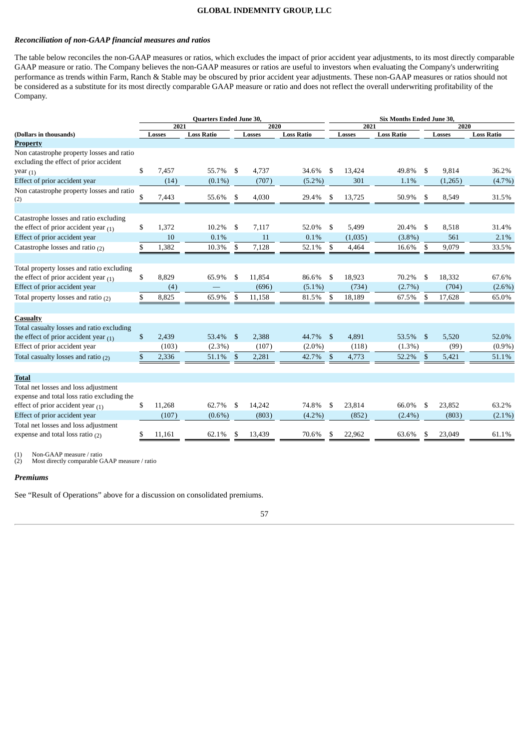### *Reconciliation of non-GAAP financial measures and ratios*

The table below reconciles the non-GAAP measures or ratios, which excludes the impact of prior accident year adjustments, to its most directly comparable GAAP measure or ratio. The Company believes the non-GAAP measures or ratios are useful to investors when evaluating the Company's underwriting performance as trends within Farm, Ranch & Stable may be obscured by prior accident year adjustments. These non-GAAP measures or ratios should not be considered as a substitute for its most directly comparable GAAP measure or ratio and does not reflect the overall underwriting profitability of the Company.

| | Quarters Ended June 30, | | | | Six Months Ended June 30, | | | |
|---|---|---|---|---|---|---|---|---|
| | 2021 | | 2020 | | 2021 | | 2020 | |
| (Dollars in thousands) | Losses | Loss Ratio | Losses | Loss Ratio | Losses | Loss Ratio | Losses | Loss Ratio |
| **Property** | | | | | | | | |
| Non catastrophe property losses and ratio excluding the effect of prior accident year (1) | $ 7,457 | 55.7% | $ 4,737 | 34.6% | $ 13,424 | 49.8% | $ 9,814 | 36.2% |
| Effect of prior accident year | (14) | (0.1%) | (707) | (5.2%) | 301 | 1.1% | (1,265) | (4.7%) |
| Non catastrophe property losses and ratio (2) | $ 7,443 | 55.6% | $ 4,030 | 29.4% | $ 13,725 | 50.9% | $ 8,549 | 31.5% |
| | | | | | | | | |
| Catastrophe losses and ratio excluding the effect of prior accident year (1) | $ 1,372 | 10.2% | $ 7,117 | 52.0% | $ 5,499 | 20.4% | $ 8,518 | 31.4% |
| Effect of prior accident year | 10 | 0.1% | 11 | 0.1% | (1,035) | (3.8%) | 561 | 2.1% |
| Catastrophe losses and ratio (2) | $ 1,382 | 10.3% | $ 7,128 | 52.1% | $ 4,464 | 16.6% | $ 9,079 | 33.5% |
| | | | | | | | | |
| Total property losses and ratio excluding the effect of prior accident year (1) | $ 8,829 | 65.9% | $ 11,854 | 86.6% | $ 18,923 | 70.2% | $ 18,332 | 67.6% |
| Effect of prior accident year | (4) | — | (696) | (5.1%) | (734) | (2.7%) | (704) | (2.6%) |
| Total property losses and ratio (2) | $ 8,825 | 65.9% | $ 11,158 | 81.5% | $ 18,189 | 67.5% | $ 17,628 | 65.0% |
| | | | | | | | | |
| **Casualty** | | | | | | | | |
| Total casualty losses and ratio excluding the effect of prior accident year (1) | $ 2,439 | 53.4% | $ 2,388 | 44.7% | $ 4,891 | 53.5% | $ 5,520 | 52.0% |
| Effect of prior accident year | (103) | (2.3%) | (107) | (2.0%) | (118) | (1.3%) | (99) | (0.9%) |
| Total casualty losses and ratio (2) | $ 2,336 | 51.1% | $ 2,281 | 42.7% | $ 4,773 | 52.2% | $ 5,421 | 51.1% |
| | | | | | | | | |
| **Total** | | | | | | | | |
| Total net losses and loss adjustment expense and total loss ratio excluding the effect of prior accident year (1) | $ 11,268 | 62.7% | $ 14,242 | 74.8% | $ 23,814 | 66.0% | $ 23,852 | 63.2% |
| Effect of prior accident year | (107) | (0.6%) | (803) | (4.2%) | (852) | (2.4%) | (803) | (2.1%) |
| Total net losses and loss adjustment expense and total loss ratio (2) | $ 11,161 | 62.1% | $ 13,439 | 70.6% | $ 22,962 | 63.6% | $ 23,049 | 61.1% |

(1) Non-GAAP measure / ratio
(2) Most directly comparable GAAP measure / ratio

### *Premiums*

See "Result of Operations" above for a discussion on consolidated premiums.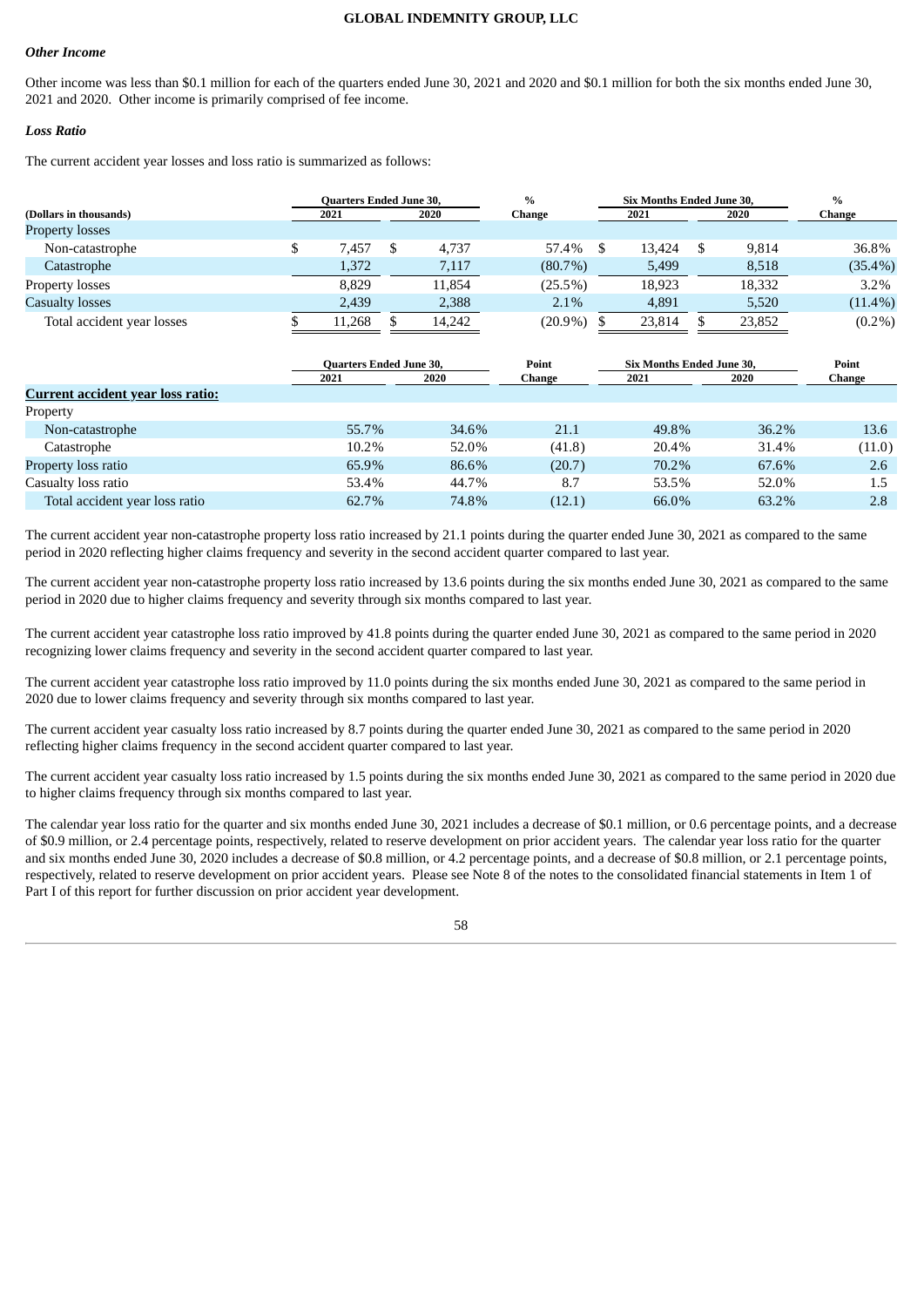### *Other Income*

Other income was less than $0.1 million for each of the quarters ended June 30, 2021 and 2020 and $0.1 million for both the six months ended June 30, 2021 and 2020. Other income is primarily comprised of fee income.

### *Loss Ratio*

The current accident year losses and loss ratio is summarized as follows:

| (Dollars in thousands) | Quarters Ended June 30, 2021 | Quarters Ended June 30, 2020 | % Change | Six Months Ended June 30, 2021 | Six Months Ended June 30, 2020 | % Change |
|---|---|---|---|---|---|---|
| Property losses | | | | | | |
| Non-catastrophe | $ 7,457 | $ 4,737 | 57.4% | $ 13,424 | $ 9,814 | 36.8% |
| Catastrophe | 1,372 | 7,117 | (80.7%) | 5,499 | 8,518 | (35.4%) |
| Property losses | 8,829 | 11,854 | (25.5%) | 18,923 | 18,332 | 3.2% |
| Casualty losses | 2,439 | 2,388 | 2.1% | 4,891 | 5,520 | (11.4%) |
| Total accident year losses | $ 11,268 | $ 14,242 | (20.9%) | $ 23,814 | $ 23,852 | (0.2%) |

| | Quarters Ended June 30, 2021 | Quarters Ended June 30, 2020 | Point Change | Six Months Ended June 30, 2021 | Six Months Ended June 30, 2020 | Point Change |
|---|---|---|---|---|---|---|
| **Current accident year loss ratio:** | | | | | | |
| Property | | | | | | |
| Non-catastrophe | 55.7% | 34.6% | 21.1 | 49.8% | 36.2% | 13.6 |
| Catastrophe | 10.2% | 52.0% | (41.8) | 20.4% | 31.4% | (11.0) |
| Property loss ratio | 65.9% | 86.6% | (20.7) | 70.2% | 67.6% | 2.6 |
| Casualty loss ratio | 53.4% | 44.7% | 8.7 | 53.5% | 52.0% | 1.5 |
| Total accident year loss ratio | 62.7% | 74.8% | (12.1) | 66.0% | 63.2% | 2.8 |

The current accident year non-catastrophe property loss ratio increased by 21.1 points during the quarter ended June 30, 2021 as compared to the same period in 2020 reflecting higher claims frequency and severity in the second accident quarter compared to last year.

The current accident year non-catastrophe property loss ratio increased by 13.6 points during the six months ended June 30, 2021 as compared to the same period in 2020 due to higher claims frequency and severity through six months compared to last year.

The current accident year catastrophe loss ratio improved by 41.8 points during the quarter ended June 30, 2021 as compared to the same period in 2020 recognizing lower claims frequency and severity in the second accident quarter compared to last year.

The current accident year catastrophe loss ratio improved by 11.0 points during the six months ended June 30, 2021 as compared to the same period in 2020 due to lower claims frequency and severity through six months compared to last year.

The current accident year casualty loss ratio increased by 8.7 points during the quarter ended June 30, 2021 as compared to the same period in 2020 reflecting higher claims frequency in the second accident quarter compared to last year.

The current accident year casualty loss ratio increased by 1.5 points during the six months ended June 30, 2021 as compared to the same period in 2020 due to higher claims frequency through six months compared to last year.

The calendar year loss ratio for the quarter and six months ended June 30, 2021 includes a decrease of $0.1 million, or 0.6 percentage points, and a decrease of $0.9 million, or 2.4 percentage points, respectively, related to reserve development on prior accident years. The calendar year loss ratio for the quarter and six months ended June 30, 2020 includes a decrease of $0.8 million, or 4.2 percentage points, and a decrease of $0.8 million, or 2.1 percentage points, respectively, related to reserve development on prior accident years. Please see Note 8 of the notes to the consolidated financial statements in Item 1 of Part I of this report for further discussion on prior accident year development.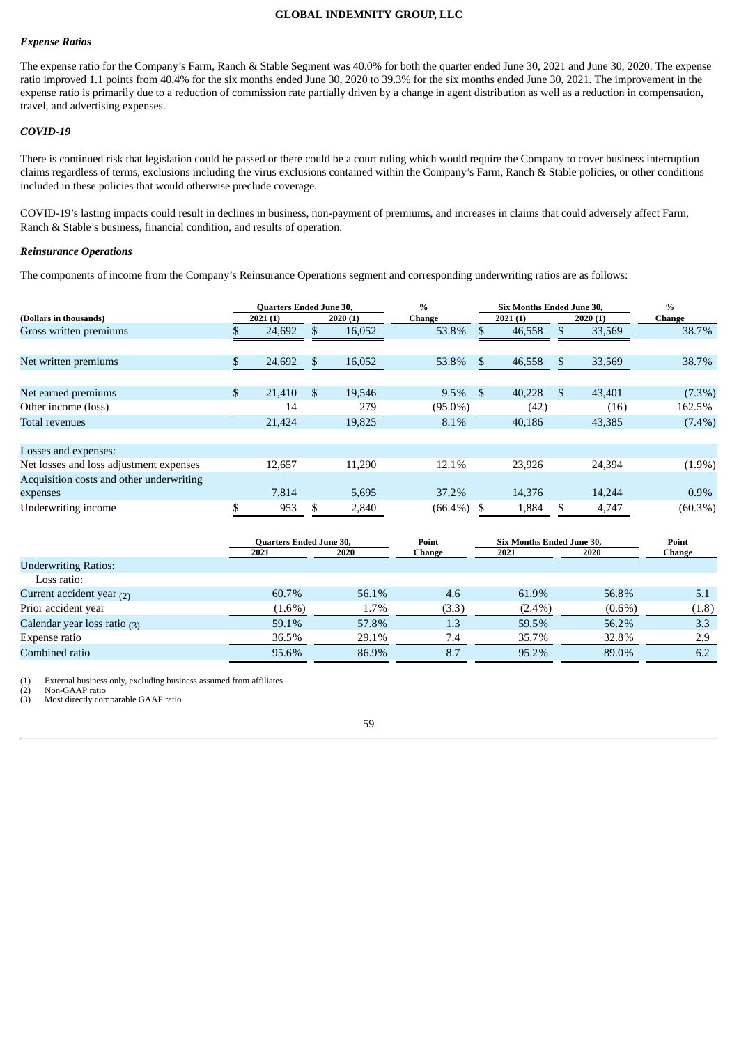### *Expense Ratios*

The expense ratio for the Company's Farm, Ranch & Stable Segment was 40.0% for both the quarter ended June 30, 2021 and June 30, 2020. The expense ratio improved 1.1 points from 40.4% for the six months ended June 30, 2020 to 39.3% for the six months ended June 30, 2021. The improvement in the expense ratio is primarily due to a reduction of commission rate partially driven by a change in agent distribution as well as a reduction in compensation, travel, and advertising expenses.

### *COVID-19*

There is continued risk that legislation could be passed or there could be a court ruling which would require the Company to cover business interruption claims regardless of terms, exclusions including the virus exclusions contained within the Company's Farm, Ranch & Stable policies, or other conditions included in these policies that would otherwise preclude coverage.

COVID-19's lasting impacts could result in declines in business, non-payment of premiums, and increases in claims that could adversely affect Farm, Ranch & Stable's business, financial condition, and results of operation.

### ***Reinsurance Operations***

The components of income from the Company's Reinsurance Operations segment and corresponding underwriting ratios are as follows:

| (Dollars in thousands) | Quarters Ended June 30, 2021 (1) | Quarters Ended June 30, 2020 (1) | % Change | Six Months Ended June 30, 2021 (1) | Six Months Ended June 30, 2020 (1) | % Change |
|---|---|---|---|---|---|---|
| Gross written premiums | $ 24,692 | $ 16,052 | 53.8% | $ 46,558 | $ 33,569 | 38.7% |
| Net written premiums | $ 24,692 | $ 16,052 | 53.8% | $ 46,558 | $ 33,569 | 38.7% |
| Net earned premiums | $ 21,410 | $ 19,546 | 9.5% | $ 40,228 | $ 43,401 | (7.3%) |
| Other income (loss) | 14 | 279 | (95.0%) | (42) | (16) | 162.5% |
| Total revenues | 21,424 | 19,825 | 8.1% | 40,186 | 43,385 | (7.4%) |
| Losses and expenses: | | | | | | |
| Net losses and loss adjustment expenses | 12,657 | 11,290 | 12.1% | 23,926 | 24,394 | (1.9%) |
| Acquisition costs and other underwriting expenses | 7,814 | 5,695 | 37.2% | 14,376 | 14,244 | 0.9% |
| Underwriting income | $ 953 | $ 2,840 | (66.4%) | $ 1,884 | $ 4,747 | (60.3%) |

| | Quarters Ended June 30, 2021 | Quarters Ended June 30, 2020 | Point Change | Six Months Ended June 30, 2021 | Six Months Ended June 30, 2020 | Point Change |
|---|---|---|---|---|---|---|
| Underwriting Ratios: | | | | | | |
| Loss ratio: | | | | | | |
| Current accident year (2) | 60.7% | 56.1% | 4.6 | 61.9% | 56.8% | 5.1 |
| Prior accident year | (1.6%) | 1.7% | (3.3) | (2.4%) | (0.6%) | (1.8) |
| Calendar year loss ratio (3) | 59.1% | 57.8% | 1.3 | 59.5% | 56.2% | 3.3 |
| Expense ratio | 36.5% | 29.1% | 7.4 | 35.7% | 32.8% | 2.9 |
| Combined ratio | 95.6% | 86.9% | 8.7 | 95.2% | 89.0% | 6.2 |

(1) External business only, excluding business assumed from affiliates
(2) Non-GAAP ratio
(3) Most directly comparable GAAP ratio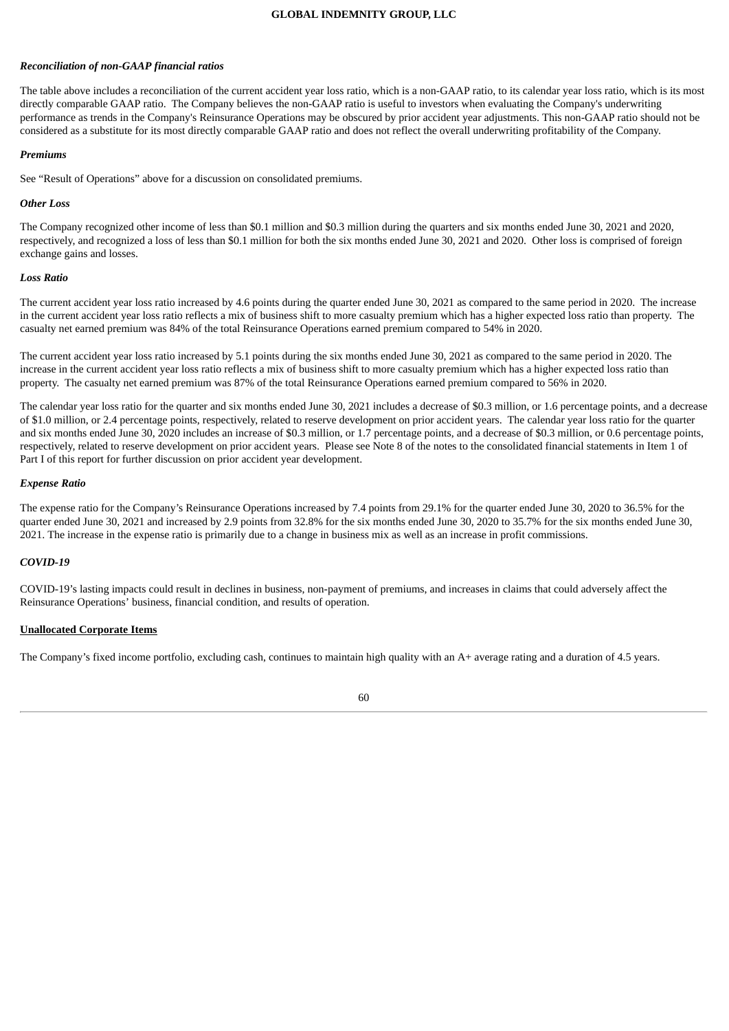*Reconciliation of non-GAAP financial ratios*

The table above includes a reconciliation of the current accident year loss ratio, which is a non-GAAP ratio, to its calendar year loss ratio, which is its most directly comparable GAAP ratio. The Company believes the non-GAAP ratio is useful to investors when evaluating the Company's underwriting performance as trends in the Company's Reinsurance Operations may be obscured by prior accident year adjustments. This non-GAAP ratio should not be considered as a substitute for its most directly comparable GAAP ratio and does not reflect the overall underwriting profitability of the Company.

*Premiums*

See "Result of Operations" above for a discussion on consolidated premiums.

*Other Loss*

The Company recognized other income of less than $0.1 million and $0.3 million during the quarters and six months ended June 30, 2021 and 2020, respectively, and recognized a loss of less than $0.1 million for both the six months ended June 30, 2021 and 2020. Other loss is comprised of foreign exchange gains and losses.

*Loss Ratio*

The current accident year loss ratio increased by 4.6 points during the quarter ended June 30, 2021 as compared to the same period in 2020. The increase in the current accident year loss ratio reflects a mix of business shift to more casualty premium which has a higher expected loss ratio than property. The casualty net earned premium was 84% of the total Reinsurance Operations earned premium compared to 54% in 2020.

The current accident year loss ratio increased by 5.1 points during the six months ended June 30, 2021 as compared to the same period in 2020. The increase in the current accident year loss ratio reflects a mix of business shift to more casualty premium which has a higher expected loss ratio than property. The casualty net earned premium was 87% of the total Reinsurance Operations earned premium compared to 56% in 2020.

The calendar year loss ratio for the quarter and six months ended June 30, 2021 includes a decrease of $0.3 million, or 1.6 percentage points, and a decrease of $1.0 million, or 2.4 percentage points, respectively, related to reserve development on prior accident years. The calendar year loss ratio for the quarter and six months ended June 30, 2020 includes an increase of $0.3 million, or 1.7 percentage points, and a decrease of $0.3 million, or 0.6 percentage points, respectively, related to reserve development on prior accident years. Please see Note 8 of the notes to the consolidated financial statements in Item 1 of Part I of this report for further discussion on prior accident year development.

*Expense Ratio*

The expense ratio for the Company's Reinsurance Operations increased by 7.4 points from 29.1% for the quarter ended June 30, 2020 to 36.5% for the quarter ended June 30, 2021 and increased by 2.9 points from 32.8% for the six months ended June 30, 2020 to 35.7% for the six months ended June 30, 2021. The increase in the expense ratio is primarily due to a change in business mix as well as an increase in profit commissions.

*COVID-19*

COVID-19's lasting impacts could result in declines in business, non-payment of premiums, and increases in claims that could adversely affect the Reinsurance Operations' business, financial condition, and results of operation.

**Unallocated Corporate Items**

The Company's fixed income portfolio, excluding cash, continues to maintain high quality with an A+ average rating and a duration of 4.5 years.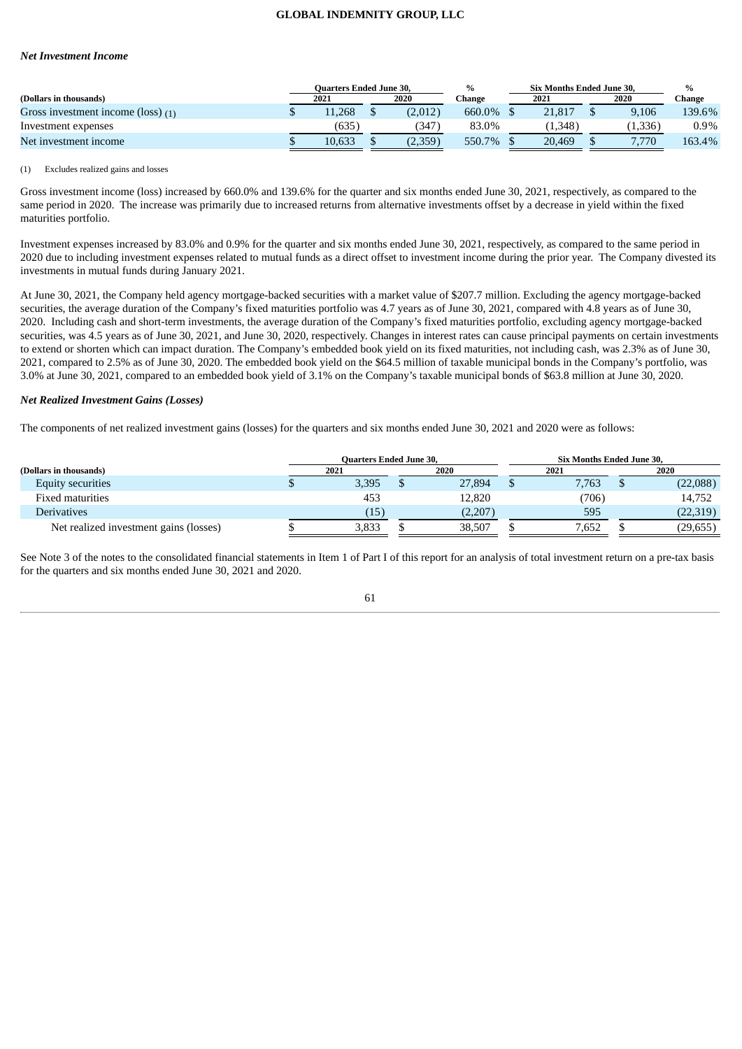### *Net Investment Income*

| (Dollars in thousands) | Quarters Ended June 30, 2021 | Quarters Ended June 30, 2020 | % Change | Six Months Ended June 30, 2021 | Six Months Ended June 30, 2020 | % Change |
|---|---|---|---|---|---|---|
| Gross investment income (loss) (1) | $ 11,268 | $ (2,012) | 660.0% | $ 21,817 | $ 9,106 | 139.6% |
| Investment expenses | (635) | (347) | 83.0% | (1,348) | (1,336) | 0.9% |
| Net investment income | $ 10,633 | $ (2,359) | 550.7% | $ 20,469 | $ 7,770 | 163.4% |

(1) Excludes realized gains and losses

Gross investment income (loss) increased by 660.0% and 139.6% for the quarter and six months ended June 30, 2021, respectively, as compared to the same period in 2020. The increase was primarily due to increased returns from alternative investments offset by a decrease in yield within the fixed maturities portfolio.

Investment expenses increased by 83.0% and 0.9% for the quarter and six months ended June 30, 2021, respectively, as compared to the same period in 2020 due to including investment expenses related to mutual funds as a direct offset to investment income during the prior year. The Company divested its investments in mutual funds during January 2021.

At June 30, 2021, the Company held agency mortgage-backed securities with a market value of $207.7 million. Excluding the agency mortgage-backed securities, the average duration of the Company's fixed maturities portfolio was 4.7 years as of June 30, 2021, compared with 4.8 years as of June 30, 2020. Including cash and short-term investments, the average duration of the Company's fixed maturities portfolio, excluding agency mortgage-backed securities, was 4.5 years as of June 30, 2021, and June 30, 2020, respectively. Changes in interest rates can cause principal payments on certain investments to extend or shorten which can impact duration. The Company's embedded book yield on its fixed maturities, not including cash, was 2.3% as of June 30, 2021, compared to 2.5% as of June 30, 2020. The embedded book yield on the $64.5 million of taxable municipal bonds in the Company's portfolio, was 3.0% at June 30, 2021, compared to an embedded book yield of 3.1% on the Company's taxable municipal bonds of $63.8 million at June 30, 2020.

### *Net Realized Investment Gains (Losses)*

The components of net realized investment gains (losses) for the quarters and six months ended June 30, 2021 and 2020 were as follows:

| (Dollars in thousands) | Quarters Ended June 30, 2021 | Quarters Ended June 30, 2020 | Six Months Ended June 30, 2021 | Six Months Ended June 30, 2020 |
|---|---|---|---|---|
| Equity securities | $ 3,395 | $ 27,894 | $ 7,763 | $ (22,088) |
| Fixed maturities | 453 | 12,820 | (706) | 14,752 |
| Derivatives | (15) | (2,207) | 595 | (22,319) |
| Net realized investment gains (losses) | $ 3,833 | $ 38,507 | $ 7,652 | $ (29,655) |

See Note 3 of the notes to the consolidated financial statements in Item 1 of Part I of this report for an analysis of total investment return on a pre-tax basis for the quarters and six months ended June 30, 2021 and 2020.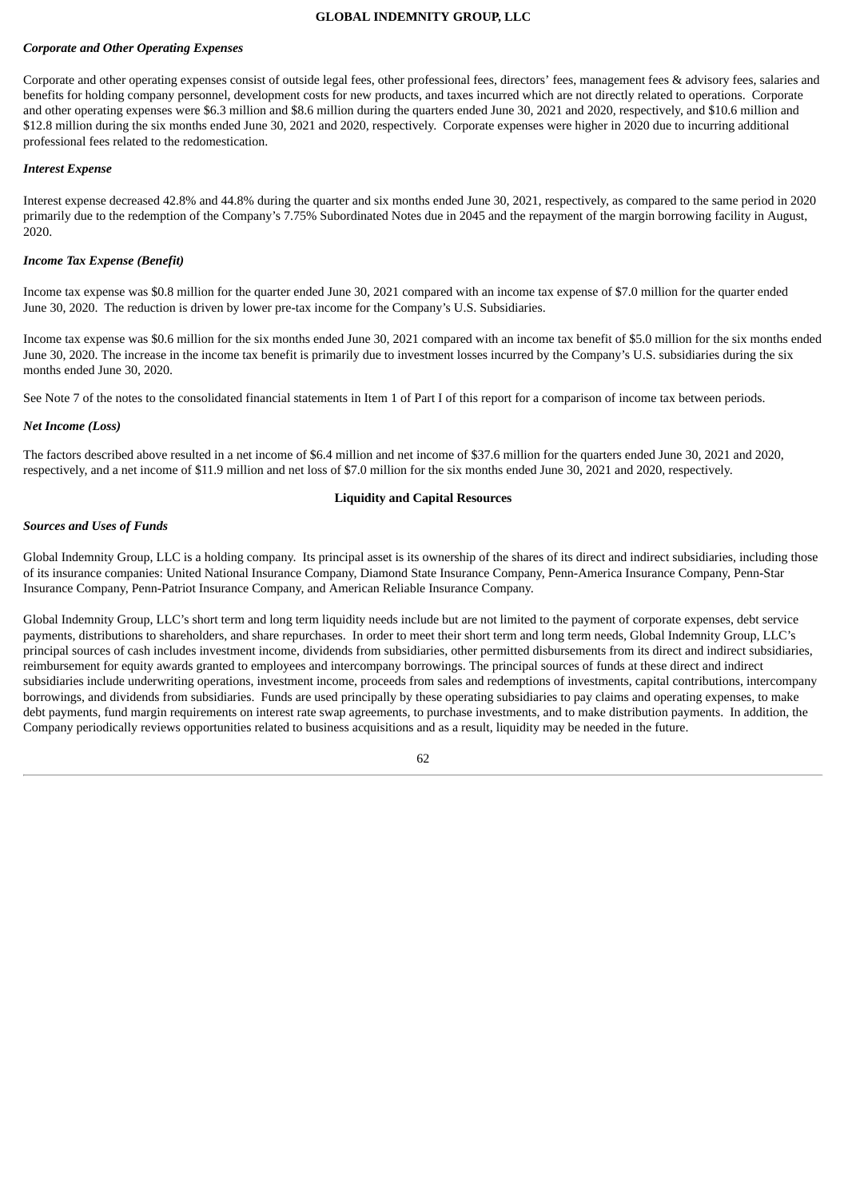### *Corporate and Other Operating Expenses*

Corporate and other operating expenses consist of outside legal fees, other professional fees, directors' fees, management fees & advisory fees, salaries and benefits for holding company personnel, development costs for new products, and taxes incurred which are not directly related to operations. Corporate and other operating expenses were $6.3 million and $8.6 million during the quarters ended June 30, 2021 and 2020, respectively, and $10.6 million and $12.8 million during the six months ended June 30, 2021 and 2020, respectively. Corporate expenses were higher in 2020 due to incurring additional professional fees related to the redomestication.

### *Interest Expense*

Interest expense decreased 42.8% and 44.8% during the quarter and six months ended June 30, 2021, respectively, as compared to the same period in 2020 primarily due to the redemption of the Company's 7.75% Subordinated Notes due in 2045 and the repayment of the margin borrowing facility in August, 2020.

### *Income Tax Expense (Benefit)*

Income tax expense was $0.8 million for the quarter ended June 30, 2021 compared with an income tax expense of $7.0 million for the quarter ended June 30, 2020. The reduction is driven by lower pre-tax income for the Company's U.S. Subsidiaries.

Income tax expense was $0.6 million for the six months ended June 30, 2021 compared with an income tax benefit of $5.0 million for the six months ended June 30, 2020. The increase in the income tax benefit is primarily due to investment losses incurred by the Company's U.S. subsidiaries during the six months ended June 30, 2020.

See Note 7 of the notes to the consolidated financial statements in Item 1 of Part I of this report for a comparison of income tax between periods.

### *Net Income (Loss)*

The factors described above resulted in a net income of $6.4 million and net income of $37.6 million for the quarters ended June 30, 2021 and 2020, respectively, and a net income of $11.9 million and net loss of $7.0 million for the six months ended June 30, 2021 and 2020, respectively.

## Liquidity and Capital Resources

### *Sources and Uses of Funds*

Global Indemnity Group, LLC is a holding company. Its principal asset is its ownership of the shares of its direct and indirect subsidiaries, including those of its insurance companies: United National Insurance Company, Diamond State Insurance Company, Penn-America Insurance Company, Penn-Star Insurance Company, Penn-Patriot Insurance Company, and American Reliable Insurance Company.

Global Indemnity Group, LLC's short term and long term liquidity needs include but are not limited to the payment of corporate expenses, debt service payments, distributions to shareholders, and share repurchases. In order to meet their short term and long term needs, Global Indemnity Group, LLC's principal sources of cash includes investment income, dividends from subsidiaries, other permitted disbursements from its direct and indirect subsidiaries, reimbursement for equity awards granted to employees and intercompany borrowings. The principal sources of funds at these direct and indirect subsidiaries include underwriting operations, investment income, proceeds from sales and redemptions of investments, capital contributions, intercompany borrowings, and dividends from subsidiaries. Funds are used principally by these operating subsidiaries to pay claims and operating expenses, to make debt payments, fund margin requirements on interest rate swap agreements, to purchase investments, and to make distribution payments. In addition, the Company periodically reviews opportunities related to business acquisitions and as a result, liquidity may be needed in the future.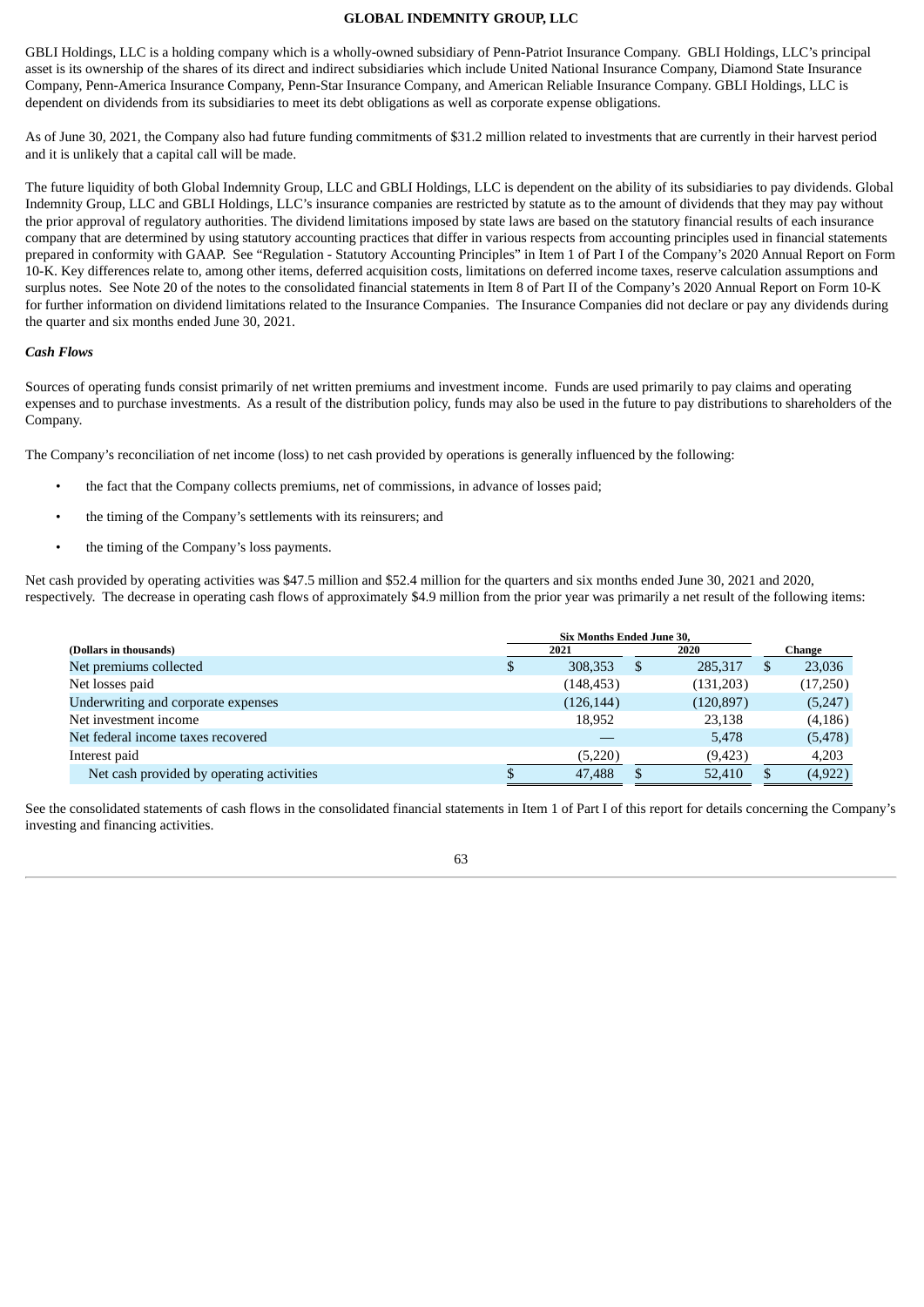GBLI Holdings, LLC is a holding company which is a wholly-owned subsidiary of Penn-Patriot Insurance Company. GBLI Holdings, LLC's principal asset is its ownership of the shares of its direct and indirect subsidiaries which include United National Insurance Company, Diamond State Insurance Company, Penn-America Insurance Company, Penn-Star Insurance Company, and American Reliable Insurance Company. GBLI Holdings, LLC is dependent on dividends from its subsidiaries to meet its debt obligations as well as corporate expense obligations.

As of June 30, 2021, the Company also had future funding commitments of $31.2 million related to investments that are currently in their harvest period and it is unlikely that a capital call will be made.

The future liquidity of both Global Indemnity Group, LLC and GBLI Holdings, LLC is dependent on the ability of its subsidiaries to pay dividends. Global Indemnity Group, LLC and GBLI Holdings, LLC's insurance companies are restricted by statute as to the amount of dividends that they may pay without the prior approval of regulatory authorities. The dividend limitations imposed by state laws are based on the statutory financial results of each insurance company that are determined by using statutory accounting practices that differ in various respects from accounting principles used in financial statements prepared in conformity with GAAP. See "Regulation - Statutory Accounting Principles" in Item 1 of Part I of the Company's 2020 Annual Report on Form 10-K. Key differences relate to, among other items, deferred acquisition costs, limitations on deferred income taxes, reserve calculation assumptions and surplus notes. See Note 20 of the notes to the consolidated financial statements in Item 8 of Part II of the Company's 2020 Annual Report on Form 10-K for further information on dividend limitations related to the Insurance Companies. The Insurance Companies did not declare or pay any dividends during the quarter and six months ended June 30, 2021.

***Cash Flows***

Sources of operating funds consist primarily of net written premiums and investment income. Funds are used primarily to pay claims and operating expenses and to purchase investments. As a result of the distribution policy, funds may also be used in the future to pay distributions to shareholders of the Company.

The Company's reconciliation of net income (loss) to net cash provided by operations is generally influenced by the following:

- the fact that the Company collects premiums, net of commissions, in advance of losses paid;
- the timing of the Company's settlements with its reinsurers; and
- the timing of the Company's loss payments.

Net cash provided by operating activities was $47.5 million and $52.4 million for the quarters and six months ended June 30, 2021 and 2020, respectively. The decrease in operating cash flows of approximately $4.9 million from the prior year was primarily a net result of the following items:

| | Six Months Ended June 30, | | |
|---|---|---|---|
| **(Dollars in thousands)** | **2021** | **2020** | **Change** |
| Net premiums collected | $ 308,353 | $ 285,317 | $ 23,036 |
| Net losses paid | (148,453) | (131,203) | (17,250) |
| Underwriting and corporate expenses | (126,144) | (120,897) | (5,247) |
| Net investment income | 18,952 | 23,138 | (4,186) |
| Net federal income taxes recovered | — | 5,478 | (5,478) |
| Interest paid | (5,220) | (9,423) | 4,203 |
| Net cash provided by operating activities | $ 47,488 | $ 52,410 | $ (4,922) |

See the consolidated statements of cash flows in the consolidated financial statements in Item 1 of Part I of this report for details concerning the Company's investing and financing activities.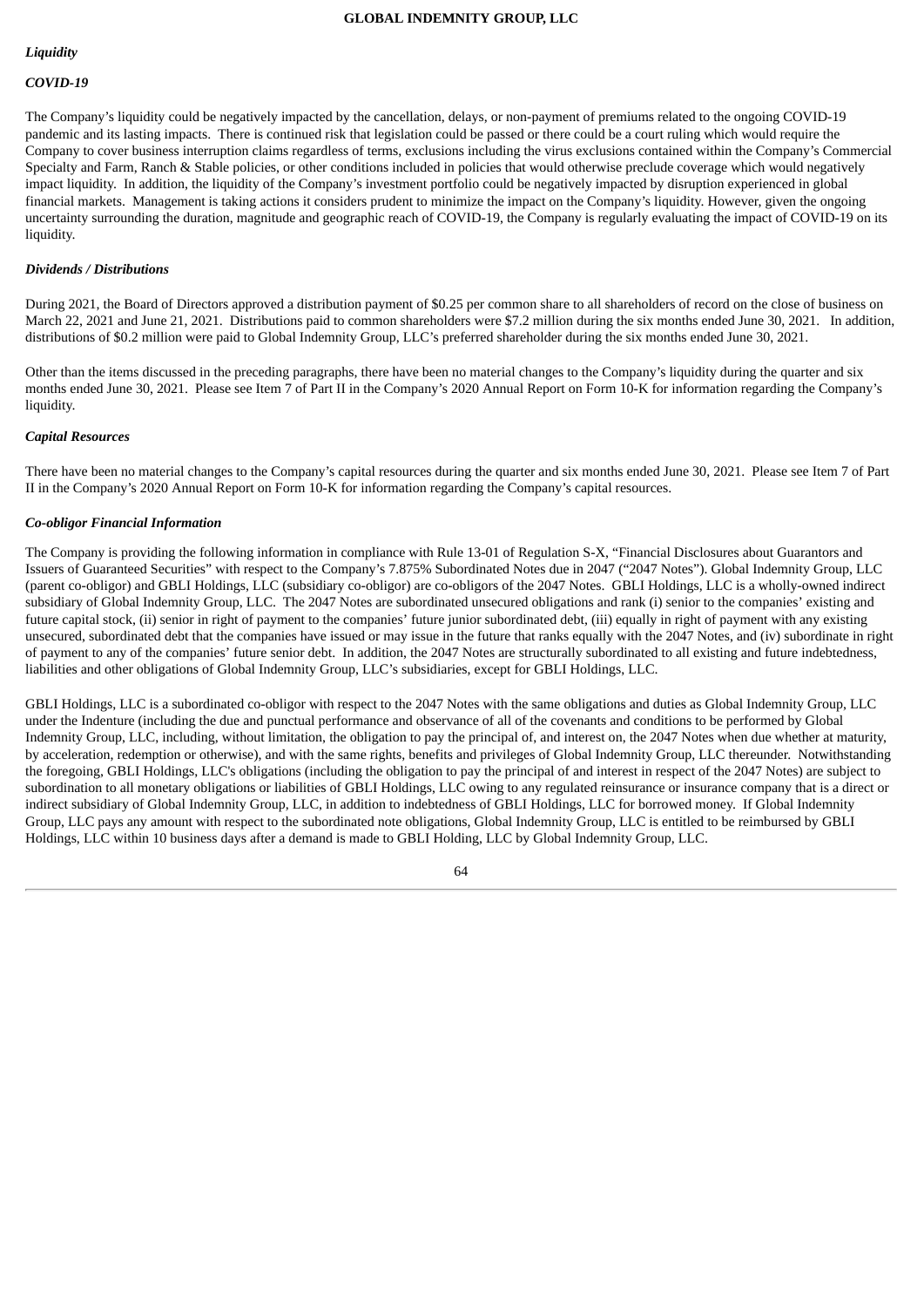*Liquidity*

***COVID-19***

The Company's liquidity could be negatively impacted by the cancellation, delays, or non-payment of premiums related to the ongoing COVID-19 pandemic and its lasting impacts. There is continued risk that legislation could be passed or there could be a court ruling which would require the Company to cover business interruption claims regardless of terms, exclusions including the virus exclusions contained within the Company's Commercial Specialty and Farm, Ranch & Stable policies, or other conditions included in policies that would otherwise preclude coverage which would negatively impact liquidity. In addition, the liquidity of the Company's investment portfolio could be negatively impacted by disruption experienced in global financial markets. Management is taking actions it considers prudent to minimize the impact on the Company's liquidity. However, given the ongoing uncertainty surrounding the duration, magnitude and geographic reach of COVID-19, the Company is regularly evaluating the impact of COVID-19 on its liquidity.

***Dividends / Distributions***

During 2021, the Board of Directors approved a distribution payment of $0.25 per common share to all shareholders of record on the close of business on March 22, 2021 and June 21, 2021. Distributions paid to common shareholders were $7.2 million during the six months ended June 30, 2021. In addition, distributions of $0.2 million were paid to Global Indemnity Group, LLC's preferred shareholder during the six months ended June 30, 2021.

Other than the items discussed in the preceding paragraphs, there have been no material changes to the Company's liquidity during the quarter and six months ended June 30, 2021. Please see Item 7 of Part II in the Company's 2020 Annual Report on Form 10-K for information regarding the Company's liquidity.

***Capital Resources***

There have been no material changes to the Company's capital resources during the quarter and six months ended June 30, 2021. Please see Item 7 of Part II in the Company's 2020 Annual Report on Form 10-K for information regarding the Company's capital resources.

***Co-obligor Financial Information***

The Company is providing the following information in compliance with Rule 13-01 of Regulation S-X, "Financial Disclosures about Guarantors and Issuers of Guaranteed Securities" with respect to the Company's 7.875% Subordinated Notes due in 2047 ("2047 Notes"). Global Indemnity Group, LLC (parent co-obligor) and GBLI Holdings, LLC (subsidiary co-obligor) are co-obligors of the 2047 Notes. GBLI Holdings, LLC is a wholly-owned indirect subsidiary of Global Indemnity Group, LLC. The 2047 Notes are subordinated unsecured obligations and rank (i) senior to the companies' existing and future capital stock, (ii) senior in right of payment to the companies' future junior subordinated debt, (iii) equally in right of payment with any existing unsecured, subordinated debt that the companies have issued or may issue in the future that ranks equally with the 2047 Notes, and (iv) subordinate in right of payment to any of the companies' future senior debt. In addition, the 2047 Notes are structurally subordinated to all existing and future indebtedness, liabilities and other obligations of Global Indemnity Group, LLC's subsidiaries, except for GBLI Holdings, LLC.

GBLI Holdings, LLC is a subordinated co-obligor with respect to the 2047 Notes with the same obligations and duties as Global Indemnity Group, LLC under the Indenture (including the due and punctual performance and observance of all of the covenants and conditions to be performed by Global Indemnity Group, LLC, including, without limitation, the obligation to pay the principal of, and interest on, the 2047 Notes when due whether at maturity, by acceleration, redemption or otherwise), and with the same rights, benefits and privileges of Global Indemnity Group, LLC thereunder. Notwithstanding the foregoing, GBLI Holdings, LLC's obligations (including the obligation to pay the principal of and interest in respect of the 2047 Notes) are subject to subordination to all monetary obligations or liabilities of GBLI Holdings, LLC owing to any regulated reinsurance or insurance company that is a direct or indirect subsidiary of Global Indemnity Group, LLC, in addition to indebtedness of GBLI Holdings, LLC for borrowed money. If Global Indemnity Group, LLC pays any amount with respect to the subordinated note obligations, Global Indemnity Group, LLC is entitled to be reimbursed by GBLI Holdings, LLC within 10 business days after a demand is made to GBLI Holding, LLC by Global Indemnity Group, LLC.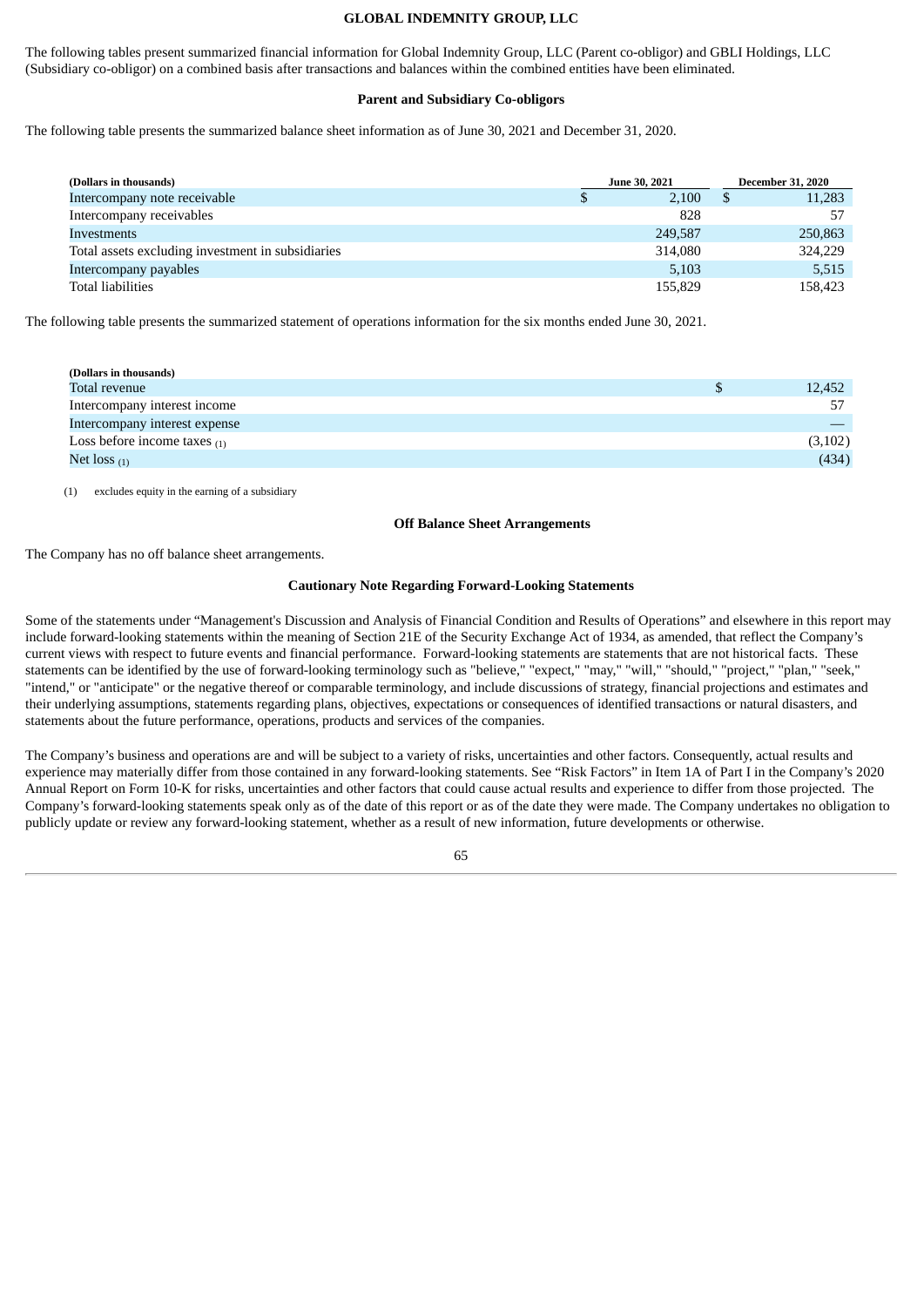The following tables present summarized financial information for Global Indemnity Group, LLC (Parent co-obligor) and GBLI Holdings, LLC (Subsidiary co-obligor) on a combined basis after transactions and balances within the combined entities have been eliminated.

**Parent and Subsidiary Co-obligors**

The following table presents the summarized balance sheet information as of June 30, 2021 and December 31, 2020.

| (Dollars in thousands) | June 30, 2021 | December 31, 2020 |
|---|---|---|
| Intercompany note receivable | $ 2,100 | $ 11,283 |
| Intercompany receivables | 828 | 57 |
| Investments | 249,587 | 250,863 |
| Total assets excluding investment in subsidiaries | 314,080 | 324,229 |
| Intercompany payables | 5,103 | 5,515 |
| Total liabilities | 155,829 | 158,423 |

The following table presents the summarized statement of operations information for the six months ended June 30, 2021.

| (Dollars in thousands) | |
|---|---|
| Total revenue | $ 12,452 |
| Intercompany interest income | 57 |
| Intercompany interest expense | — |
| Loss before income taxes (1) | (3,102) |
| Net loss (1) | (434) |

(1) excludes equity in the earning of a subsidiary

**Off Balance Sheet Arrangements**

The Company has no off balance sheet arrangements.

**Cautionary Note Regarding Forward-Looking Statements**

Some of the statements under "Management's Discussion and Analysis of Financial Condition and Results of Operations" and elsewhere in this report may include forward-looking statements within the meaning of Section 21E of the Security Exchange Act of 1934, as amended, that reflect the Company's current views with respect to future events and financial performance. Forward-looking statements are statements that are not historical facts. These statements can be identified by the use of forward-looking terminology such as "believe," "expect," "may," "will," "should," "project," "plan," "seek," "intend," or "anticipate" or the negative thereof or comparable terminology, and include discussions of strategy, financial projections and estimates and their underlying assumptions, statements regarding plans, objectives, expectations or consequences of identified transactions or natural disasters, and statements about the future performance, operations, products and services of the companies.

The Company's business and operations are and will be subject to a variety of risks, uncertainties and other factors. Consequently, actual results and experience may materially differ from those contained in any forward-looking statements. See "Risk Factors" in Item 1A of Part I in the Company's 2020 Annual Report on Form 10-K for risks, uncertainties and other factors that could cause actual results and experience to differ from those projected. The Company's forward-looking statements speak only as of the date of this report or as of the date they were made. The Company undertakes no obligation to publicly update or review any forward-looking statement, whether as a result of new information, future developments or otherwise.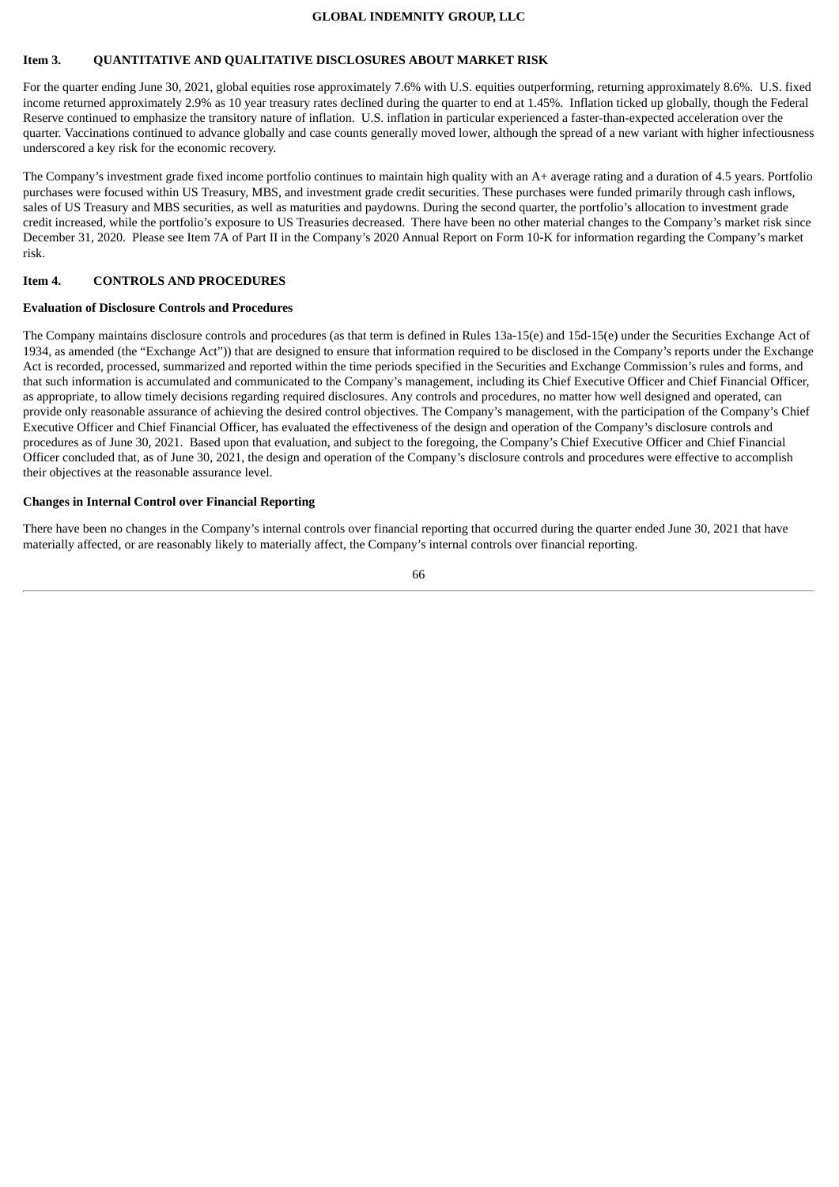## Item 3. QUANTITATIVE AND QUALITATIVE DISCLOSURES ABOUT MARKET RISK

For the quarter ending June 30, 2021, global equities rose approximately 7.6% with U.S. equities outperforming, returning approximately 8.6%. U.S. fixed income returned approximately 2.9% as 10 year treasury rates declined during the quarter to end at 1.45%. Inflation ticked up globally, though the Federal Reserve continued to emphasize the transitory nature of inflation. U.S. inflation in particular experienced a faster-than-expected acceleration over the quarter. Vaccinations continued to advance globally and case counts generally moved lower, although the spread of a new variant with higher infectiousness underscored a key risk for the economic recovery.

The Company's investment grade fixed income portfolio continues to maintain high quality with an A+ average rating and a duration of 4.5 years. Portfolio purchases were focused within US Treasury, MBS, and investment grade credit securities. These purchases were funded primarily through cash inflows, sales of US Treasury and MBS securities, as well as maturities and paydowns. During the second quarter, the portfolio's allocation to investment grade credit increased, while the portfolio's exposure to US Treasuries decreased. There have been no other material changes to the Company's market risk since December 31, 2020. Please see Item 7A of Part II in the Company's 2020 Annual Report on Form 10-K for information regarding the Company's market risk.

## Item 4. CONTROLS AND PROCEDURES

**Evaluation of Disclosure Controls and Procedures**

The Company maintains disclosure controls and procedures (as that term is defined in Rules 13a-15(e) and 15d-15(e) under the Securities Exchange Act of 1934, as amended (the "Exchange Act")) that are designed to ensure that information required to be disclosed in the Company's reports under the Exchange Act is recorded, processed, summarized and reported within the time periods specified in the Securities and Exchange Commission's rules and forms, and that such information is accumulated and communicated to the Company's management, including its Chief Executive Officer and Chief Financial Officer, as appropriate, to allow timely decisions regarding required disclosures. Any controls and procedures, no matter how well designed and operated, can provide only reasonable assurance of achieving the desired control objectives. The Company's management, with the participation of the Company's Chief Executive Officer and Chief Financial Officer, has evaluated the effectiveness of the design and operation of the Company's disclosure controls and procedures as of June 30, 2021. Based upon that evaluation, and subject to the foregoing, the Company's Chief Executive Officer and Chief Financial Officer concluded that, as of June 30, 2021, the design and operation of the Company's disclosure controls and procedures were effective to accomplish their objectives at the reasonable assurance level.

**Changes in Internal Control over Financial Reporting**

There have been no changes in the Company's internal controls over financial reporting that occurred during the quarter ended June 30, 2021 that have materially affected, or are reasonably likely to materially affect, the Company's internal controls over financial reporting.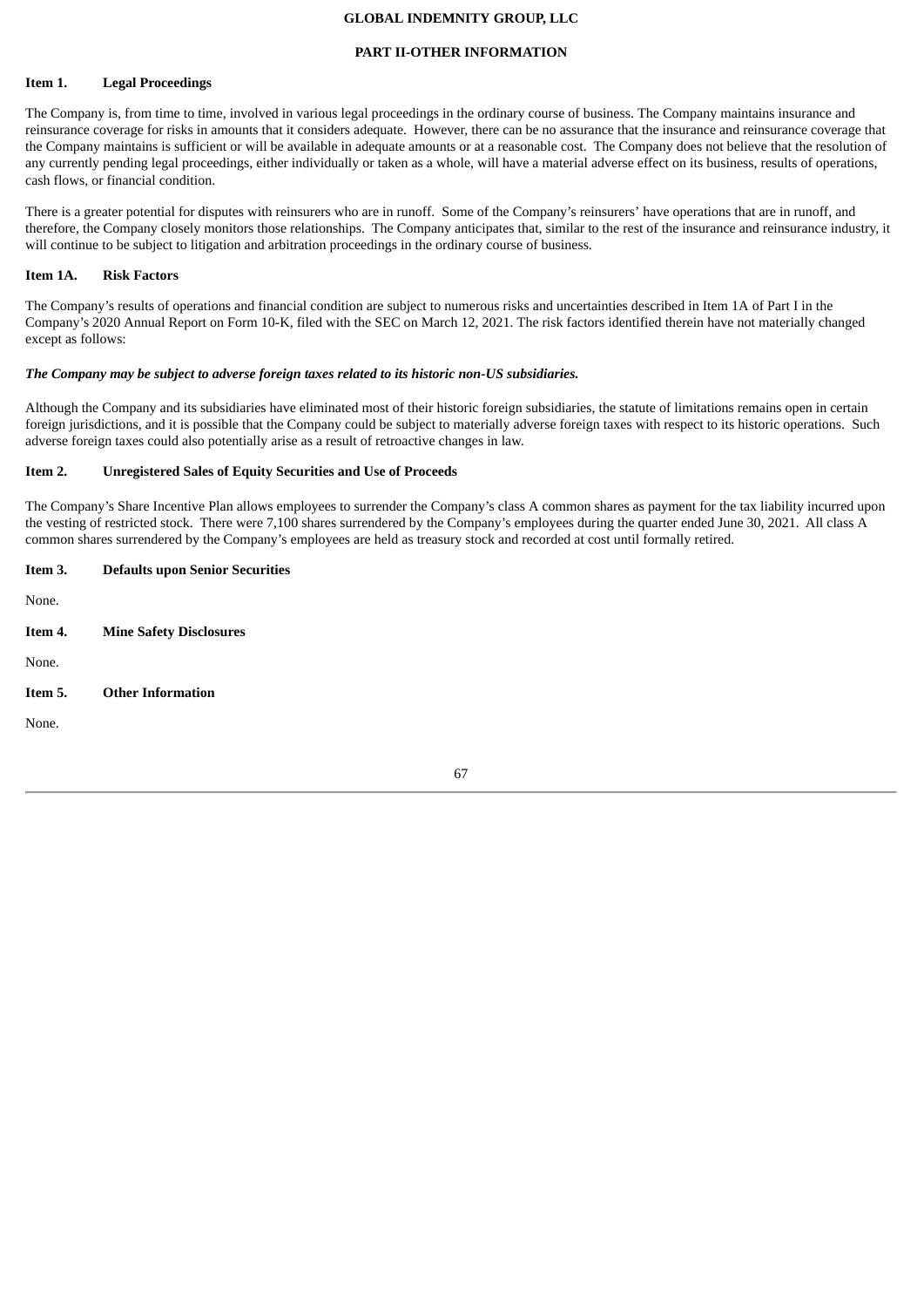**GLOBAL INDEMNITY GROUP, LLC**

**PART II-OTHER INFORMATION**

**Item 1. Legal Proceedings**

The Company is, from time to time, involved in various legal proceedings in the ordinary course of business. The Company maintains insurance and reinsurance coverage for risks in amounts that it considers adequate. However, there can be no assurance that the insurance and reinsurance coverage that the Company maintains is sufficient or will be available in adequate amounts or at a reasonable cost. The Company does not believe that the resolution of any currently pending legal proceedings, either individually or taken as a whole, will have a material adverse effect on its business, results of operations, cash flows, or financial condition.

There is a greater potential for disputes with reinsurers who are in runoff. Some of the Company's reinsurers' have operations that are in runoff, and therefore, the Company closely monitors those relationships. The Company anticipates that, similar to the rest of the insurance and reinsurance industry, it will continue to be subject to litigation and arbitration proceedings in the ordinary course of business.

**Item 1A. Risk Factors**

The Company's results of operations and financial condition are subject to numerous risks and uncertainties described in Item 1A of Part I in the Company's 2020 Annual Report on Form 10-K, filed with the SEC on March 12, 2021. The risk factors identified therein have not materially changed except as follows:

***The Company may be subject to adverse foreign taxes related to its historic non-US subsidiaries.***

Although the Company and its subsidiaries have eliminated most of their historic foreign subsidiaries, the statute of limitations remains open in certain foreign jurisdictions, and it is possible that the Company could be subject to materially adverse foreign taxes with respect to its historic operations. Such adverse foreign taxes could also potentially arise as a result of retroactive changes in law.

**Item 2. Unregistered Sales of Equity Securities and Use of Proceeds**

The Company's Share Incentive Plan allows employees to surrender the Company's class A common shares as payment for the tax liability incurred upon the vesting of restricted stock. There were 7,100 shares surrendered by the Company's employees during the quarter ended June 30, 2021. All class A common shares surrendered by the Company's employees are held as treasury stock and recorded at cost until formally retired.

**Item 3. Defaults upon Senior Securities**

None.

**Item 4. Mine Safety Disclosures**

None.

**Item 5. Other Information**

None.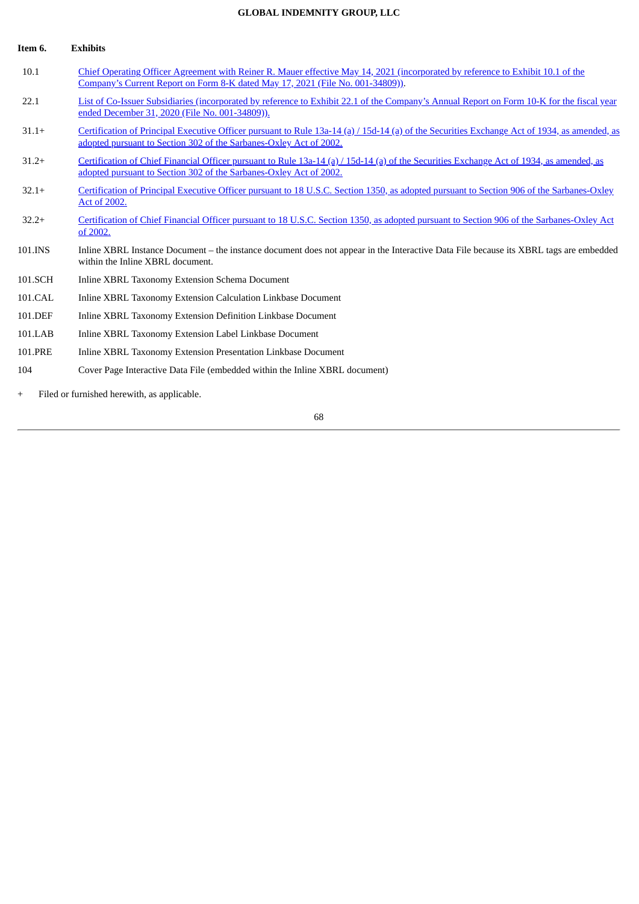## Item 6. Exhibits

| | |
|---|---|
| 10.1 | Chief Operating Officer Agreement with Reiner R. Mauer effective May 14, 2021 (incorporated by reference to Exhibit 10.1 of the Company's Current Report on Form 8-K dated May 17, 2021 (File No. 001-34809)). |
| 22.1 | List of Co-Issuer Subsidiaries (incorporated by reference to Exhibit 22.1 of the Company's Annual Report on Form 10-K for the fiscal year ended December 31, 2020 (File No. 001-34809)). |
| 31.1+ | Certification of Principal Executive Officer pursuant to Rule 13a-14 (a) / 15d-14 (a) of the Securities Exchange Act of 1934, as amended, as adopted pursuant to Section 302 of the Sarbanes-Oxley Act of 2002. |
| 31.2+ | Certification of Chief Financial Officer pursuant to Rule 13a-14 (a) / 15d-14 (a) of the Securities Exchange Act of 1934, as amended, as adopted pursuant to Section 302 of the Sarbanes-Oxley Act of 2002. |
| 32.1+ | Certification of Principal Executive Officer pursuant to 18 U.S.C. Section 1350, as adopted pursuant to Section 906 of the Sarbanes-Oxley Act of 2002. |
| 32.2+ | Certification of Chief Financial Officer pursuant to 18 U.S.C. Section 1350, as adopted pursuant to Section 906 of the Sarbanes-Oxley Act of 2002. |
| 101.INS | Inline XBRL Instance Document – the instance document does not appear in the Interactive Data File because its XBRL tags are embedded within the Inline XBRL document. |
| 101.SCH | Inline XBRL Taxonomy Extension Schema Document |
| 101.CAL | Inline XBRL Taxonomy Extension Calculation Linkbase Document |
| 101.DEF | Inline XBRL Taxonomy Extension Definition Linkbase Document |
| 101.LAB | Inline XBRL Taxonomy Extension Label Linkbase Document |
| 101.PRE | Inline XBRL Taxonomy Extension Presentation Linkbase Document |
| 104 | Cover Page Interactive Data File (embedded within the Inline XBRL document) |

+ Filed or furnished herewith, as applicable.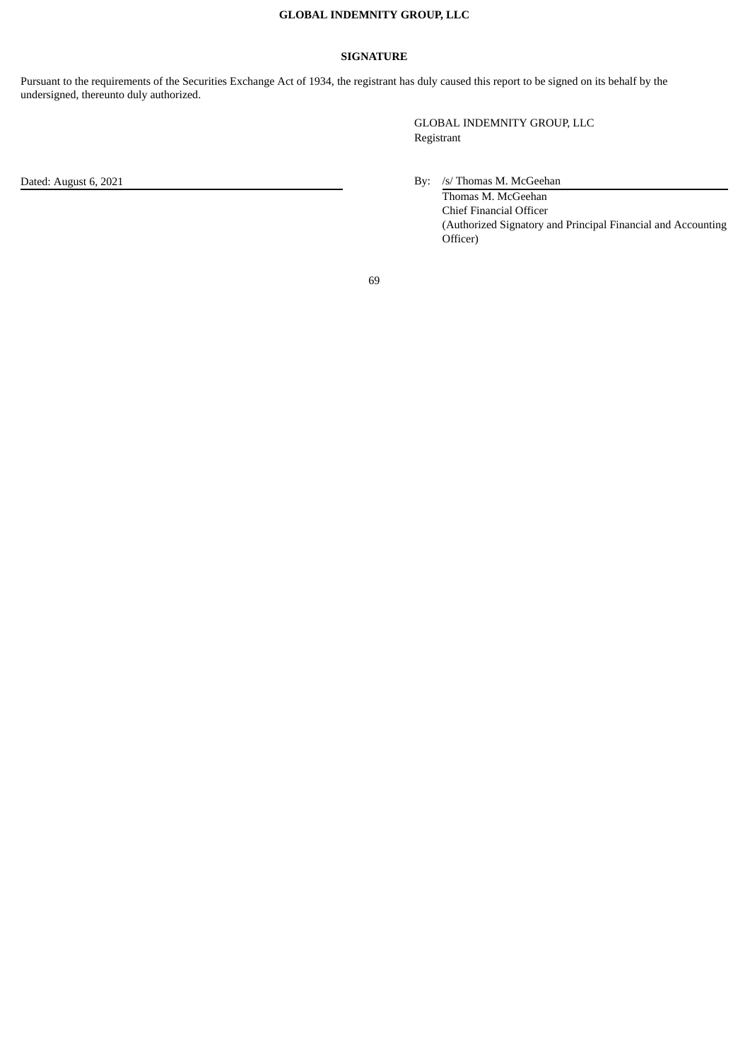**GLOBAL INDEMNITY GROUP, LLC**

## SIGNATURE

Pursuant to the requirements of the Securities Exchange Act of 1934, the registrant has duly caused this report to be signed on its behalf by the undersigned, thereunto duly authorized.

GLOBAL INDEMNITY GROUP, LLC
Registrant

Dated: August 6, 2021

By: /s/ Thomas M. McGeehan
Thomas M. McGeehan
Chief Financial Officer
(Authorized Signatory and Principal Financial and Accounting Officer)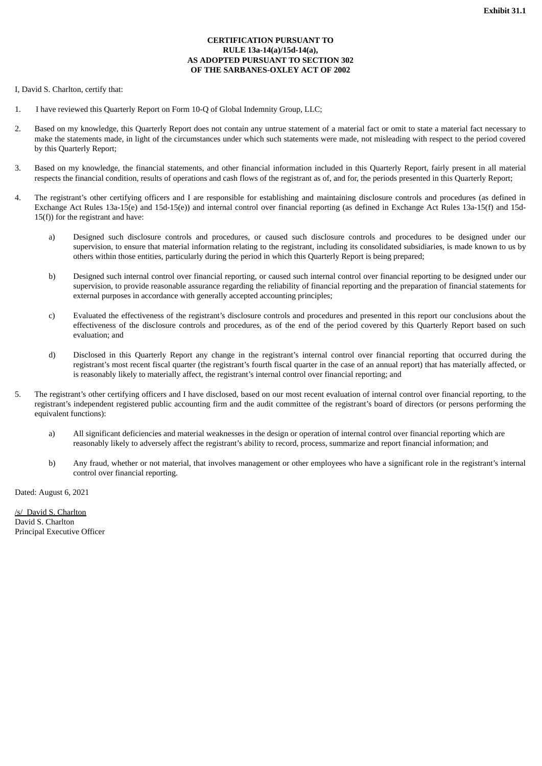**Exhibit 31.1**

**CERTIFICATION PURSUANT TO**
**RULE 13a-14(a)/15d-14(a),**
**AS ADOPTED PURSUANT TO SECTION 302**
**OF THE SARBANES-OXLEY ACT OF 2002**

I, David S. Charlton, certify that:

1. I have reviewed this Quarterly Report on Form 10-Q of Global Indemnity Group, LLC;

2. Based on my knowledge, this Quarterly Report does not contain any untrue statement of a material fact or omit to state a material fact necessary to make the statements made, in light of the circumstances under which such statements were made, not misleading with respect to the period covered by this Quarterly Report;

3. Based on my knowledge, the financial statements, and other financial information included in this Quarterly Report, fairly present in all material respects the financial condition, results of operations and cash flows of the registrant as of, and for, the periods presented in this Quarterly Report;

4. The registrant's other certifying officers and I are responsible for establishing and maintaining disclosure controls and procedures (as defined in Exchange Act Rules 13a-15(e) and 15d-15(e)) and internal control over financial reporting (as defined in Exchange Act Rules 13a-15(f) and 15d-15(f)) for the registrant and have:

   a) Designed such disclosure controls and procedures, or caused such disclosure controls and procedures to be designed under our supervision, to ensure that material information relating to the registrant, including its consolidated subsidiaries, is made known to us by others within those entities, particularly during the period in which this Quarterly Report is being prepared;

   b) Designed such internal control over financial reporting, or caused such internal control over financial reporting to be designed under our supervision, to provide reasonable assurance regarding the reliability of financial reporting and the preparation of financial statements for external purposes in accordance with generally accepted accounting principles;

   c) Evaluated the effectiveness of the registrant's disclosure controls and procedures and presented in this report our conclusions about the effectiveness of the disclosure controls and procedures, as of the end of the period covered by this Quarterly Report based on such evaluation; and

   d) Disclosed in this Quarterly Report any change in the registrant's internal control over financial reporting that occurred during the registrant's most recent fiscal quarter (the registrant's fourth fiscal quarter in the case of an annual report) that has materially affected, or is reasonably likely to materially affect, the registrant's internal control over financial reporting; and

5. The registrant's other certifying officers and I have disclosed, based on our most recent evaluation of internal control over financial reporting, to the registrant's independent registered public accounting firm and the audit committee of the registrant's board of directors (or persons performing the equivalent functions):

   a) All significant deficiencies and material weaknesses in the design or operation of internal control over financial reporting which are reasonably likely to adversely affect the registrant's ability to record, process, summarize and report financial information; and

   b) Any fraud, whether or not material, that involves management or other employees who have a significant role in the registrant's internal control over financial reporting.

Dated: August 6, 2021

/s/ David S. Charlton
David S. Charlton
Principal Executive Officer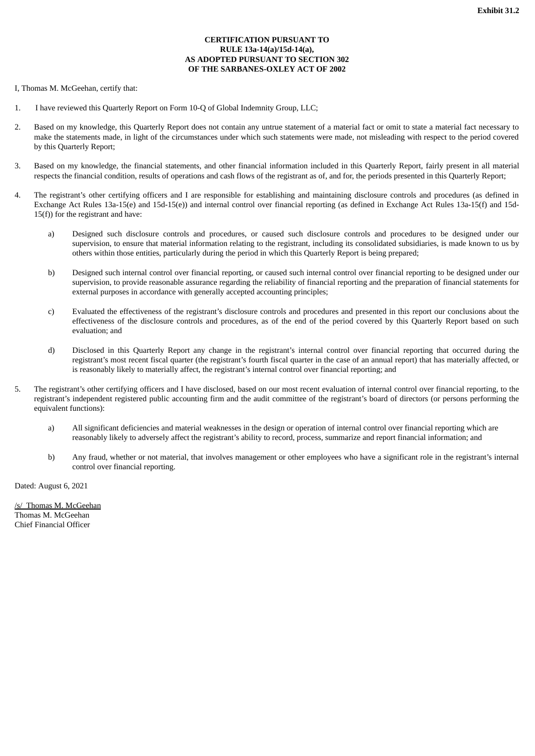**Exhibit 31.2**

**CERTIFICATION PURSUANT TO RULE 13a-14(a)/15d-14(a), AS ADOPTED PURSUANT TO SECTION 302 OF THE SARBANES-OXLEY ACT OF 2002**

I, Thomas M. McGeehan, certify that:

1. I have reviewed this Quarterly Report on Form 10-Q of Global Indemnity Group, LLC;

2. Based on my knowledge, this Quarterly Report does not contain any untrue statement of a material fact or omit to state a material fact necessary to make the statements made, in light of the circumstances under which such statements were made, not misleading with respect to the period covered by this Quarterly Report;

3. Based on my knowledge, the financial statements, and other financial information included in this Quarterly Report, fairly present in all material respects the financial condition, results of operations and cash flows of the registrant as of, and for, the periods presented in this Quarterly Report;

4. The registrant's other certifying officers and I are responsible for establishing and maintaining disclosure controls and procedures (as defined in Exchange Act Rules 13a-15(e) and 15d-15(e)) and internal control over financial reporting (as defined in Exchange Act Rules 13a-15(f) and 15d-15(f)) for the registrant and have:

   a) Designed such disclosure controls and procedures, or caused such disclosure controls and procedures to be designed under our supervision, to ensure that material information relating to the registrant, including its consolidated subsidiaries, is made known to us by others within those entities, particularly during the period in which this Quarterly Report is being prepared;

   b) Designed such internal control over financial reporting, or caused such internal control over financial reporting to be designed under our supervision, to provide reasonable assurance regarding the reliability of financial reporting and the preparation of financial statements for external purposes in accordance with generally accepted accounting principles;

   c) Evaluated the effectiveness of the registrant's disclosure controls and procedures and presented in this report our conclusions about the effectiveness of the disclosure controls and procedures, as of the end of the period covered by this Quarterly Report based on such evaluation; and

   d) Disclosed in this Quarterly Report any change in the registrant's internal control over financial reporting that occurred during the registrant's most recent fiscal quarter (the registrant's fourth fiscal quarter in the case of an annual report) that has materially affected, or is reasonably likely to materially affect, the registrant's internal control over financial reporting; and

5. The registrant's other certifying officers and I have disclosed, based on our most recent evaluation of internal control over financial reporting, to the registrant's independent registered public accounting firm and the audit committee of the registrant's board of directors (or persons performing the equivalent functions):

   a) All significant deficiencies and material weaknesses in the design or operation of internal control over financial reporting which are reasonably likely to adversely affect the registrant's ability to record, process, summarize and report financial information; and

   b) Any fraud, whether or not material, that involves management or other employees who have a significant role in the registrant's internal control over financial reporting.

Dated: August 6, 2021

/s/ Thomas M. McGeehan
Thomas M. McGeehan
Chief Financial Officer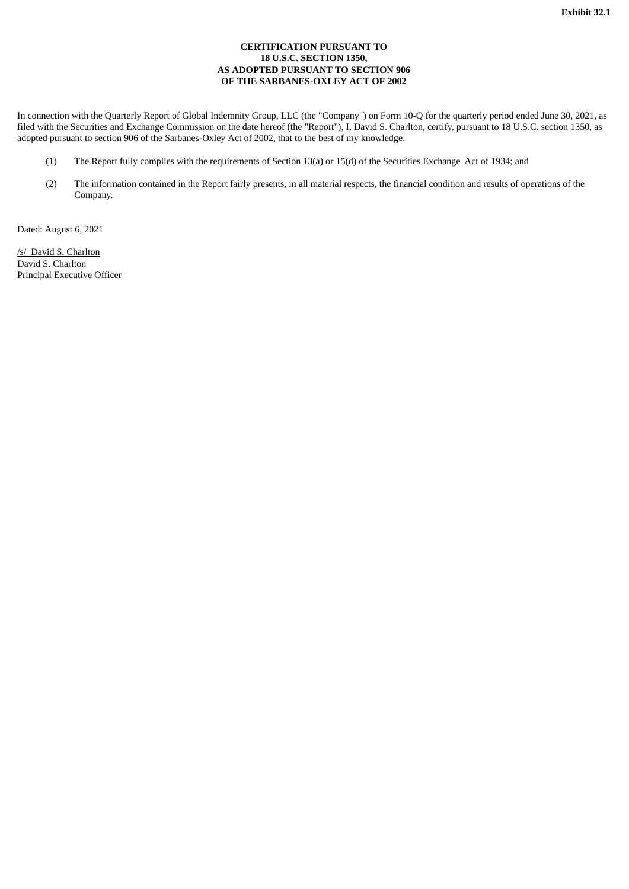**Exhibit 32.1**

**CERTIFICATION PURSUANT TO
18 U.S.C. SECTION 1350,
AS ADOPTED PURSUANT TO SECTION 906
OF THE SARBANES-OXLEY ACT OF 2002**

In connection with the Quarterly Report of Global Indemnity Group, LLC (the "Company") on Form 10-Q for the quarterly period ended June 30, 2021, as filed with the Securities and Exchange Commission on the date hereof (the "Report"), I, David S. Charlton, certify, pursuant to 18 U.S.C. section 1350, as adopted pursuant to section 906 of the Sarbanes-Oxley Act of 2002, that to the best of my knowledge:

(1) The Report fully complies with the requirements of Section 13(a) or 15(d) of the Securities Exchange Act of 1934; and

(2) The information contained in the Report fairly presents, in all material respects, the financial condition and results of operations of the Company.

Dated: August 6, 2021

/s/ David S. Charlton
David S. Charlton
Principal Executive Officer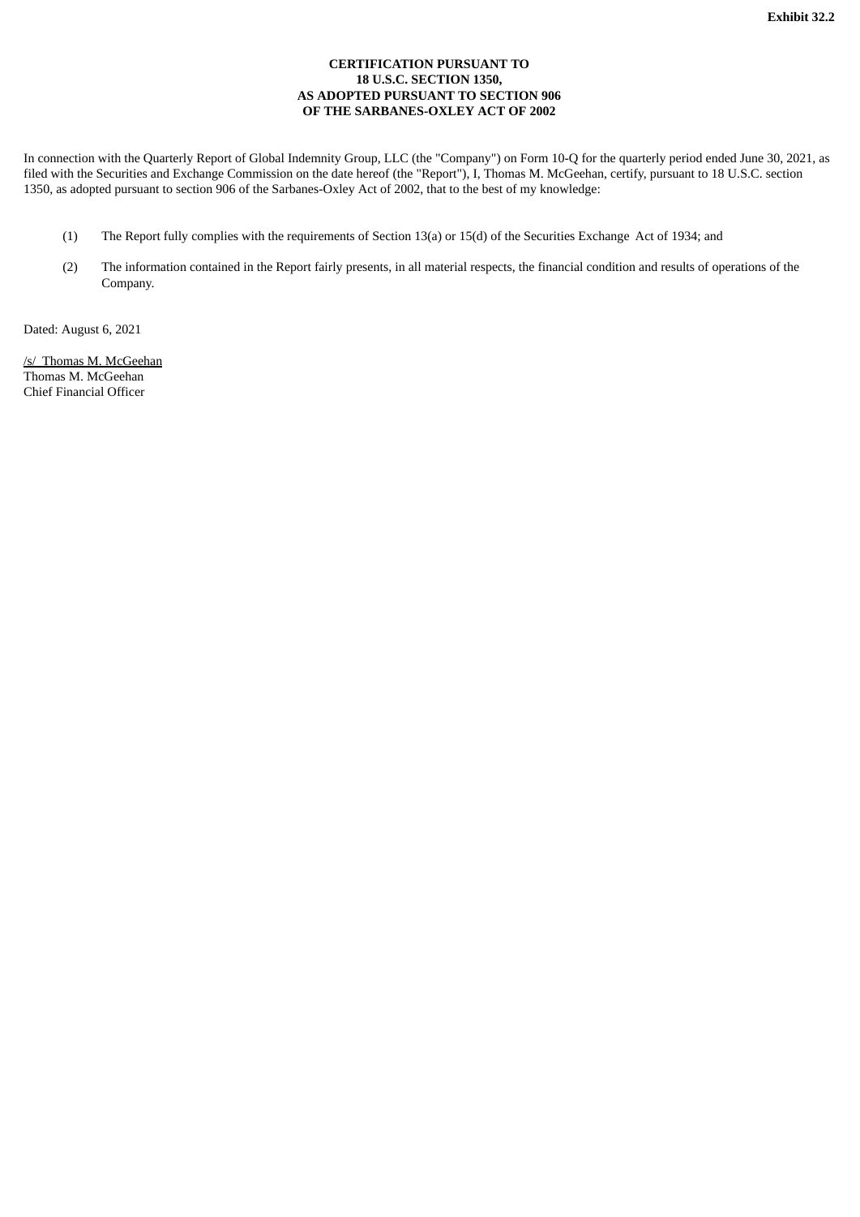**Exhibit 32.2**

**CERTIFICATION PURSUANT TO**
**18 U.S.C. SECTION 1350,**
**AS ADOPTED PURSUANT TO SECTION 906**
**OF THE SARBANES-OXLEY ACT OF 2002**

In connection with the Quarterly Report of Global Indemnity Group, LLC (the "Company") on Form 10-Q for the quarterly period ended June 30, 2021, as filed with the Securities and Exchange Commission on the date hereof (the "Report"), I, Thomas M. McGeehan, certify, pursuant to 18 U.S.C. section 1350, as adopted pursuant to section 906 of the Sarbanes-Oxley Act of 2002, that to the best of my knowledge:

(1) The Report fully complies with the requirements of Section 13(a) or 15(d) of the Securities Exchange Act of 1934; and

(2) The information contained in the Report fairly presents, in all material respects, the financial condition and results of operations of the Company.

Dated: August 6, 2021

/s/ Thomas M. McGeehan
Thomas M. McGeehan
Chief Financial Officer